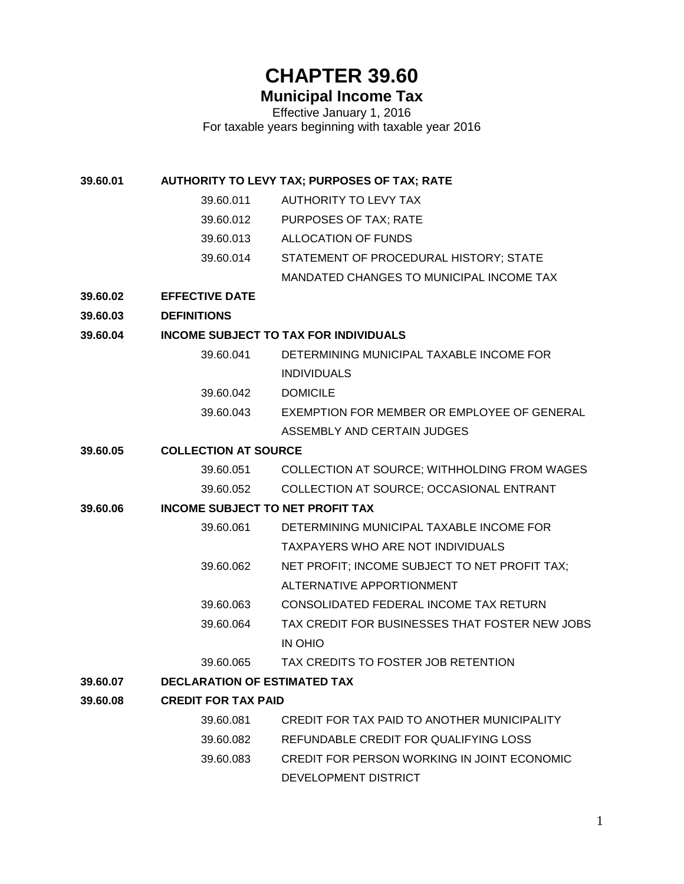# CHAPTER 39.60

## Municipal Income Tax

Effective January 1, 2016
For taxable years beginning with taxable year 2016

**39.60.01 AUTHORITY TO LEVY TAX; PURPOSES OF TAX; RATE**

- 39.60.011 AUTHORITY TO LEVY TAX
- 39.60.012 PURPOSES OF TAX; RATE
- 39.60.013 ALLOCATION OF FUNDS
- 39.60.014 STATEMENT OF PROCEDURAL HISTORY; STATE MANDATED CHANGES TO MUNICIPAL INCOME TAX

**39.60.02 EFFECTIVE DATE**

**39.60.03 DEFINITIONS**

**39.60.04 INCOME SUBJECT TO TAX FOR INDIVIDUALS**

- 39.60.041 DETERMINING MUNICIPAL TAXABLE INCOME FOR INDIVIDUALS
- 39.60.042 DOMICILE
- 39.60.043 EXEMPTION FOR MEMBER OR EMPLOYEE OF GENERAL ASSEMBLY AND CERTAIN JUDGES

**39.60.05 COLLECTION AT SOURCE**

- 39.60.051 COLLECTION AT SOURCE; WITHHOLDING FROM WAGES
- 39.60.052 COLLECTION AT SOURCE; OCCASIONAL ENTRANT

**39.60.06 INCOME SUBJECT TO NET PROFIT TAX**

- 39.60.061 DETERMINING MUNICIPAL TAXABLE INCOME FOR TAXPAYERS WHO ARE NOT INDIVIDUALS
- 39.60.062 NET PROFIT; INCOME SUBJECT TO NET PROFIT TAX; ALTERNATIVE APPORTIONMENT
- 39.60.063 CONSOLIDATED FEDERAL INCOME TAX RETURN
- 39.60.064 TAX CREDIT FOR BUSINESSES THAT FOSTER NEW JOBS IN OHIO
- 39.60.065 TAX CREDITS TO FOSTER JOB RETENTION

**39.60.07 DECLARATION OF ESTIMATED TAX**

**39.60.08 CREDIT FOR TAX PAID**

- 39.60.081 CREDIT FOR TAX PAID TO ANOTHER MUNICIPALITY
- 39.60.082 REFUNDABLE CREDIT FOR QUALIFYING LOSS
- 39.60.083 CREDIT FOR PERSON WORKING IN JOINT ECONOMIC DEVELOPMENT DISTRICT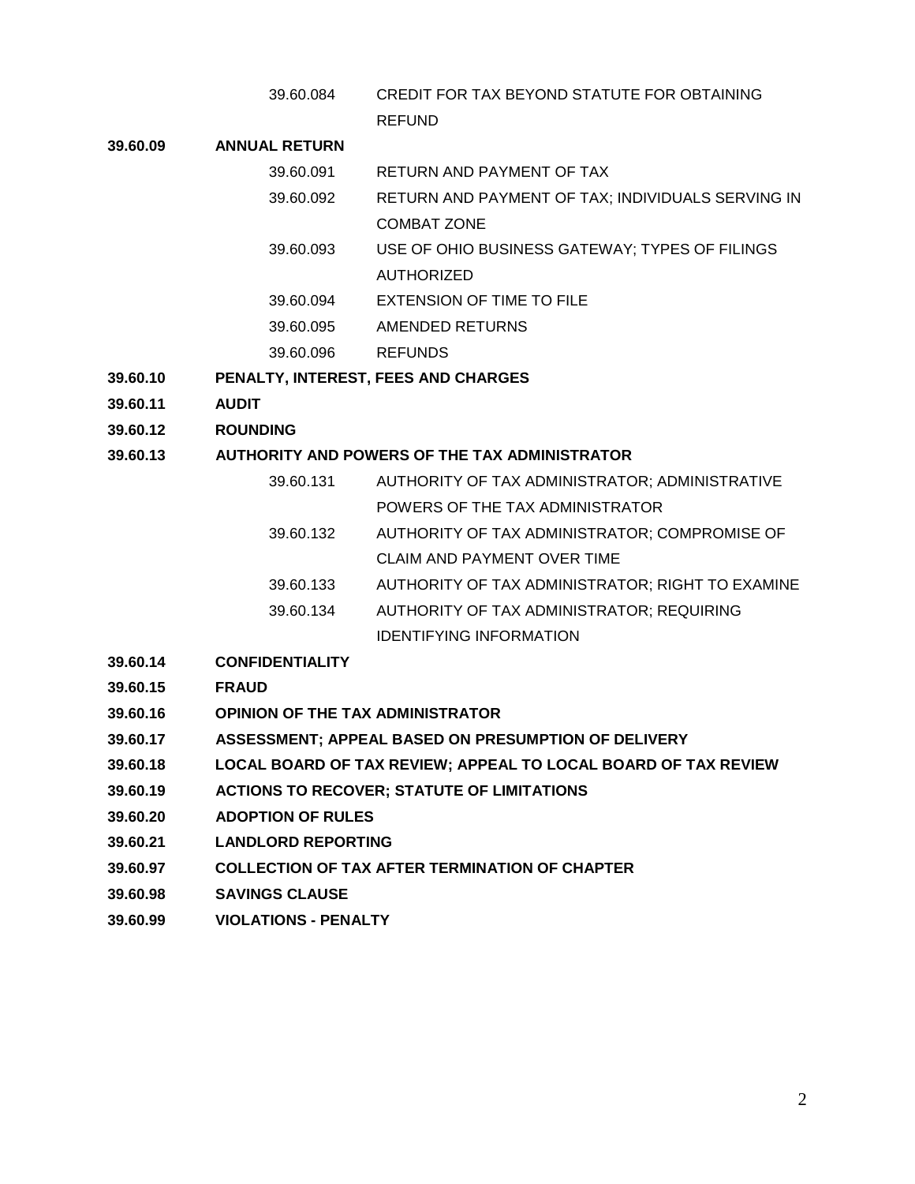| | | |
|---|---|---|
| | 39.60.084 | CREDIT FOR TAX BEYOND STATUTE FOR OBTAINING REFUND |
| **39.60.09** | **ANNUAL RETURN** | |
| | 39.60.091 | RETURN AND PAYMENT OF TAX |
| | 39.60.092 | RETURN AND PAYMENT OF TAX; INDIVIDUALS SERVING IN COMBAT ZONE |
| | 39.60.093 | USE OF OHIO BUSINESS GATEWAY; TYPES OF FILINGS AUTHORIZED |
| | 39.60.094 | EXTENSION OF TIME TO FILE |
| | 39.60.095 | AMENDED RETURNS |
| | 39.60.096 | REFUNDS |
| **39.60.10** | **PENALTY, INTEREST, FEES AND CHARGES** | |
| **39.60.11** | **AUDIT** | |
| **39.60.12** | **ROUNDING** | |
| **39.60.13** | **AUTHORITY AND POWERS OF THE TAX ADMINISTRATOR** | |
| | 39.60.131 | AUTHORITY OF TAX ADMINISTRATOR; ADMINISTRATIVE POWERS OF THE TAX ADMINISTRATOR |
| | 39.60.132 | AUTHORITY OF TAX ADMINISTRATOR; COMPROMISE OF CLAIM AND PAYMENT OVER TIME |
| | 39.60.133 | AUTHORITY OF TAX ADMINISTRATOR; RIGHT TO EXAMINE |
| | 39.60.134 | AUTHORITY OF TAX ADMINISTRATOR; REQUIRING IDENTIFYING INFORMATION |
| **39.60.14** | **CONFIDENTIALITY** | |
| **39.60.15** | **FRAUD** | |
| **39.60.16** | **OPINION OF THE TAX ADMINISTRATOR** | |
| **39.60.17** | **ASSESSMENT; APPEAL BASED ON PRESUMPTION OF DELIVERY** | |
| **39.60.18** | **LOCAL BOARD OF TAX REVIEW; APPEAL TO LOCAL BOARD OF TAX REVIEW** | |
| **39.60.19** | **ACTIONS TO RECOVER; STATUTE OF LIMITATIONS** | |
| **39.60.20** | **ADOPTION OF RULES** | |
| **39.60.21** | **LANDLORD REPORTING** | |
| **39.60.97** | **COLLECTION OF TAX AFTER TERMINATION OF CHAPTER** | |
| **39.60.98** | **SAVINGS CLAUSE** | |
| **39.60.99** | **VIOLATIONS - PENALTY** | |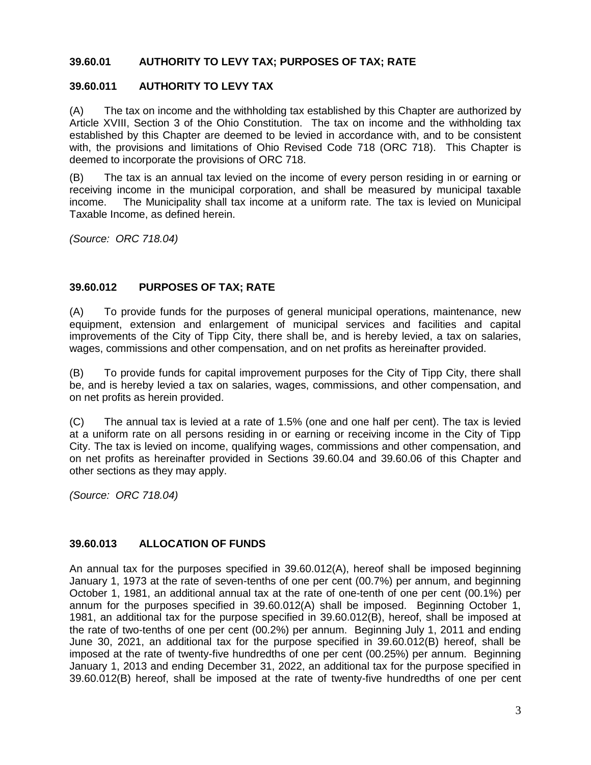### 39.60.01 AUTHORITY TO LEVY TAX; PURPOSES OF TAX; RATE

### 39.60.011 AUTHORITY TO LEVY TAX

(A) The tax on income and the withholding tax established by this Chapter are authorized by Article XVIII, Section 3 of the Ohio Constitution. The tax on income and the withholding tax established by this Chapter are deemed to be levied in accordance with, and to be consistent with, the provisions and limitations of Ohio Revised Code 718 (ORC 718). This Chapter is deemed to incorporate the provisions of ORC 718.

(B) The tax is an annual tax levied on the income of every person residing in or earning or receiving income in the municipal corporation, and shall be measured by municipal taxable income. The Municipality shall tax income at a uniform rate. The tax is levied on Municipal Taxable Income, as defined herein.

*(Source: ORC 718.04)*

### 39.60.012 PURPOSES OF TAX; RATE

(A) To provide funds for the purposes of general municipal operations, maintenance, new equipment, extension and enlargement of municipal services and facilities and capital improvements of the City of Tipp City, there shall be, and is hereby levied, a tax on salaries, wages, commissions and other compensation, and on net profits as hereinafter provided.

(B) To provide funds for capital improvement purposes for the City of Tipp City, there shall be, and is hereby levied a tax on salaries, wages, commissions, and other compensation, and on net profits as herein provided.

(C) The annual tax is levied at a rate of 1.5% (one and one half per cent). The tax is levied at a uniform rate on all persons residing in or earning or receiving income in the City of Tipp City. The tax is levied on income, qualifying wages, commissions and other compensation, and on net profits as hereinafter provided in Sections 39.60.04 and 39.60.06 of this Chapter and other sections as they may apply.

*(Source: ORC 718.04)*

### 39.60.013 ALLOCATION OF FUNDS

An annual tax for the purposes specified in 39.60.012(A), hereof shall be imposed beginning January 1, 1973 at the rate of seven-tenths of one per cent (00.7%) per annum, and beginning October 1, 1981, an additional annual tax at the rate of one-tenth of one per cent (00.1%) per annum for the purposes specified in 39.60.012(A) shall be imposed. Beginning October 1, 1981, an additional tax for the purpose specified in 39.60.012(B), hereof, shall be imposed at the rate of two-tenths of one per cent (00.2%) per annum. Beginning July 1, 2011 and ending June 30, 2021, an additional tax for the purpose specified in 39.60.012(B) hereof, shall be imposed at the rate of twenty-five hundredths of one per cent (00.25%) per annum. Beginning January 1, 2013 and ending December 31, 2022, an additional tax for the purpose specified in 39.60.012(B) hereof, shall be imposed at the rate of twenty-five hundredths of one per cent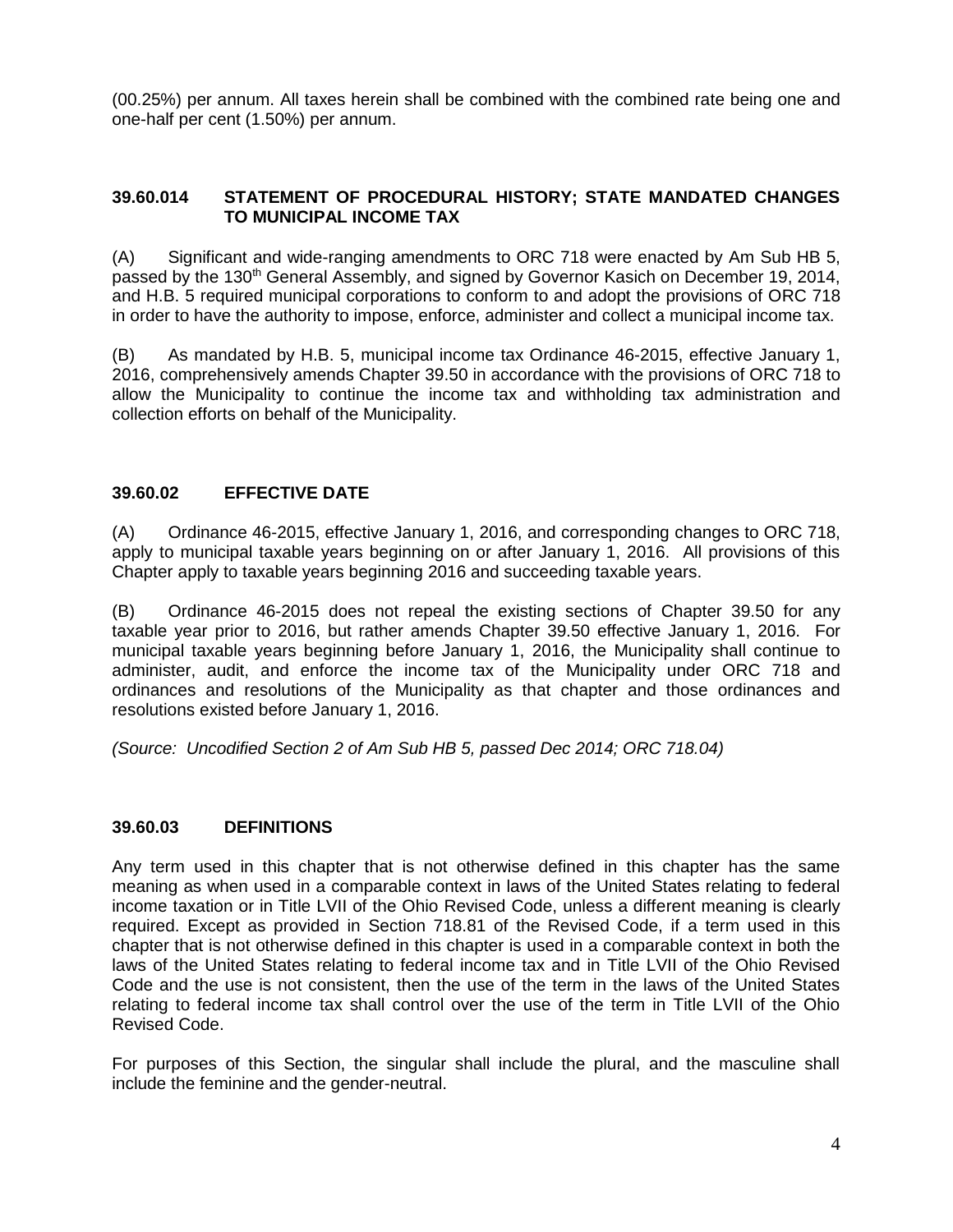(00.25%) per annum. All taxes herein shall be combined with the combined rate being one and one-half per cent (1.50%) per annum.

### 39.60.014 STATEMENT OF PROCEDURAL HISTORY; STATE MANDATED CHANGES TO MUNICIPAL INCOME TAX

(A) Significant and wide-ranging amendments to ORC 718 were enacted by Am Sub HB 5, passed by the 130th General Assembly, and signed by Governor Kasich on December 19, 2014, and H.B. 5 required municipal corporations to conform to and adopt the provisions of ORC 718 in order to have the authority to impose, enforce, administer and collect a municipal income tax.

(B) As mandated by H.B. 5, municipal income tax Ordinance 46-2015, effective January 1, 2016, comprehensively amends Chapter 39.50 in accordance with the provisions of ORC 718 to allow the Municipality to continue the income tax and withholding tax administration and collection efforts on behalf of the Municipality.

### 39.60.02 EFFECTIVE DATE

(A) Ordinance 46-2015, effective January 1, 2016, and corresponding changes to ORC 718, apply to municipal taxable years beginning on or after January 1, 2016. All provisions of this Chapter apply to taxable years beginning 2016 and succeeding taxable years.

(B) Ordinance 46-2015 does not repeal the existing sections of Chapter 39.50 for any taxable year prior to 2016, but rather amends Chapter 39.50 effective January 1, 2016. For municipal taxable years beginning before January 1, 2016, the Municipality shall continue to administer, audit, and enforce the income tax of the Municipality under ORC 718 and ordinances and resolutions of the Municipality as that chapter and those ordinances and resolutions existed before January 1, 2016.

*(Source: Uncodified Section 2 of Am Sub HB 5, passed Dec 2014; ORC 718.04)*

### 39.60.03 DEFINITIONS

Any term used in this chapter that is not otherwise defined in this chapter has the same meaning as when used in a comparable context in laws of the United States relating to federal income taxation or in Title LVII of the Ohio Revised Code, unless a different meaning is clearly required. Except as provided in Section 718.81 of the Revised Code, if a term used in this chapter that is not otherwise defined in this chapter is used in a comparable context in both the laws of the United States relating to federal income tax and in Title LVII of the Ohio Revised Code and the use is not consistent, then the use of the term in the laws of the United States relating to federal income tax shall control over the use of the term in Title LVII of the Ohio Revised Code.

For purposes of this Section, the singular shall include the plural, and the masculine shall include the feminine and the gender-neutral.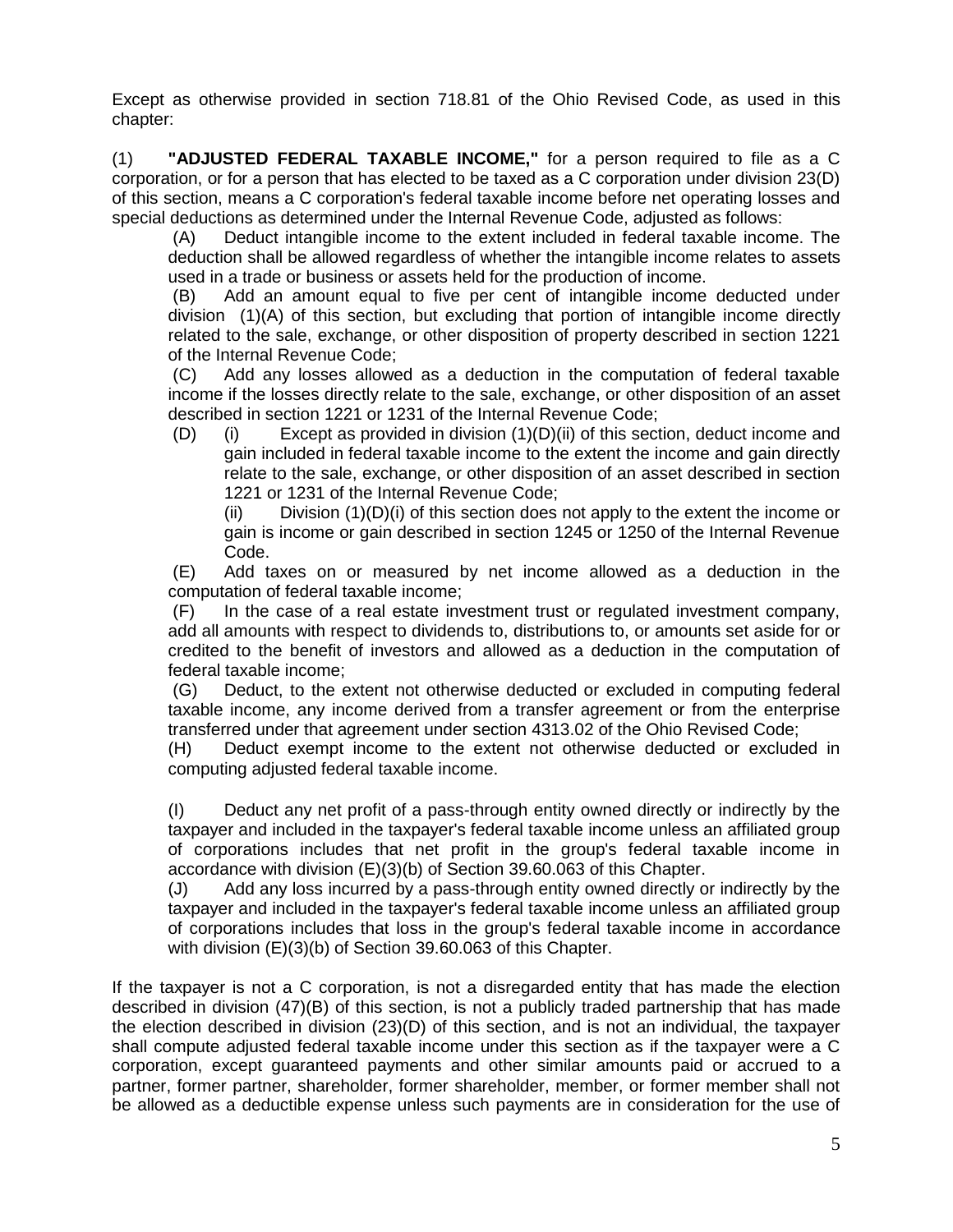Except as otherwise provided in section 718.81 of the Ohio Revised Code, as used in this chapter:

(1) **"ADJUSTED FEDERAL TAXABLE INCOME,"** for a person required to file as a C corporation, or for a person that has elected to be taxed as a C corporation under division 23(D) of this section, means a C corporation's federal taxable income before net operating losses and special deductions as determined under the Internal Revenue Code, adjusted as follows:

(A) Deduct intangible income to the extent included in federal taxable income. The deduction shall be allowed regardless of whether the intangible income relates to assets used in a trade or business or assets held for the production of income.

(B) Add an amount equal to five per cent of intangible income deducted under division (1)(A) of this section, but excluding that portion of intangible income directly related to the sale, exchange, or other disposition of property described in section 1221 of the Internal Revenue Code;

(C) Add any losses allowed as a deduction in the computation of federal taxable income if the losses directly relate to the sale, exchange, or other disposition of an asset described in section 1221 or 1231 of the Internal Revenue Code;

(D) (i) Except as provided in division (1)(D)(ii) of this section, deduct income and gain included in federal taxable income to the extent the income and gain directly relate to the sale, exchange, or other disposition of an asset described in section 1221 or 1231 of the Internal Revenue Code;

(ii) Division (1)(D)(i) of this section does not apply to the extent the income or gain is income or gain described in section 1245 or 1250 of the Internal Revenue Code.

(E) Add taxes on or measured by net income allowed as a deduction in the computation of federal taxable income;

(F) In the case of a real estate investment trust or regulated investment company, add all amounts with respect to dividends to, distributions to, or amounts set aside for or credited to the benefit of investors and allowed as a deduction in the computation of federal taxable income;

(G) Deduct, to the extent not otherwise deducted or excluded in computing federal taxable income, any income derived from a transfer agreement or from the enterprise transferred under that agreement under section 4313.02 of the Ohio Revised Code;

(H) Deduct exempt income to the extent not otherwise deducted or excluded in computing adjusted federal taxable income.

(I) Deduct any net profit of a pass-through entity owned directly or indirectly by the taxpayer and included in the taxpayer's federal taxable income unless an affiliated group of corporations includes that net profit in the group's federal taxable income in accordance with division (E)(3)(b) of Section 39.60.063 of this Chapter.

(J) Add any loss incurred by a pass-through entity owned directly or indirectly by the taxpayer and included in the taxpayer's federal taxable income unless an affiliated group of corporations includes that loss in the group's federal taxable income in accordance with division (E)(3)(b) of Section 39.60.063 of this Chapter.

If the taxpayer is not a C corporation, is not a disregarded entity that has made the election described in division (47)(B) of this section, is not a publicly traded partnership that has made the election described in division (23)(D) of this section, and is not an individual, the taxpayer shall compute adjusted federal taxable income under this section as if the taxpayer were a C corporation, except guaranteed payments and other similar amounts paid or accrued to a partner, former partner, shareholder, former shareholder, member, or former member shall not be allowed as a deductible expense unless such payments are in consideration for the use of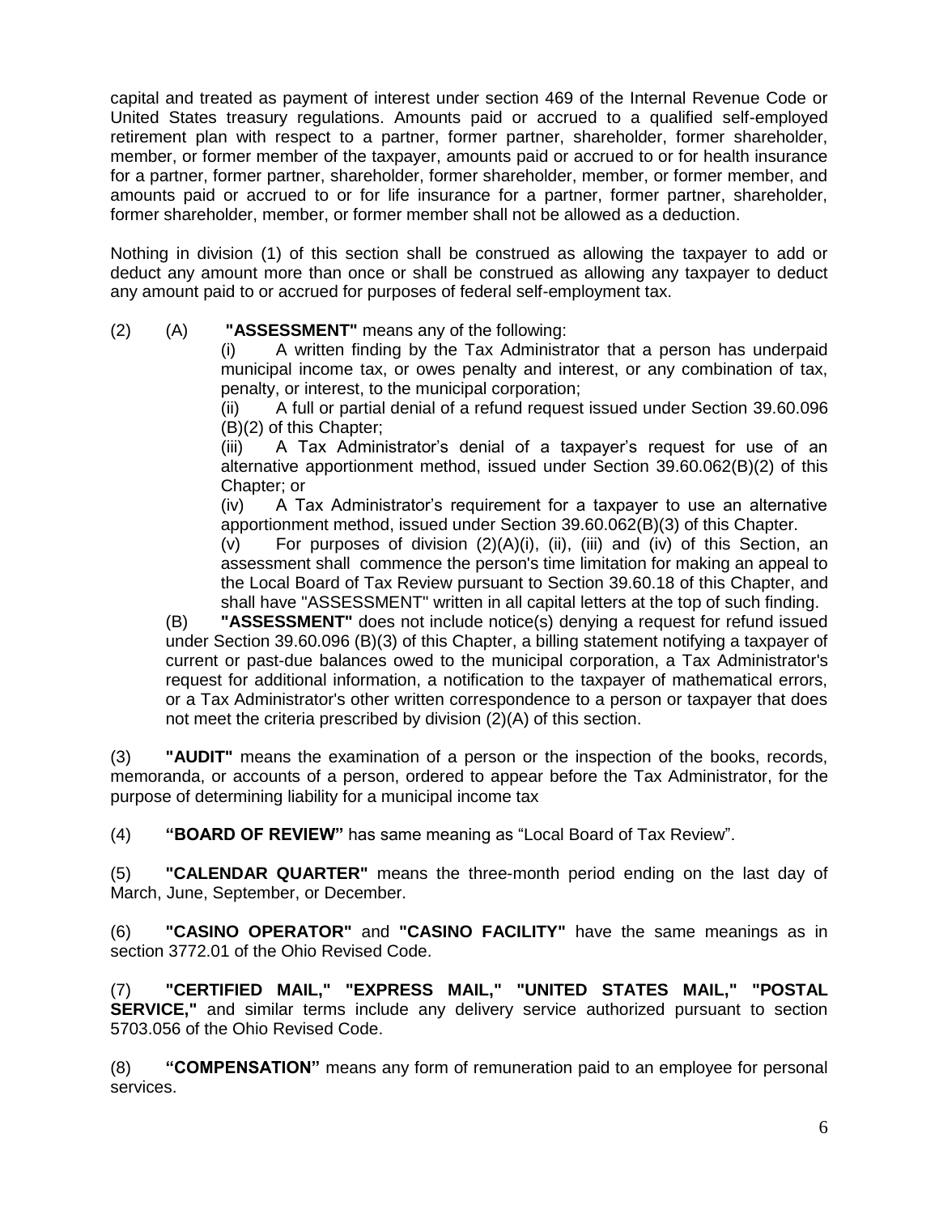capital and treated as payment of interest under section 469 of the Internal Revenue Code or United States treasury regulations. Amounts paid or accrued to a qualified self-employed retirement plan with respect to a partner, former partner, shareholder, former shareholder, member, or former member of the taxpayer, amounts paid or accrued to or for health insurance for a partner, former partner, shareholder, former shareholder, member, or former member, and amounts paid or accrued to or for life insurance for a partner, former partner, shareholder, former shareholder, member, or former member shall not be allowed as a deduction.

Nothing in division (1) of this section shall be construed as allowing the taxpayer to add or deduct any amount more than once or shall be construed as allowing any taxpayer to deduct any amount paid to or accrued for purposes of federal self-employment tax.

(2) (A) **"ASSESSMENT"** means any of the following:

(i) A written finding by the Tax Administrator that a person has underpaid municipal income tax, or owes penalty and interest, or any combination of tax, penalty, or interest, to the municipal corporation;

(ii) A full or partial denial of a refund request issued under Section 39.60.096 (B)(2) of this Chapter;

(iii) A Tax Administrator's denial of a taxpayer's request for use of an alternative apportionment method, issued under Section 39.60.062(B)(2) of this Chapter; or

(iv) A Tax Administrator's requirement for a taxpayer to use an alternative apportionment method, issued under Section 39.60.062(B)(3) of this Chapter.

(v) For purposes of division (2)(A)(i), (ii), (iii) and (iv) of this Section, an assessment shall commence the person's time limitation for making an appeal to the Local Board of Tax Review pursuant to Section 39.60.18 of this Chapter, and shall have "ASSESSMENT" written in all capital letters at the top of such finding.

(B) **"ASSESSMENT"** does not include notice(s) denying a request for refund issued under Section 39.60.096 (B)(3) of this Chapter, a billing statement notifying a taxpayer of current or past-due balances owed to the municipal corporation, a Tax Administrator's request for additional information, a notification to the taxpayer of mathematical errors, or a Tax Administrator's other written correspondence to a person or taxpayer that does not meet the criteria prescribed by division (2)(A) of this section.

(3) **"AUDIT"** means the examination of a person or the inspection of the books, records, memoranda, or accounts of a person, ordered to appear before the Tax Administrator, for the purpose of determining liability for a municipal income tax

(4) **"BOARD OF REVIEW"** has same meaning as "Local Board of Tax Review".

(5) **"CALENDAR QUARTER"** means the three-month period ending on the last day of March, June, September, or December.

(6) **"CASINO OPERATOR"** and **"CASINO FACILITY"** have the same meanings as in section 3772.01 of the Ohio Revised Code.

(7) **"CERTIFIED MAIL," "EXPRESS MAIL," "UNITED STATES MAIL," "POSTAL SERVICE,"** and similar terms include any delivery service authorized pursuant to section 5703.056 of the Ohio Revised Code.

(8) **"COMPENSATION"** means any form of remuneration paid to an employee for personal services.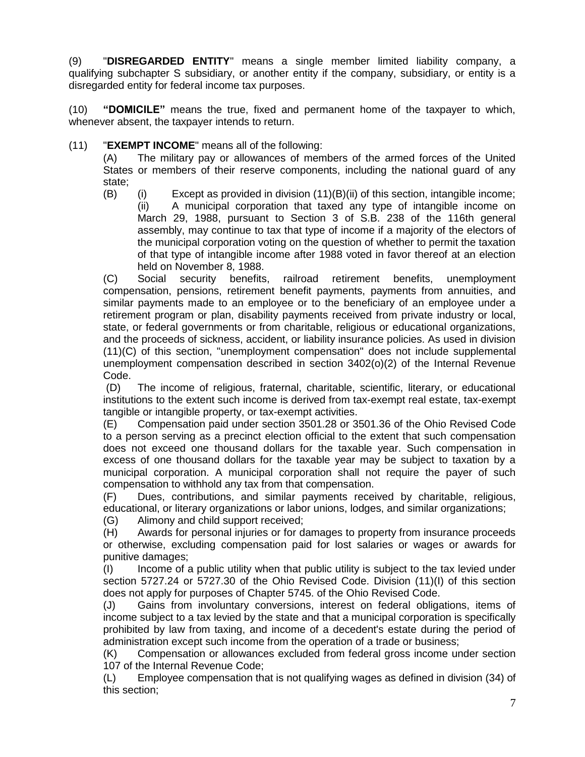(9) "**DISREGARDED ENTITY**" means a single member limited liability company, a qualifying subchapter S subsidiary, or another entity if the company, subsidiary, or entity is a disregarded entity for federal income tax purposes.

(10) **"DOMICILE"** means the true, fixed and permanent home of the taxpayer to which, whenever absent, the taxpayer intends to return.

(11) "**EXEMPT INCOME**" means all of the following:

(A) The military pay or allowances of members of the armed forces of the United States or members of their reserve components, including the national guard of any state;

(B) (i) Except as provided in division (11)(B)(ii) of this section, intangible income;

(ii) A municipal corporation that taxed any type of intangible income on March 29, 1988, pursuant to Section 3 of S.B. 238 of the 116th general assembly, may continue to tax that type of income if a majority of the electors of the municipal corporation voting on the question of whether to permit the taxation of that type of intangible income after 1988 voted in favor thereof at an election held on November 8, 1988.

(C) Social security benefits, railroad retirement benefits, unemployment compensation, pensions, retirement benefit payments, payments from annuities, and similar payments made to an employee or to the beneficiary of an employee under a retirement program or plan, disability payments received from private industry or local, state, or federal governments or from charitable, religious or educational organizations, and the proceeds of sickness, accident, or liability insurance policies. As used in division (11)(C) of this section, "unemployment compensation" does not include supplemental unemployment compensation described in section 3402(o)(2) of the Internal Revenue Code.

(D) The income of religious, fraternal, charitable, scientific, literary, or educational institutions to the extent such income is derived from tax-exempt real estate, tax-exempt tangible or intangible property, or tax-exempt activities.

(E) Compensation paid under section 3501.28 or 3501.36 of the Ohio Revised Code to a person serving as a precinct election official to the extent that such compensation does not exceed one thousand dollars for the taxable year. Such compensation in excess of one thousand dollars for the taxable year may be subject to taxation by a municipal corporation. A municipal corporation shall not require the payer of such compensation to withhold any tax from that compensation.

(F) Dues, contributions, and similar payments received by charitable, religious, educational, or literary organizations or labor unions, lodges, and similar organizations;

(G) Alimony and child support received;

(H) Awards for personal injuries or for damages to property from insurance proceeds or otherwise, excluding compensation paid for lost salaries or wages or awards for punitive damages;

(I) Income of a public utility when that public utility is subject to the tax levied under section 5727.24 or 5727.30 of the Ohio Revised Code. Division (11)(I) of this section does not apply for purposes of Chapter 5745. of the Ohio Revised Code.

(J) Gains from involuntary conversions, interest on federal obligations, items of income subject to a tax levied by the state and that a municipal corporation is specifically prohibited by law from taxing, and income of a decedent's estate during the period of administration except such income from the operation of a trade or business;

(K) Compensation or allowances excluded from federal gross income under section 107 of the Internal Revenue Code;

(L) Employee compensation that is not qualifying wages as defined in division (34) of this section;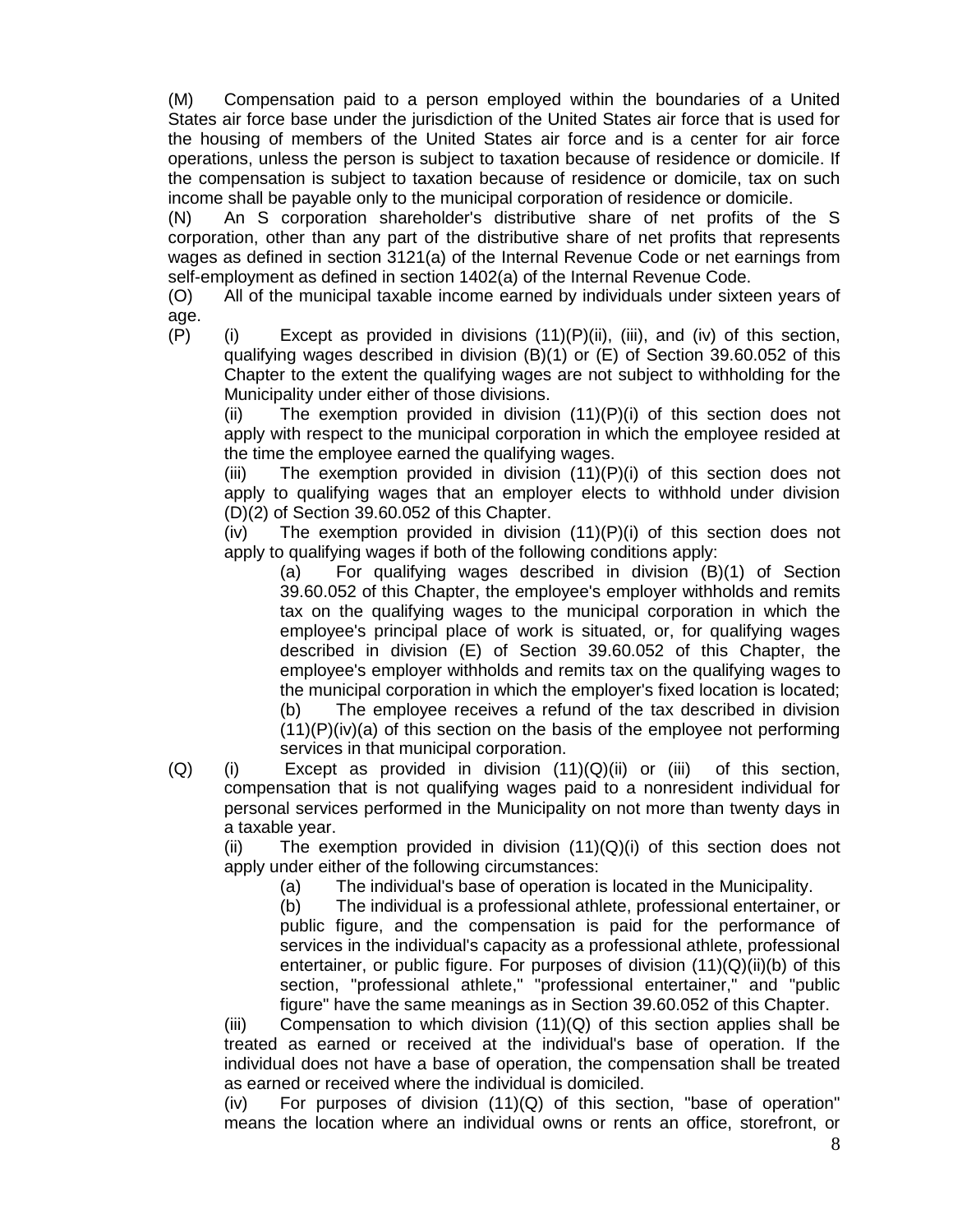(M) Compensation paid to a person employed within the boundaries of a United States air force base under the jurisdiction of the United States air force that is used for the housing of members of the United States air force and is a center for air force operations, unless the person is subject to taxation because of residence or domicile. If the compensation is subject to taxation because of residence or domicile, tax on such income shall be payable only to the municipal corporation of residence or domicile.

(N) An S corporation shareholder's distributive share of net profits of the S corporation, other than any part of the distributive share of net profits that represents wages as defined in section 3121(a) of the Internal Revenue Code or net earnings from self-employment as defined in section 1402(a) of the Internal Revenue Code.

(O) All of the municipal taxable income earned by individuals under sixteen years of age.

(P) (i) Except as provided in divisions (11)(P)(ii), (iii), and (iv) of this section, qualifying wages described in division (B)(1) or (E) of Section 39.60.052 of this Chapter to the extent the qualifying wages are not subject to withholding for the Municipality under either of those divisions.

(ii) The exemption provided in division (11)(P)(i) of this section does not apply with respect to the municipal corporation in which the employee resided at the time the employee earned the qualifying wages.

(iii) The exemption provided in division (11)(P)(i) of this section does not apply to qualifying wages that an employer elects to withhold under division (D)(2) of Section 39.60.052 of this Chapter.

(iv) The exemption provided in division (11)(P)(i) of this section does not apply to qualifying wages if both of the following conditions apply:

(a) For qualifying wages described in division (B)(1) of Section 39.60.052 of this Chapter, the employee's employer withholds and remits tax on the qualifying wages to the municipal corporation in which the employee's principal place of work is situated, or, for qualifying wages described in division (E) of Section 39.60.052 of this Chapter, the employee's employer withholds and remits tax on the qualifying wages to the municipal corporation in which the employer's fixed location is located;

(b) The employee receives a refund of the tax described in division (11)(P)(iv)(a) of this section on the basis of the employee not performing services in that municipal corporation.

(Q) (i) Except as provided in division (11)(Q)(ii) or (iii) of this section, compensation that is not qualifying wages paid to a nonresident individual for personal services performed in the Municipality on not more than twenty days in a taxable year.

(ii) The exemption provided in division (11)(Q)(i) of this section does not apply under either of the following circumstances:

(a) The individual's base of operation is located in the Municipality.

(b) The individual is a professional athlete, professional entertainer, or public figure, and the compensation is paid for the performance of services in the individual's capacity as a professional athlete, professional entertainer, or public figure. For purposes of division (11)(Q)(ii)(b) of this section, "professional athlete," "professional entertainer," and "public figure" have the same meanings as in Section 39.60.052 of this Chapter.

(iii) Compensation to which division (11)(Q) of this section applies shall be treated as earned or received at the individual's base of operation. If the individual does not have a base of operation, the compensation shall be treated as earned or received where the individual is domiciled.

(iv) For purposes of division (11)(Q) of this section, "base of operation" means the location where an individual owns or rents an office, storefront, or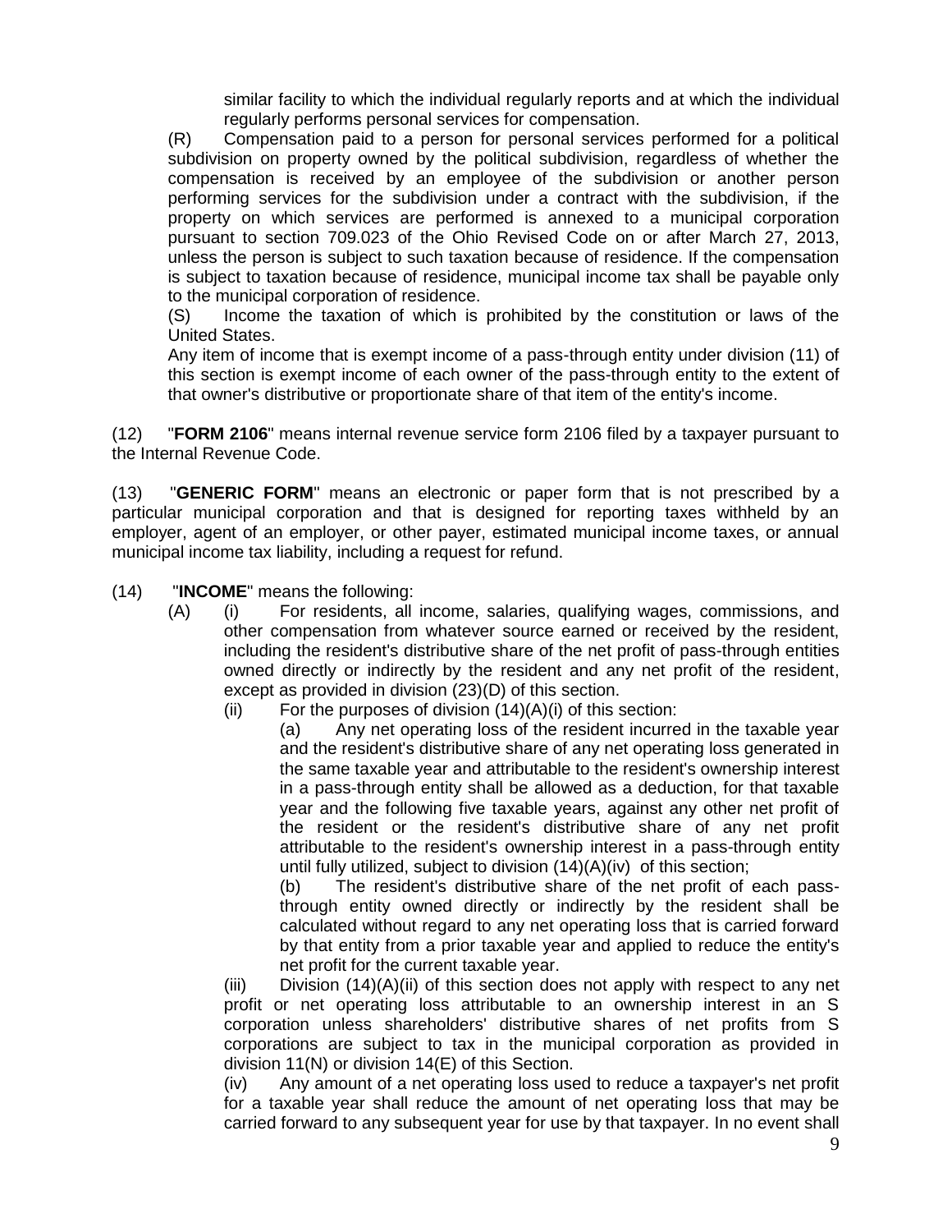similar facility to which the individual regularly reports and at which the individual regularly performs personal services for compensation.

(R) Compensation paid to a person for personal services performed for a political subdivision on property owned by the political subdivision, regardless of whether the compensation is received by an employee of the subdivision or another person performing services for the subdivision under a contract with the subdivision, if the property on which services are performed is annexed to a municipal corporation pursuant to section 709.023 of the Ohio Revised Code on or after March 27, 2013, unless the person is subject to such taxation because of residence. If the compensation is subject to taxation because of residence, municipal income tax shall be payable only to the municipal corporation of residence.

(S) Income the taxation of which is prohibited by the constitution or laws of the United States.

Any item of income that is exempt income of a pass-through entity under division (11) of this section is exempt income of each owner of the pass-through entity to the extent of that owner's distributive or proportionate share of that item of the entity's income.

(12) "**FORM 2106**" means internal revenue service form 2106 filed by a taxpayer pursuant to the Internal Revenue Code.

(13) "**GENERIC FORM**" means an electronic or paper form that is not prescribed by a particular municipal corporation and that is designed for reporting taxes withheld by an employer, agent of an employer, or other payer, estimated municipal income taxes, or annual municipal income tax liability, including a request for refund.

(14) "**INCOME**" means the following:

(A) (i) For residents, all income, salaries, qualifying wages, commissions, and other compensation from whatever source earned or received by the resident, including the resident's distributive share of the net profit of pass-through entities owned directly or indirectly by the resident and any net profit of the resident, except as provided in division (23)(D) of this section.

(ii) For the purposes of division (14)(A)(i) of this section:

(a) Any net operating loss of the resident incurred in the taxable year and the resident's distributive share of any net operating loss generated in the same taxable year and attributable to the resident's ownership interest in a pass-through entity shall be allowed as a deduction, for that taxable year and the following five taxable years, against any other net profit of the resident or the resident's distributive share of any net profit attributable to the resident's ownership interest in a pass-through entity until fully utilized, subject to division (14)(A)(iv) of this section;

(b) The resident's distributive share of the net profit of each pass-through entity owned directly or indirectly by the resident shall be calculated without regard to any net operating loss that is carried forward by that entity from a prior taxable year and applied to reduce the entity's net profit for the current taxable year.

(iii) Division (14)(A)(ii) of this section does not apply with respect to any net profit or net operating loss attributable to an ownership interest in an S corporation unless shareholders' distributive shares of net profits from S corporations are subject to tax in the municipal corporation as provided in division 11(N) or division 14(E) of this Section.

(iv) Any amount of a net operating loss used to reduce a taxpayer's net profit for a taxable year shall reduce the amount of net operating loss that may be carried forward to any subsequent year for use by that taxpayer. In no event shall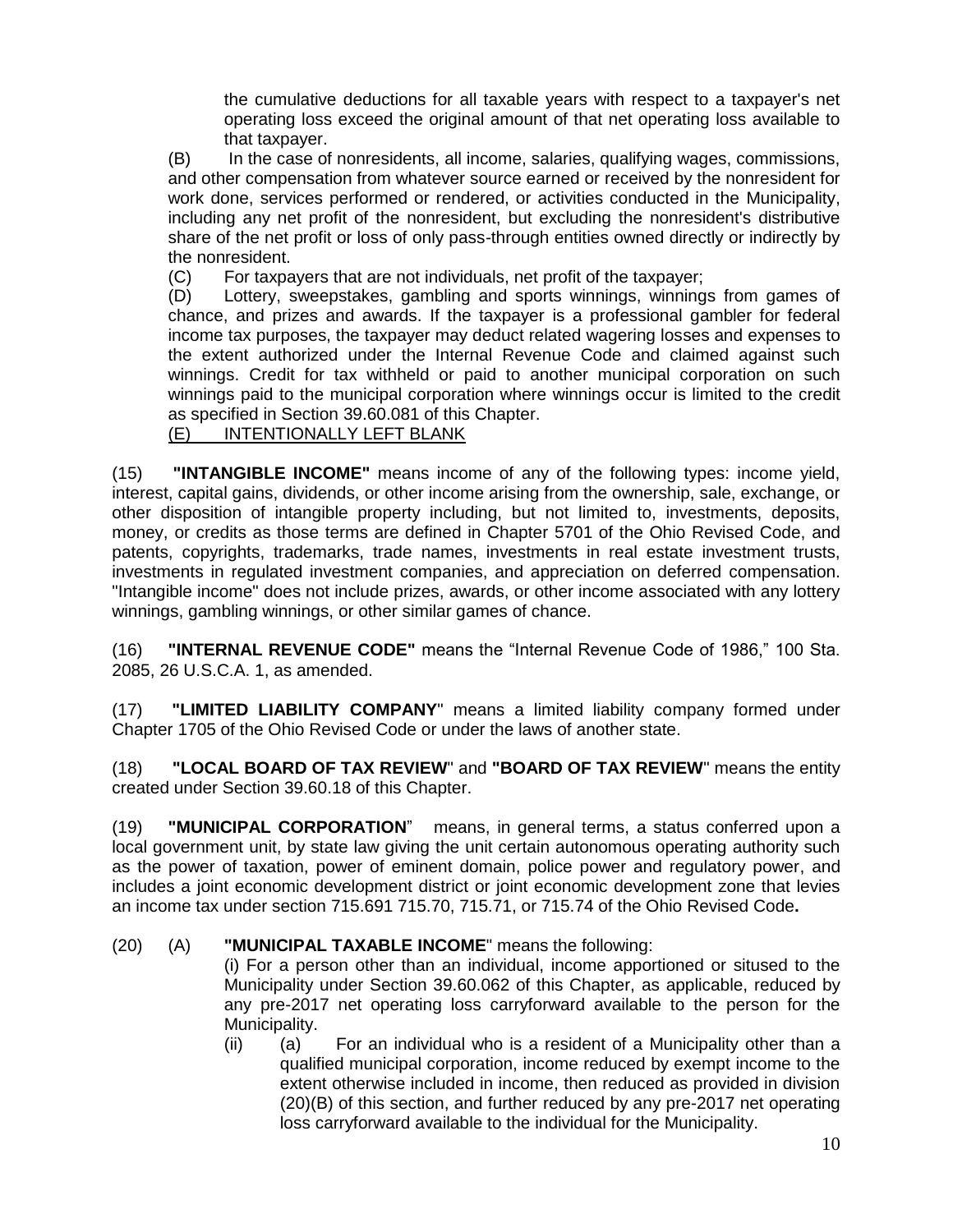the cumulative deductions for all taxable years with respect to a taxpayer's net operating loss exceed the original amount of that net operating loss available to that taxpayer.

(B) In the case of nonresidents, all income, salaries, qualifying wages, commissions, and other compensation from whatever source earned or received by the nonresident for work done, services performed or rendered, or activities conducted in the Municipality, including any net profit of the nonresident, but excluding the nonresident's distributive share of the net profit or loss of only pass-through entities owned directly or indirectly by the nonresident.

(C) For taxpayers that are not individuals, net profit of the taxpayer;

(D) Lottery, sweepstakes, gambling and sports winnings, winnings from games of chance, and prizes and awards. If the taxpayer is a professional gambler for federal income tax purposes, the taxpayer may deduct related wagering losses and expenses to the extent authorized under the Internal Revenue Code and claimed against such winnings. Credit for tax withheld or paid to another municipal corporation on such winnings paid to the municipal corporation where winnings occur is limited to the credit as specified in Section 39.60.081 of this Chapter.

(E) INTENTIONALLY LEFT BLANK

(15) **"INTANGIBLE INCOME"** means income of any of the following types: income yield, interest, capital gains, dividends, or other income arising from the ownership, sale, exchange, or other disposition of intangible property including, but not limited to, investments, deposits, money, or credits as those terms are defined in Chapter 5701 of the Ohio Revised Code, and patents, copyrights, trademarks, trade names, investments in real estate investment trusts, investments in regulated investment companies, and appreciation on deferred compensation. "Intangible income" does not include prizes, awards, or other income associated with any lottery winnings, gambling winnings, or other similar games of chance.

(16) **"INTERNAL REVENUE CODE"** means the "Internal Revenue Code of 1986," 100 Sta. 2085, 26 U.S.C.A. 1, as amended.

(17) **"LIMITED LIABILITY COMPANY"** means a limited liability company formed under Chapter 1705 of the Ohio Revised Code or under the laws of another state.

(18) **"LOCAL BOARD OF TAX REVIEW"** and **"BOARD OF TAX REVIEW"** means the entity created under Section 39.60.18 of this Chapter.

(19) **"MUNICIPAL CORPORATION"** means, in general terms, a status conferred upon a local government unit, by state law giving the unit certain autonomous operating authority such as the power of taxation, power of eminent domain, police power and regulatory power, and includes a joint economic development district or joint economic development zone that levies an income tax under section 715.691 715.70, 715.71, or 715.74 of the Ohio Revised Code**.**

(20) (A) **"MUNICIPAL TAXABLE INCOME"** means the following:

(i) For a person other than an individual, income apportioned or sitused to the Municipality under Section 39.60.062 of this Chapter, as applicable, reduced by any pre-2017 net operating loss carryforward available to the person for the Municipality.

(ii) (a) For an individual who is a resident of a Municipality other than a qualified municipal corporation, income reduced by exempt income to the extent otherwise included in income, then reduced as provided in division (20)(B) of this section, and further reduced by any pre-2017 net operating loss carryforward available to the individual for the Municipality.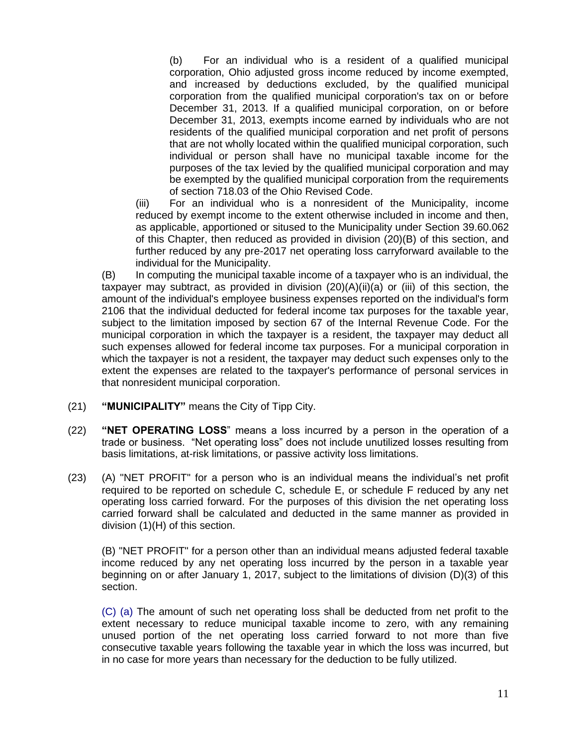(b) For an individual who is a resident of a qualified municipal corporation, Ohio adjusted gross income reduced by income exempted, and increased by deductions excluded, by the qualified municipal corporation from the qualified municipal corporation's tax on or before December 31, 2013. If a qualified municipal corporation, on or before December 31, 2013, exempts income earned by individuals who are not residents of the qualified municipal corporation and net profit of persons that are not wholly located within the qualified municipal corporation, such individual or person shall have no municipal taxable income for the purposes of the tax levied by the qualified municipal corporation and may be exempted by the qualified municipal corporation from the requirements of section 718.03 of the Ohio Revised Code.

(iii) For an individual who is a nonresident of the Municipality, income reduced by exempt income to the extent otherwise included in income and then, as applicable, apportioned or sitused to the Municipality under Section 39.60.062 of this Chapter, then reduced as provided in division (20)(B) of this section, and further reduced by any pre-2017 net operating loss carryforward available to the individual for the Municipality.

(B) In computing the municipal taxable income of a taxpayer who is an individual, the taxpayer may subtract, as provided in division (20)(A)(ii)(a) or (iii) of this section, the amount of the individual's employee business expenses reported on the individual's form 2106 that the individual deducted for federal income tax purposes for the taxable year, subject to the limitation imposed by section 67 of the Internal Revenue Code. For the municipal corporation in which the taxpayer is a resident, the taxpayer may deduct all such expenses allowed for federal income tax purposes. For a municipal corporation in which the taxpayer is not a resident, the taxpayer may deduct such expenses only to the extent the expenses are related to the taxpayer's performance of personal services in that nonresident municipal corporation.

(21) **"MUNICIPALITY"** means the City of Tipp City.

(22) **"NET OPERATING LOSS"** means a loss incurred by a person in the operation of a trade or business. "Net operating loss" does not include unutilized losses resulting from basis limitations, at-risk limitations, or passive activity loss limitations.

(23) (A) "NET PROFIT" for a person who is an individual means the individual's net profit required to be reported on schedule C, schedule E, or schedule F reduced by any net operating loss carried forward. For the purposes of this division the net operating loss carried forward shall be calculated and deducted in the same manner as provided in division (1)(H) of this section.

(B) "NET PROFIT" for a person other than an individual means adjusted federal taxable income reduced by any net operating loss incurred by the person in a taxable year beginning on or after January 1, 2017, subject to the limitations of division (D)(3) of this section.

(C) (a) The amount of such net operating loss shall be deducted from net profit to the extent necessary to reduce municipal taxable income to zero, with any remaining unused portion of the net operating loss carried forward to not more than five consecutive taxable years following the taxable year in which the loss was incurred, but in no case for more years than necessary for the deduction to be fully utilized.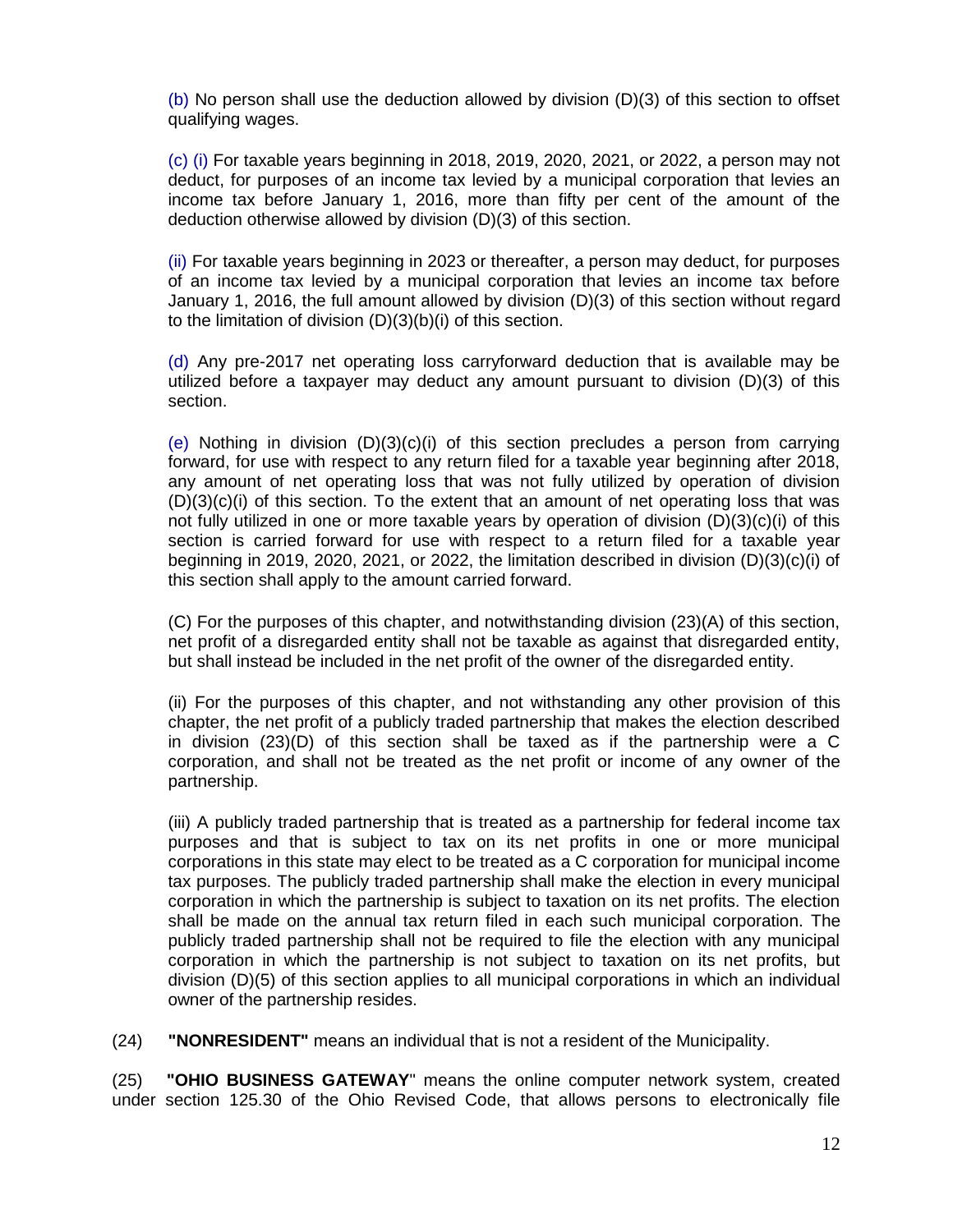(b) No person shall use the deduction allowed by division (D)(3) of this section to offset qualifying wages.

(c) (i) For taxable years beginning in 2018, 2019, 2020, 2021, or 2022, a person may not deduct, for purposes of an income tax levied by a municipal corporation that levies an income tax before January 1, 2016, more than fifty per cent of the amount of the deduction otherwise allowed by division (D)(3) of this section.

(ii) For taxable years beginning in 2023 or thereafter, a person may deduct, for purposes of an income tax levied by a municipal corporation that levies an income tax before January 1, 2016, the full amount allowed by division (D)(3) of this section without regard to the limitation of division (D)(3)(b)(i) of this section.

(d) Any pre-2017 net operating loss carryforward deduction that is available may be utilized before a taxpayer may deduct any amount pursuant to division (D)(3) of this section.

(e) Nothing in division (D)(3)(c)(i) of this section precludes a person from carrying forward, for use with respect to any return filed for a taxable year beginning after 2018, any amount of net operating loss that was not fully utilized by operation of division (D)(3)(c)(i) of this section. To the extent that an amount of net operating loss that was not fully utilized in one or more taxable years by operation of division (D)(3)(c)(i) of this section is carried forward for use with respect to a return filed for a taxable year beginning in 2019, 2020, 2021, or 2022, the limitation described in division (D)(3)(c)(i) of this section shall apply to the amount carried forward.

(C) For the purposes of this chapter, and notwithstanding division (23)(A) of this section, net profit of a disregarded entity shall not be taxable as against that disregarded entity, but shall instead be included in the net profit of the owner of the disregarded entity.

(ii) For the purposes of this chapter, and not withstanding any other provision of this chapter, the net profit of a publicly traded partnership that makes the election described in division (23)(D) of this section shall be taxed as if the partnership were a C corporation, and shall not be treated as the net profit or income of any owner of the partnership.

(iii) A publicly traded partnership that is treated as a partnership for federal income tax purposes and that is subject to tax on its net profits in one or more municipal corporations in this state may elect to be treated as a C corporation for municipal income tax purposes. The publicly traded partnership shall make the election in every municipal corporation in which the partnership is subject to taxation on its net profits. The election shall be made on the annual tax return filed in each such municipal corporation. The publicly traded partnership shall not be required to file the election with any municipal corporation in which the partnership is not subject to taxation on its net profits, but division (D)(5) of this section applies to all municipal corporations in which an individual owner of the partnership resides.

(24) **"NONRESIDENT"** means an individual that is not a resident of the Municipality.

(25) **"OHIO BUSINESS GATEWAY"** means the online computer network system, created under section 125.30 of the Ohio Revised Code, that allows persons to electronically file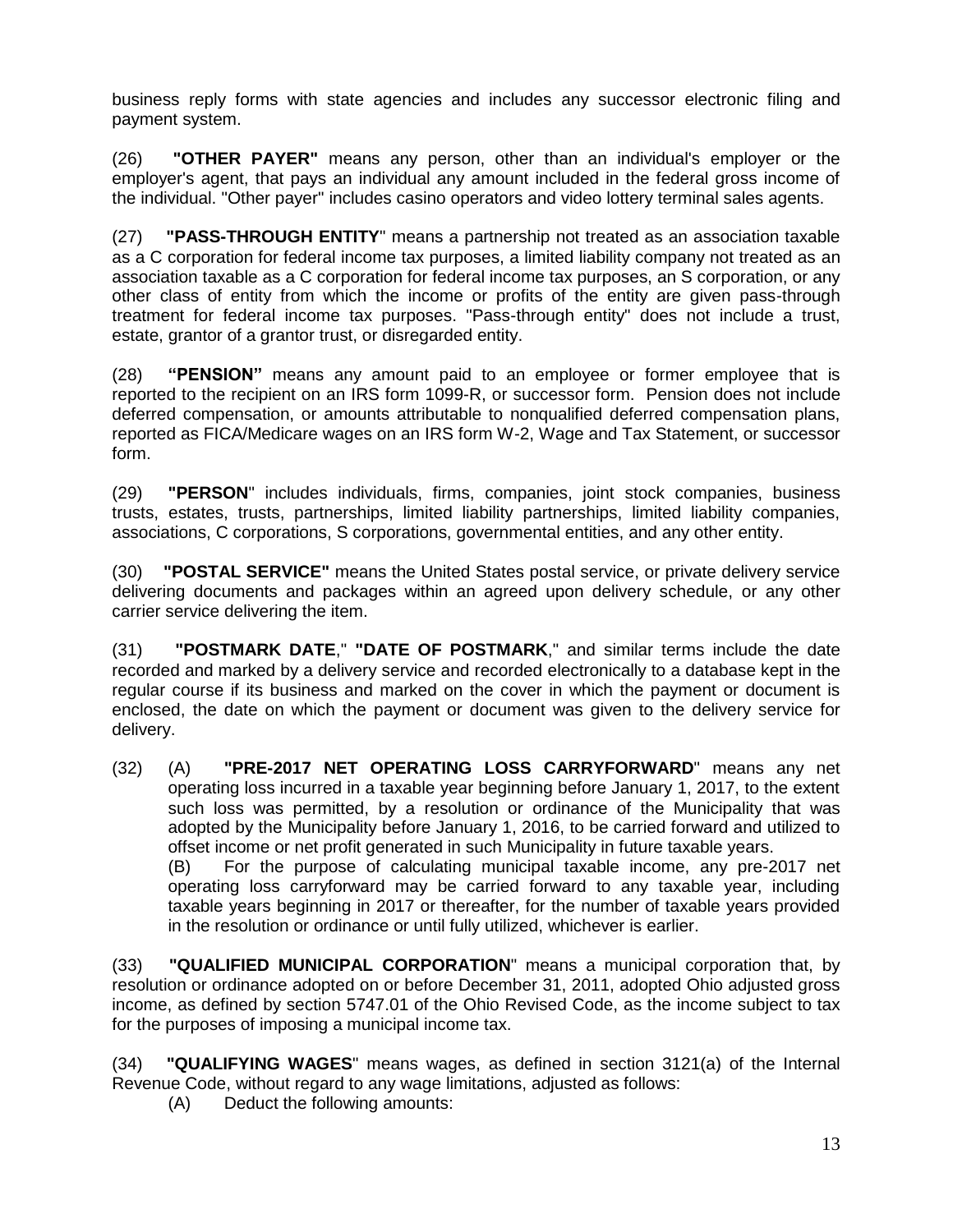business reply forms with state agencies and includes any successor electronic filing and payment system.

(26) **"OTHER PAYER"** means any person, other than an individual's employer or the employer's agent, that pays an individual any amount included in the federal gross income of the individual. "Other payer" includes casino operators and video lottery terminal sales agents.

(27) **"PASS-THROUGH ENTITY**" means a partnership not treated as an association taxable as a C corporation for federal income tax purposes, a limited liability company not treated as an association taxable as a C corporation for federal income tax purposes, an S corporation, or any other class of entity from which the income or profits of the entity are given pass-through treatment for federal income tax purposes. "Pass-through entity" does not include a trust, estate, grantor of a grantor trust, or disregarded entity.

(28) **"PENSION"** means any amount paid to an employee or former employee that is reported to the recipient on an IRS form 1099-R, or successor form. Pension does not include deferred compensation, or amounts attributable to nonqualified deferred compensation plans, reported as FICA/Medicare wages on an IRS form W-2, Wage and Tax Statement, or successor form.

(29) **"PERSON**" includes individuals, firms, companies, joint stock companies, business trusts, estates, trusts, partnerships, limited liability partnerships, limited liability companies, associations, C corporations, S corporations, governmental entities, and any other entity.

(30) **"POSTAL SERVICE"** means the United States postal service, or private delivery service delivering documents and packages within an agreed upon delivery schedule, or any other carrier service delivering the item.

(31) **"POSTMARK DATE**," **"DATE OF POSTMARK**," and similar terms include the date recorded and marked by a delivery service and recorded electronically to a database kept in the regular course if its business and marked on the cover in which the payment or document is enclosed, the date on which the payment or document was given to the delivery service for delivery.

(32) (A) **"PRE-2017 NET OPERATING LOSS CARRYFORWARD**" means any net operating loss incurred in a taxable year beginning before January 1, 2017, to the extent such loss was permitted, by a resolution or ordinance of the Municipality that was adopted by the Municipality before January 1, 2016, to be carried forward and utilized to offset income or net profit generated in such Municipality in future taxable years.

(B) For the purpose of calculating municipal taxable income, any pre-2017 net operating loss carryforward may be carried forward to any taxable year, including taxable years beginning in 2017 or thereafter, for the number of taxable years provided in the resolution or ordinance or until fully utilized, whichever is earlier.

(33) **"QUALIFIED MUNICIPAL CORPORATION**" means a municipal corporation that, by resolution or ordinance adopted on or before December 31, 2011, adopted Ohio adjusted gross income, as defined by section 5747.01 of the Ohio Revised Code, as the income subject to tax for the purposes of imposing a municipal income tax.

(34) **"QUALIFYING WAGES**" means wages, as defined in section 3121(a) of the Internal Revenue Code, without regard to any wage limitations, adjusted as follows:

(A) Deduct the following amounts: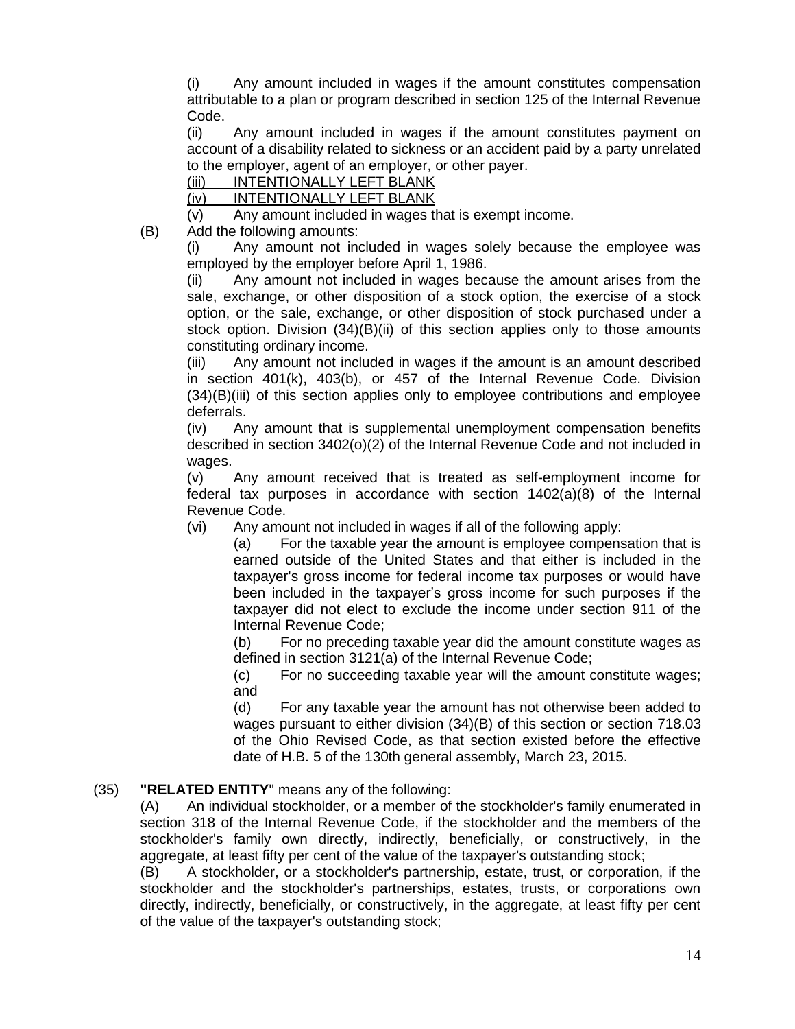(i) Any amount included in wages if the amount constitutes compensation attributable to a plan or program described in section 125 of the Internal Revenue Code.

(ii) Any amount included in wages if the amount constitutes payment on account of a disability related to sickness or an accident paid by a party unrelated to the employer, agent of an employer, or other payer.

<u>(iii) INTENTIONALLY LEFT BLANK</u>

<u>(iv) INTENTIONALLY LEFT BLANK</u>

(v) Any amount included in wages that is exempt income.

(B) Add the following amounts:

(i) Any amount not included in wages solely because the employee was employed by the employer before April 1, 1986.

(ii) Any amount not included in wages because the amount arises from the sale, exchange, or other disposition of a stock option, the exercise of a stock option, or the sale, exchange, or other disposition of stock purchased under a stock option. Division (34)(B)(ii) of this section applies only to those amounts constituting ordinary income.

(iii) Any amount not included in wages if the amount is an amount described in section 401(k), 403(b), or 457 of the Internal Revenue Code. Division (34)(B)(iii) of this section applies only to employee contributions and employee deferrals.

(iv) Any amount that is supplemental unemployment compensation benefits described in section 3402(o)(2) of the Internal Revenue Code and not included in wages.

(v) Any amount received that is treated as self-employment income for federal tax purposes in accordance with section 1402(a)(8) of the Internal Revenue Code.

(vi) Any amount not included in wages if all of the following apply:

(a) For the taxable year the amount is employee compensation that is earned outside of the United States and that either is included in the taxpayer's gross income for federal income tax purposes or would have been included in the taxpayer's gross income for such purposes if the taxpayer did not elect to exclude the income under section 911 of the Internal Revenue Code;

(b) For no preceding taxable year did the amount constitute wages as defined in section 3121(a) of the Internal Revenue Code;

(c) For no succeeding taxable year will the amount constitute wages; and

(d) For any taxable year the amount has not otherwise been added to wages pursuant to either division (34)(B) of this section or section 718.03 of the Ohio Revised Code, as that section existed before the effective date of H.B. 5 of the 130th general assembly, March 23, 2015.

(35) **"RELATED ENTITY"** means any of the following:

(A) An individual stockholder, or a member of the stockholder's family enumerated in section 318 of the Internal Revenue Code, if the stockholder and the members of the stockholder's family own directly, indirectly, beneficially, or constructively, in the aggregate, at least fifty per cent of the value of the taxpayer's outstanding stock;

(B) A stockholder, or a stockholder's partnership, estate, trust, or corporation, if the stockholder and the stockholder's partnerships, estates, trusts, or corporations own directly, indirectly, beneficially, or constructively, in the aggregate, at least fifty per cent of the value of the taxpayer's outstanding stock;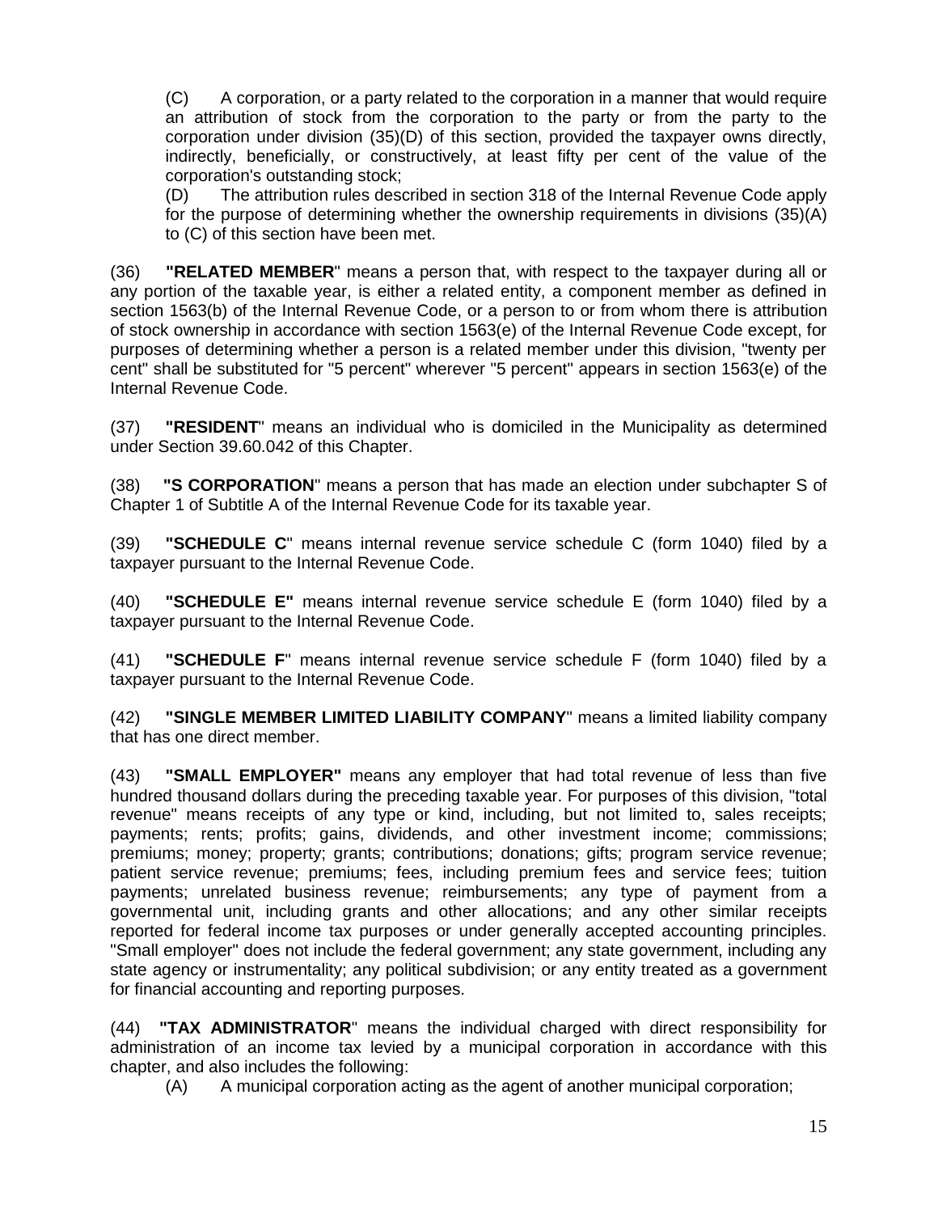(C) A corporation, or a party related to the corporation in a manner that would require an attribution of stock from the corporation to the party or from the party to the corporation under division (35)(D) of this section, provided the taxpayer owns directly, indirectly, beneficially, or constructively, at least fifty per cent of the value of the corporation's outstanding stock;

(D) The attribution rules described in section 318 of the Internal Revenue Code apply for the purpose of determining whether the ownership requirements in divisions (35)(A) to (C) of this section have been met.

(36) **"RELATED MEMBER**" means a person that, with respect to the taxpayer during all or any portion of the taxable year, is either a related entity, a component member as defined in section 1563(b) of the Internal Revenue Code, or a person to or from whom there is attribution of stock ownership in accordance with section 1563(e) of the Internal Revenue Code except, for purposes of determining whether a person is a related member under this division, "twenty per cent" shall be substituted for "5 percent" wherever "5 percent" appears in section 1563(e) of the Internal Revenue Code.

(37) **"RESIDENT**" means an individual who is domiciled in the Municipality as determined under Section 39.60.042 of this Chapter.

(38) **"S CORPORATION**" means a person that has made an election under subchapter S of Chapter 1 of Subtitle A of the Internal Revenue Code for its taxable year.

(39) **"SCHEDULE C**" means internal revenue service schedule C (form 1040) filed by a taxpayer pursuant to the Internal Revenue Code.

(40) **"SCHEDULE E"** means internal revenue service schedule E (form 1040) filed by a taxpayer pursuant to the Internal Revenue Code.

(41) **"SCHEDULE F**" means internal revenue service schedule F (form 1040) filed by a taxpayer pursuant to the Internal Revenue Code.

(42) **"SINGLE MEMBER LIMITED LIABILITY COMPANY**" means a limited liability company that has one direct member.

(43) **"SMALL EMPLOYER"** means any employer that had total revenue of less than five hundred thousand dollars during the preceding taxable year. For purposes of this division, "total revenue" means receipts of any type or kind, including, but not limited to, sales receipts; payments; rents; profits; gains, dividends, and other investment income; commissions; premiums; money; property; grants; contributions; donations; gifts; program service revenue; patient service revenue; premiums; fees, including premium fees and service fees; tuition payments; unrelated business revenue; reimbursements; any type of payment from a governmental unit, including grants and other allocations; and any other similar receipts reported for federal income tax purposes or under generally accepted accounting principles. "Small employer" does not include the federal government; any state government, including any state agency or instrumentality; any political subdivision; or any entity treated as a government for financial accounting and reporting purposes.

(44) **"TAX ADMINISTRATOR**" means the individual charged with direct responsibility for administration of an income tax levied by a municipal corporation in accordance with this chapter, and also includes the following:

(A) A municipal corporation acting as the agent of another municipal corporation;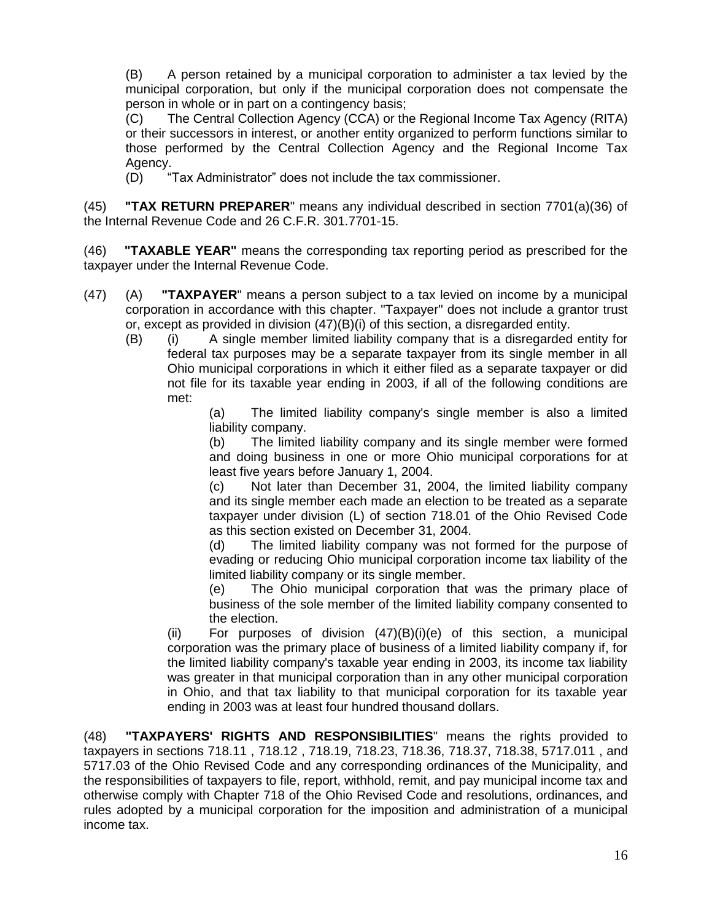(B) A person retained by a municipal corporation to administer a tax levied by the municipal corporation, but only if the municipal corporation does not compensate the person in whole or in part on a contingency basis;

(C) The Central Collection Agency (CCA) or the Regional Income Tax Agency (RITA) or their successors in interest, or another entity organized to perform functions similar to those performed by the Central Collection Agency and the Regional Income Tax Agency.

(D) "Tax Administrator" does not include the tax commissioner.

(45) **"TAX RETURN PREPARER"** means any individual described in section 7701(a)(36) of the Internal Revenue Code and 26 C.F.R. 301.7701-15.

(46) **"TAXABLE YEAR"** means the corresponding tax reporting period as prescribed for the taxpayer under the Internal Revenue Code.

(47) (A) **"TAXPAYER"** means a person subject to a tax levied on income by a municipal corporation in accordance with this chapter. "Taxpayer" does not include a grantor trust or, except as provided in division (47)(B)(i) of this section, a disregarded entity.

(B) (i) A single member limited liability company that is a disregarded entity for federal tax purposes may be a separate taxpayer from its single member in all Ohio municipal corporations in which it either filed as a separate taxpayer or did not file for its taxable year ending in 2003, if all of the following conditions are met:

(a) The limited liability company's single member is also a limited liability company.

(b) The limited liability company and its single member were formed and doing business in one or more Ohio municipal corporations for at least five years before January 1, 2004.

(c) Not later than December 31, 2004, the limited liability company and its single member each made an election to be treated as a separate taxpayer under division (L) of section 718.01 of the Ohio Revised Code as this section existed on December 31, 2004.

(d) The limited liability company was not formed for the purpose of evading or reducing Ohio municipal corporation income tax liability of the limited liability company or its single member.

(e) The Ohio municipal corporation that was the primary place of business of the sole member of the limited liability company consented to the election.

(ii) For purposes of division (47)(B)(i)(e) of this section, a municipal corporation was the primary place of business of a limited liability company if, for the limited liability company's taxable year ending in 2003, its income tax liability was greater in that municipal corporation than in any other municipal corporation in Ohio, and that tax liability to that municipal corporation for its taxable year ending in 2003 was at least four hundred thousand dollars.

(48) **"TAXPAYERS' RIGHTS AND RESPONSIBILITIES"** means the rights provided to taxpayers in sections 718.11 , 718.12 , 718.19, 718.23, 718.36, 718.37, 718.38, 5717.011 , and 5717.03 of the Ohio Revised Code and any corresponding ordinances of the Municipality, and the responsibilities of taxpayers to file, report, withhold, remit, and pay municipal income tax and otherwise comply with Chapter 718 of the Ohio Revised Code and resolutions, ordinances, and rules adopted by a municipal corporation for the imposition and administration of a municipal income tax.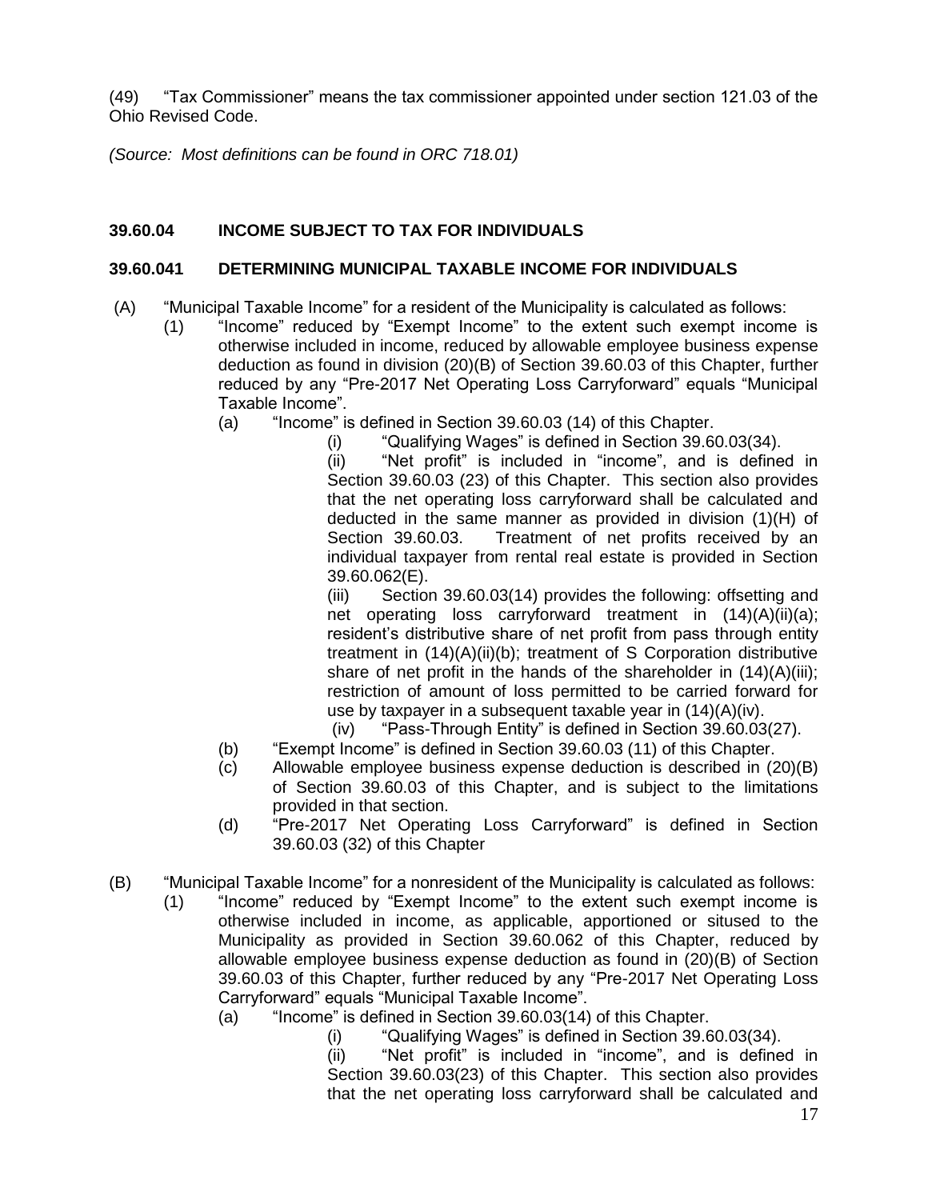(49) "Tax Commissioner" means the tax commissioner appointed under section 121.03 of the Ohio Revised Code.

*(Source: Most definitions can be found in ORC 718.01)*

## 39.60.04 INCOME SUBJECT TO TAX FOR INDIVIDUALS

### 39.60.041 DETERMINING MUNICIPAL TAXABLE INCOME FOR INDIVIDUALS

(A) "Municipal Taxable Income" for a resident of the Municipality is calculated as follows:

(1) "Income" reduced by "Exempt Income" to the extent such exempt income is otherwise included in income, reduced by allowable employee business expense deduction as found in division (20)(B) of Section 39.60.03 of this Chapter, further reduced by any "Pre-2017 Net Operating Loss Carryforward" equals "Municipal Taxable Income".

(a) "Income" is defined in Section 39.60.03 (14) of this Chapter.

(i) "Qualifying Wages" is defined in Section 39.60.03(34).

(ii) "Net profit" is included in "income", and is defined in Section 39.60.03 (23) of this Chapter. This section also provides that the net operating loss carryforward shall be calculated and deducted in the same manner as provided in division (1)(H) of Section 39.60.03. Treatment of net profits received by an individual taxpayer from rental real estate is provided in Section 39.60.062(E).

(iii) Section 39.60.03(14) provides the following: offsetting and net operating loss carryforward treatment in (14)(A)(ii)(a); resident's distributive share of net profit from pass through entity treatment in (14)(A)(ii)(b); treatment of S Corporation distributive share of net profit in the hands of the shareholder in (14)(A)(iii); restriction of amount of loss permitted to be carried forward for use by taxpayer in a subsequent taxable year in (14)(A)(iv).

(iv) "Pass-Through Entity" is defined in Section 39.60.03(27).

(b) "Exempt Income" is defined in Section 39.60.03 (11) of this Chapter.

(c) Allowable employee business expense deduction is described in (20)(B) of Section 39.60.03 of this Chapter, and is subject to the limitations provided in that section.

(d) "Pre-2017 Net Operating Loss Carryforward" is defined in Section 39.60.03 (32) of this Chapter

(B) "Municipal Taxable Income" for a nonresident of the Municipality is calculated as follows:

(1) "Income" reduced by "Exempt Income" to the extent such exempt income is otherwise included in income, as applicable, apportioned or sitused to the Municipality as provided in Section 39.60.062 of this Chapter, reduced by allowable employee business expense deduction as found in (20)(B) of Section 39.60.03 of this Chapter, further reduced by any "Pre-2017 Net Operating Loss Carryforward" equals "Municipal Taxable Income".

(a) "Income" is defined in Section 39.60.03(14) of this Chapter.

(i) "Qualifying Wages" is defined in Section 39.60.03(34).

(ii) "Net profit" is included in "income", and is defined in Section 39.60.03(23) of this Chapter. This section also provides that the net operating loss carryforward shall be calculated and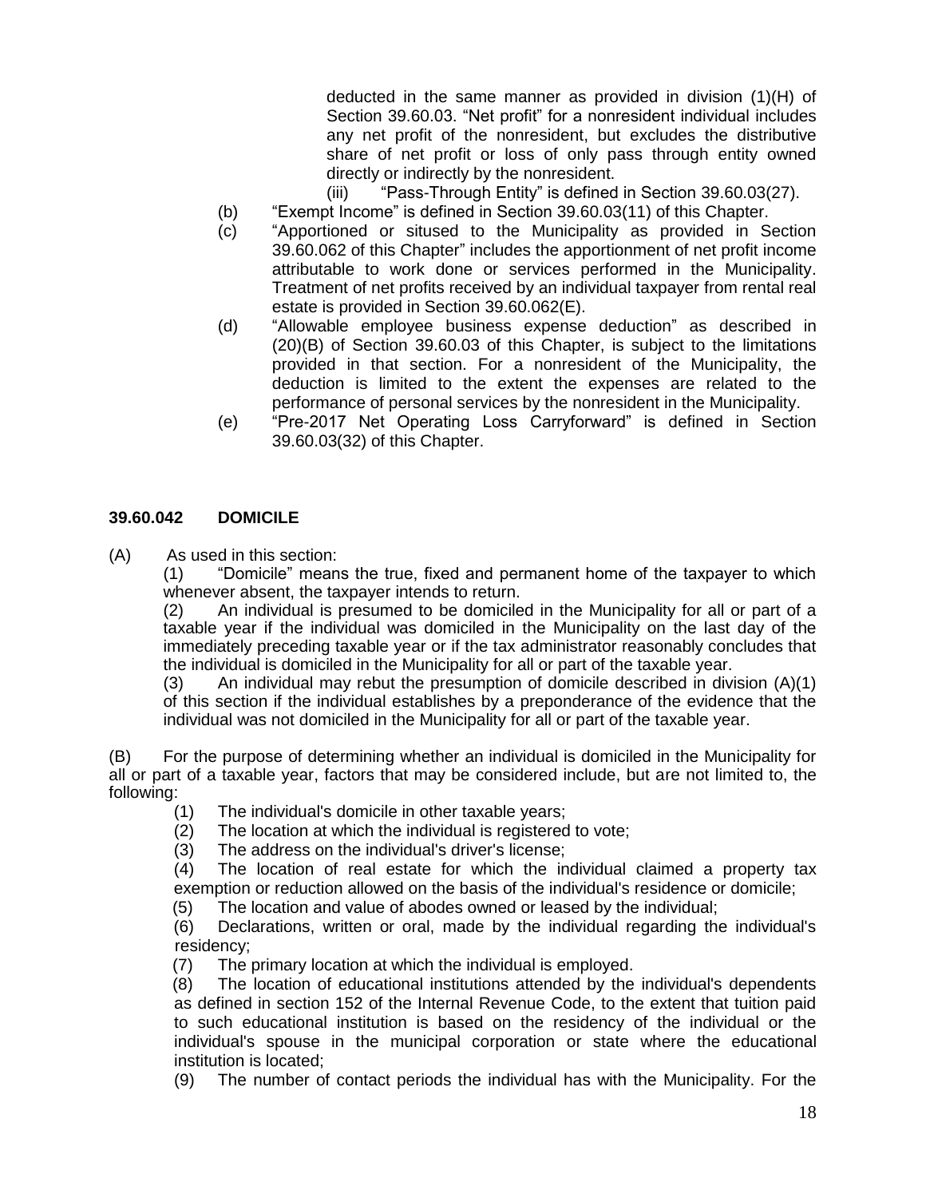deducted in the same manner as provided in division (1)(H) of Section 39.60.03. "Net profit" for a nonresident individual includes any net profit of the nonresident, but excludes the distributive share of net profit or loss of only pass through entity owned directly or indirectly by the nonresident.

(iii) "Pass-Through Entity" is defined in Section 39.60.03(27).

(b) "Exempt Income" is defined in Section 39.60.03(11) of this Chapter.

(c) "Apportioned or sitused to the Municipality as provided in Section 39.60.062 of this Chapter" includes the apportionment of net profit income attributable to work done or services performed in the Municipality. Treatment of net profits received by an individual taxpayer from rental real estate is provided in Section 39.60.062(E).

(d) "Allowable employee business expense deduction" as described in (20)(B) of Section 39.60.03 of this Chapter, is subject to the limitations provided in that section. For a nonresident of the Municipality, the deduction is limited to the extent the expenses are related to the performance of personal services by the nonresident in the Municipality.

(e) "Pre-2017 Net Operating Loss Carryforward" is defined in Section 39.60.03(32) of this Chapter.

**39.60.042 DOMICILE**

(A) As used in this section:

(1) "Domicile" means the true, fixed and permanent home of the taxpayer to which whenever absent, the taxpayer intends to return.

(2) An individual is presumed to be domiciled in the Municipality for all or part of a taxable year if the individual was domiciled in the Municipality on the last day of the immediately preceding taxable year or if the tax administrator reasonably concludes that the individual is domiciled in the Municipality for all or part of the taxable year.

(3) An individual may rebut the presumption of domicile described in division (A)(1) of this section if the individual establishes by a preponderance of the evidence that the individual was not domiciled in the Municipality for all or part of the taxable year.

(B) For the purpose of determining whether an individual is domiciled in the Municipality for all or part of a taxable year, factors that may be considered include, but are not limited to, the following:

(1) The individual's domicile in other taxable years;

(2) The location at which the individual is registered to vote;

(3) The address on the individual's driver's license;

(4) The location of real estate for which the individual claimed a property tax exemption or reduction allowed on the basis of the individual's residence or domicile;

(5) The location and value of abodes owned or leased by the individual;

(6) Declarations, written or oral, made by the individual regarding the individual's residency;

(7) The primary location at which the individual is employed.

(8) The location of educational institutions attended by the individual's dependents as defined in section 152 of the Internal Revenue Code, to the extent that tuition paid to such educational institution is based on the residency of the individual or the individual's spouse in the municipal corporation or state where the educational institution is located;

(9) The number of contact periods the individual has with the Municipality. For the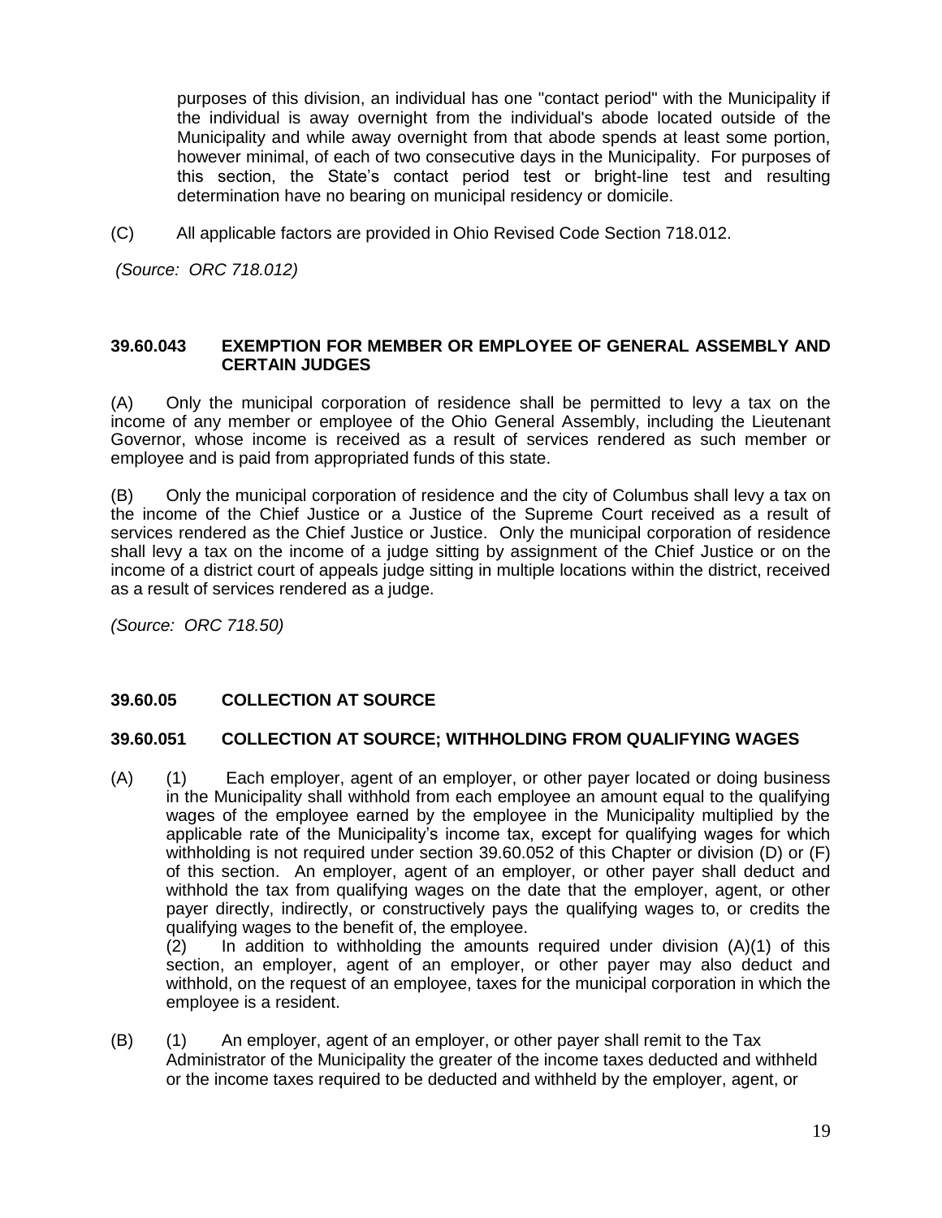purposes of this division, an individual has one "contact period" with the Municipality if the individual is away overnight from the individual's abode located outside of the Municipality and while away overnight from that abode spends at least some portion, however minimal, of each of two consecutive days in the Municipality. For purposes of this section, the State's contact period test or bright-line test and resulting determination have no bearing on municipal residency or domicile.

(C) All applicable factors are provided in Ohio Revised Code Section 718.012.

*(Source: ORC 718.012)*

**39.60.043 EXEMPTION FOR MEMBER OR EMPLOYEE OF GENERAL ASSEMBLY AND CERTAIN JUDGES**

(A) Only the municipal corporation of residence shall be permitted to levy a tax on the income of any member or employee of the Ohio General Assembly, including the Lieutenant Governor, whose income is received as a result of services rendered as such member or employee and is paid from appropriated funds of this state.

(B) Only the municipal corporation of residence and the city of Columbus shall levy a tax on the income of the Chief Justice or a Justice of the Supreme Court received as a result of services rendered as the Chief Justice or Justice. Only the municipal corporation of residence shall levy a tax on the income of a judge sitting by assignment of the Chief Justice or on the income of a district court of appeals judge sitting in multiple locations within the district, received as a result of services rendered as a judge.

*(Source: ORC 718.50)*

**39.60.05 COLLECTION AT SOURCE**

**39.60.051 COLLECTION AT SOURCE; WITHHOLDING FROM QUALIFYING WAGES**

(A) (1) Each employer, agent of an employer, or other payer located or doing business in the Municipality shall withhold from each employee an amount equal to the qualifying wages of the employee earned by the employee in the Municipality multiplied by the applicable rate of the Municipality's income tax, except for qualifying wages for which withholding is not required under section 39.60.052 of this Chapter or division (D) or (F) of this section. An employer, agent of an employer, or other payer shall deduct and withhold the tax from qualifying wages on the date that the employer, agent, or other payer directly, indirectly, or constructively pays the qualifying wages to, or credits the qualifying wages to the benefit of, the employee.

(2) In addition to withholding the amounts required under division (A)(1) of this section, an employer, agent of an employer, or other payer may also deduct and withhold, on the request of an employee, taxes for the municipal corporation in which the employee is a resident.

(B) (1) An employer, agent of an employer, or other payer shall remit to the Tax Administrator of the Municipality the greater of the income taxes deducted and withheld or the income taxes required to be deducted and withheld by the employer, agent, or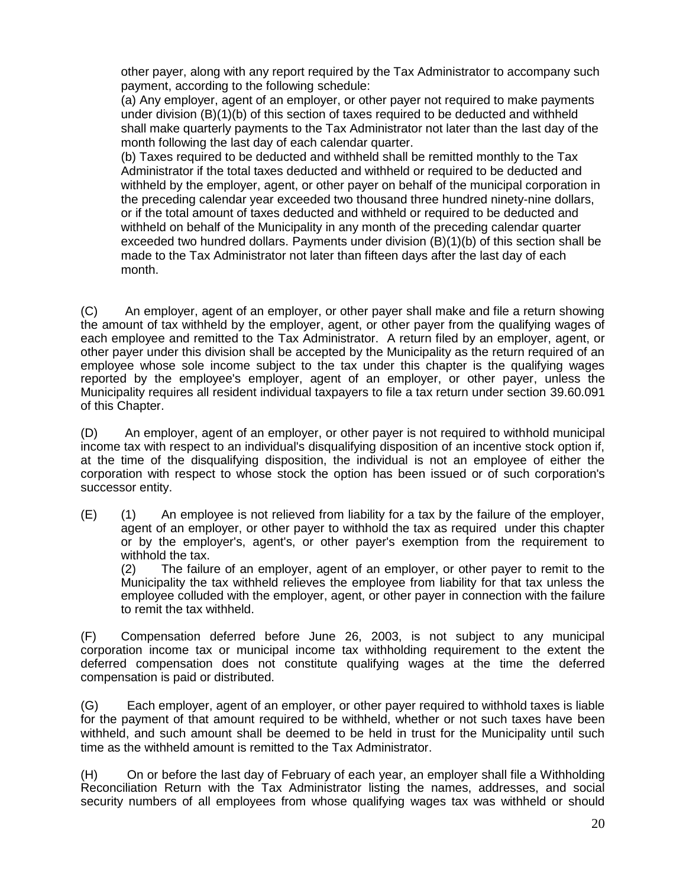other payer, along with any report required by the Tax Administrator to accompany such payment, according to the following schedule:

(a) Any employer, agent of an employer, or other payer not required to make payments under division (B)(1)(b) of this section of taxes required to be deducted and withheld shall make quarterly payments to the Tax Administrator not later than the last day of the month following the last day of each calendar quarter.

(b) Taxes required to be deducted and withheld shall be remitted monthly to the Tax Administrator if the total taxes deducted and withheld or required to be deducted and withheld by the employer, agent, or other payer on behalf of the municipal corporation in the preceding calendar year exceeded two thousand three hundred ninety-nine dollars, or if the total amount of taxes deducted and withheld or required to be deducted and withheld on behalf of the Municipality in any month of the preceding calendar quarter exceeded two hundred dollars. Payments under division (B)(1)(b) of this section shall be made to the Tax Administrator not later than fifteen days after the last day of each month.

(C) An employer, agent of an employer, or other payer shall make and file a return showing the amount of tax withheld by the employer, agent, or other payer from the qualifying wages of each employee and remitted to the Tax Administrator. A return filed by an employer, agent, or other payer under this division shall be accepted by the Municipality as the return required of an employee whose sole income subject to the tax under this chapter is the qualifying wages reported by the employee's employer, agent of an employer, or other payer, unless the Municipality requires all resident individual taxpayers to file a tax return under section 39.60.091 of this Chapter.

(D) An employer, agent of an employer, or other payer is not required to withhold municipal income tax with respect to an individual's disqualifying disposition of an incentive stock option if, at the time of the disqualifying disposition, the individual is not an employee of either the corporation with respect to whose stock the option has been issued or of such corporation's successor entity.

(E) (1) An employee is not relieved from liability for a tax by the failure of the employer, agent of an employer, or other payer to withhold the tax as required under this chapter or by the employer's, agent's, or other payer's exemption from the requirement to withhold the tax.

(2) The failure of an employer, agent of an employer, or other payer to remit to the Municipality the tax withheld relieves the employee from liability for that tax unless the employee colluded with the employer, agent, or other payer in connection with the failure to remit the tax withheld.

(F) Compensation deferred before June 26, 2003, is not subject to any municipal corporation income tax or municipal income tax withholding requirement to the extent the deferred compensation does not constitute qualifying wages at the time the deferred compensation is paid or distributed.

(G) Each employer, agent of an employer, or other payer required to withhold taxes is liable for the payment of that amount required to be withheld, whether or not such taxes have been withheld, and such amount shall be deemed to be held in trust for the Municipality until such time as the withheld amount is remitted to the Tax Administrator.

(H) On or before the last day of February of each year, an employer shall file a Withholding Reconciliation Return with the Tax Administrator listing the names, addresses, and social security numbers of all employees from whose qualifying wages tax was withheld or should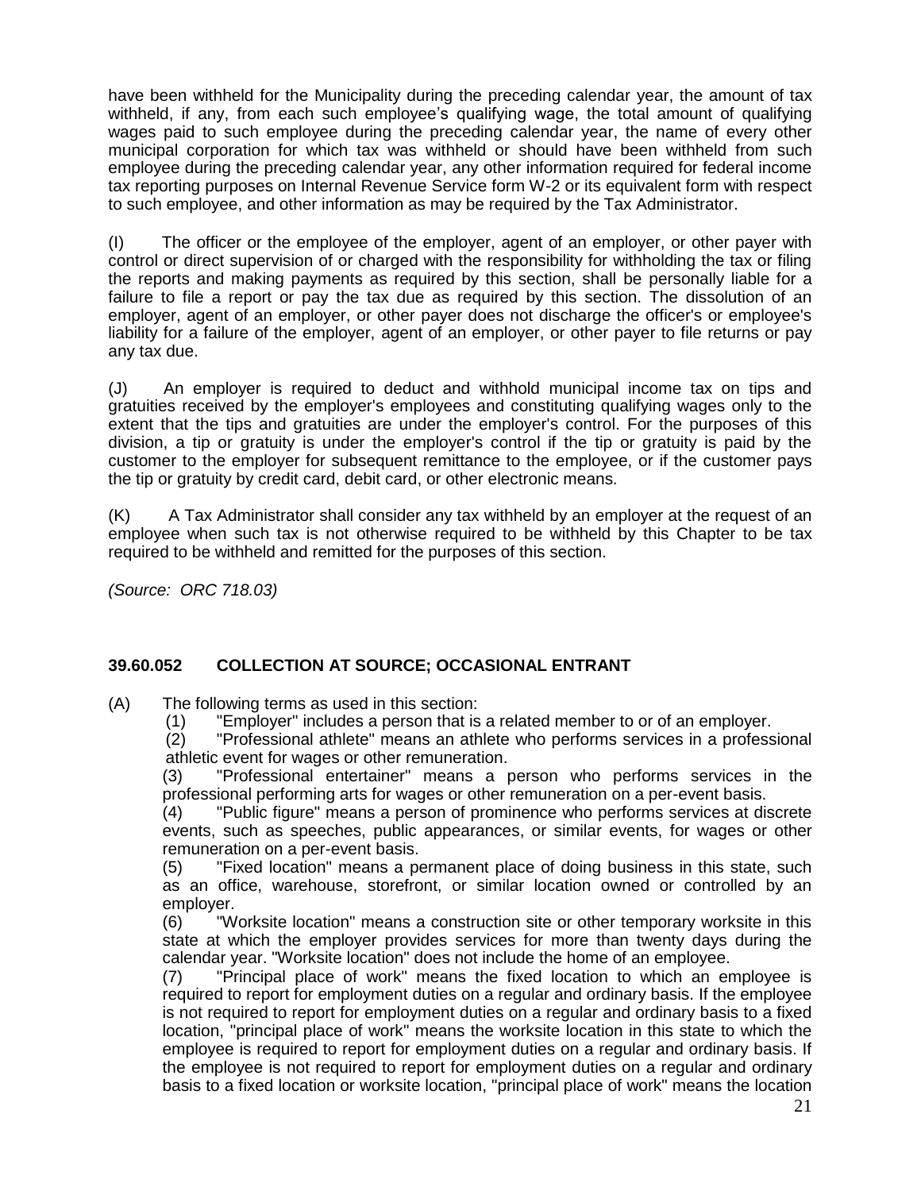have been withheld for the Municipality during the preceding calendar year, the amount of tax withheld, if any, from each such employee's qualifying wage, the total amount of qualifying wages paid to such employee during the preceding calendar year, the name of every other municipal corporation for which tax was withheld or should have been withheld from such employee during the preceding calendar year, any other information required for federal income tax reporting purposes on Internal Revenue Service form W-2 or its equivalent form with respect to such employee, and other information as may be required by the Tax Administrator.

(I) The officer or the employee of the employer, agent of an employer, or other payer with control or direct supervision of or charged with the responsibility for withholding the tax or filing the reports and making payments as required by this section, shall be personally liable for a failure to file a report or pay the tax due as required by this section. The dissolution of an employer, agent of an employer, or other payer does not discharge the officer's or employee's liability for a failure of the employer, agent of an employer, or other payer to file returns or pay any tax due.

(J) An employer is required to deduct and withhold municipal income tax on tips and gratuities received by the employer's employees and constituting qualifying wages only to the extent that the tips and gratuities are under the employer's control. For the purposes of this division, a tip or gratuity is under the employer's control if the tip or gratuity is paid by the customer to the employer for subsequent remittance to the employee, or if the customer pays the tip or gratuity by credit card, debit card, or other electronic means.

(K) A Tax Administrator shall consider any tax withheld by an employer at the request of an employee when such tax is not otherwise required to be withheld by this Chapter to be tax required to be withheld and remitted for the purposes of this section.

*(Source: ORC 718.03)*

**39.60.052 COLLECTION AT SOURCE; OCCASIONAL ENTRANT**

(A) The following terms as used in this section:

(1) "Employer" includes a person that is a related member to or of an employer.

(2) "Professional athlete" means an athlete who performs services in a professional athletic event for wages or other remuneration.

(3) "Professional entertainer" means a person who performs services in the professional performing arts for wages or other remuneration on a per-event basis.

(4) "Public figure" means a person of prominence who performs services at discrete events, such as speeches, public appearances, or similar events, for wages or other remuneration on a per-event basis.

(5) "Fixed location" means a permanent place of doing business in this state, such as an office, warehouse, storefront, or similar location owned or controlled by an employer.

(6) "Worksite location" means a construction site or other temporary worksite in this state at which the employer provides services for more than twenty days during the calendar year. "Worksite location" does not include the home of an employee.

(7) "Principal place of work" means the fixed location to which an employee is required to report for employment duties on a regular and ordinary basis. If the employee is not required to report for employment duties on a regular and ordinary basis to a fixed location, "principal place of work" means the worksite location in this state to which the employee is required to report for employment duties on a regular and ordinary basis. If the employee is not required to report for employment duties on a regular and ordinary basis to a fixed location or worksite location, "principal place of work" means the location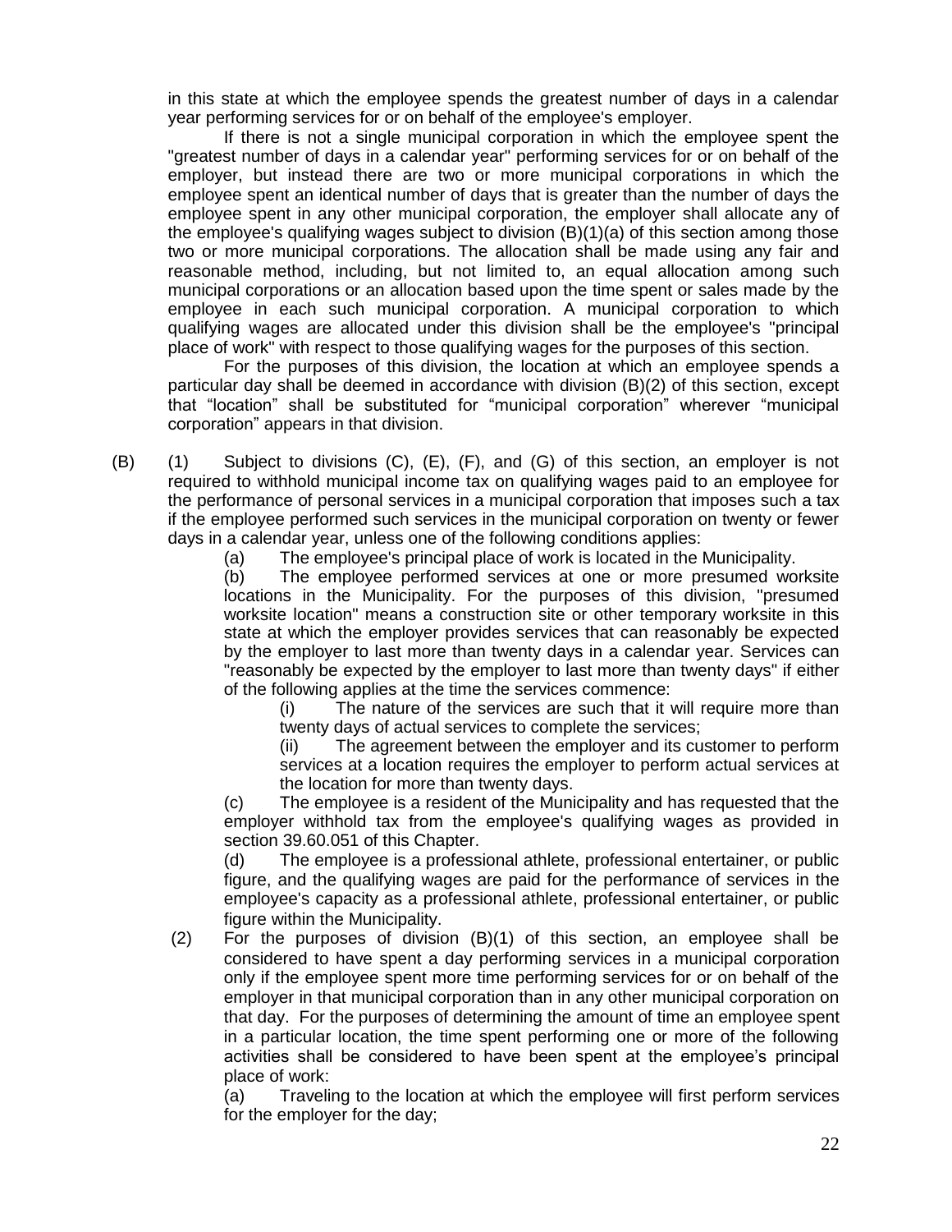in this state at which the employee spends the greatest number of days in a calendar year performing services for or on behalf of the employee's employer.

If there is not a single municipal corporation in which the employee spent the "greatest number of days in a calendar year" performing services for or on behalf of the employer, but instead there are two or more municipal corporations in which the employee spent an identical number of days that is greater than the number of days the employee spent in any other municipal corporation, the employer shall allocate any of the employee's qualifying wages subject to division (B)(1)(a) of this section among those two or more municipal corporations. The allocation shall be made using any fair and reasonable method, including, but not limited to, an equal allocation among such municipal corporations or an allocation based upon the time spent or sales made by the employee in each such municipal corporation. A municipal corporation to which qualifying wages are allocated under this division shall be the employee's "principal place of work" with respect to those qualifying wages for the purposes of this section.

For the purposes of this division, the location at which an employee spends a particular day shall be deemed in accordance with division (B)(2) of this section, except that "location" shall be substituted for "municipal corporation" wherever "municipal corporation" appears in that division.

(B) (1) Subject to divisions (C), (E), (F), and (G) of this section, an employer is not required to withhold municipal income tax on qualifying wages paid to an employee for the performance of personal services in a municipal corporation that imposes such a tax if the employee performed such services in the municipal corporation on twenty or fewer days in a calendar year, unless one of the following conditions applies:

(a) The employee's principal place of work is located in the Municipality.

(b) The employee performed services at one or more presumed worksite locations in the Municipality. For the purposes of this division, "presumed worksite location" means a construction site or other temporary worksite in this state at which the employer provides services that can reasonably be expected by the employer to last more than twenty days in a calendar year. Services can "reasonably be expected by the employer to last more than twenty days" if either of the following applies at the time the services commence:

(i) The nature of the services are such that it will require more than twenty days of actual services to complete the services;

(ii) The agreement between the employer and its customer to perform services at a location requires the employer to perform actual services at the location for more than twenty days.

(c) The employee is a resident of the Municipality and has requested that the employer withhold tax from the employee's qualifying wages as provided in section 39.60.051 of this Chapter.

(d) The employee is a professional athlete, professional entertainer, or public figure, and the qualifying wages are paid for the performance of services in the employee's capacity as a professional athlete, professional entertainer, or public figure within the Municipality.

(2) For the purposes of division (B)(1) of this section, an employee shall be considered to have spent a day performing services in a municipal corporation only if the employee spent more time performing services for or on behalf of the employer in that municipal corporation than in any other municipal corporation on that day. For the purposes of determining the amount of time an employee spent in a particular location, the time spent performing one or more of the following activities shall be considered to have been spent at the employee's principal place of work:

(a) Traveling to the location at which the employee will first perform services for the employer for the day;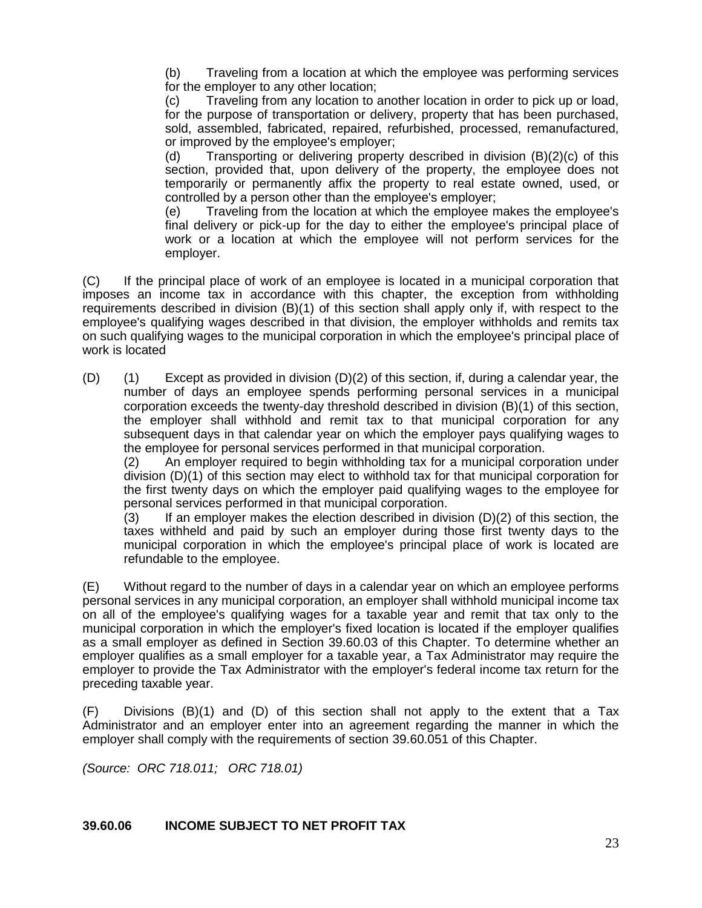(b) Traveling from a location at which the employee was performing services for the employer to any other location;

(c) Traveling from any location to another location in order to pick up or load, for the purpose of transportation or delivery, property that has been purchased, sold, assembled, fabricated, repaired, refurbished, processed, remanufactured, or improved by the employee's employer;

(d) Transporting or delivering property described in division (B)(2)(c) of this section, provided that, upon delivery of the property, the employee does not temporarily or permanently affix the property to real estate owned, used, or controlled by a person other than the employee's employer;

(e) Traveling from the location at which the employee makes the employee's final delivery or pick-up for the day to either the employee's principal place of work or a location at which the employee will not perform services for the employer.

(C) If the principal place of work of an employee is located in a municipal corporation that imposes an income tax in accordance with this chapter, the exception from withholding requirements described in division (B)(1) of this section shall apply only if, with respect to the employee's qualifying wages described in that division, the employer withholds and remits tax on such qualifying wages to the municipal corporation in which the employee's principal place of work is located

(D) (1) Except as provided in division (D)(2) of this section, if, during a calendar year, the number of days an employee spends performing personal services in a municipal corporation exceeds the twenty-day threshold described in division (B)(1) of this section, the employer shall withhold and remit tax to that municipal corporation for any subsequent days in that calendar year on which the employer pays qualifying wages to the employee for personal services performed in that municipal corporation.

(2) An employer required to begin withholding tax for a municipal corporation under division (D)(1) of this section may elect to withhold tax for that municipal corporation for the first twenty days on which the employer paid qualifying wages to the employee for personal services performed in that municipal corporation.

(3) If an employer makes the election described in division (D)(2) of this section, the taxes withheld and paid by such an employer during those first twenty days to the municipal corporation in which the employee's principal place of work is located are refundable to the employee.

(E) Without regard to the number of days in a calendar year on which an employee performs personal services in any municipal corporation, an employer shall withhold municipal income tax on all of the employee's qualifying wages for a taxable year and remit that tax only to the municipal corporation in which the employer's fixed location is located if the employer qualifies as a small employer as defined in Section 39.60.03 of this Chapter. To determine whether an employer qualifies as a small employer for a taxable year, a Tax Administrator may require the employer to provide the Tax Administrator with the employer's federal income tax return for the preceding taxable year.

(F) Divisions (B)(1) and (D) of this section shall not apply to the extent that a Tax Administrator and an employer enter into an agreement regarding the manner in which the employer shall comply with the requirements of section 39.60.051 of this Chapter.

*(Source: ORC 718.011; ORC 718.01)*

**39.60.06 INCOME SUBJECT TO NET PROFIT TAX**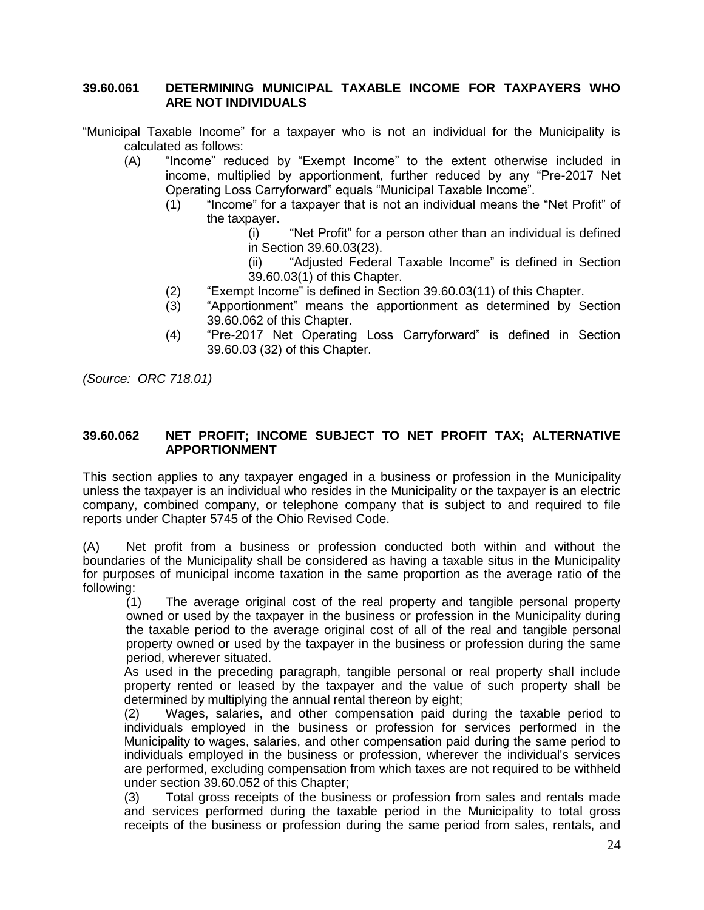### 39.60.061 DETERMINING MUNICIPAL TAXABLE INCOME FOR TAXPAYERS WHO ARE NOT INDIVIDUALS

"Municipal Taxable Income" for a taxpayer who is not an individual for the Municipality is calculated as follows:

(A) "Income" reduced by "Exempt Income" to the extent otherwise included in income, multiplied by apportionment, further reduced by any "Pre-2017 Net Operating Loss Carryforward" equals "Municipal Taxable Income".

(1) "Income" for a taxpayer that is not an individual means the "Net Profit" of the taxpayer.

(i) "Net Profit" for a person other than an individual is defined in Section 39.60.03(23).

(ii) "Adjusted Federal Taxable Income" is defined in Section 39.60.03(1) of this Chapter.

(2) "Exempt Income" is defined in Section 39.60.03(11) of this Chapter.

(3) "Apportionment" means the apportionment as determined by Section 39.60.062 of this Chapter.

(4) "Pre-2017 Net Operating Loss Carryforward" is defined in Section 39.60.03 (32) of this Chapter.

*(Source: ORC 718.01)*

### 39.60.062 NET PROFIT; INCOME SUBJECT TO NET PROFIT TAX; ALTERNATIVE APPORTIONMENT

This section applies to any taxpayer engaged in a business or profession in the Municipality unless the taxpayer is an individual who resides in the Municipality or the taxpayer is an electric company, combined company, or telephone company that is subject to and required to file reports under Chapter 5745 of the Ohio Revised Code.

(A) Net profit from a business or profession conducted both within and without the boundaries of the Municipality shall be considered as having a taxable situs in the Municipality for purposes of municipal income taxation in the same proportion as the average ratio of the following:

(1) The average original cost of the real property and tangible personal property owned or used by the taxpayer in the business or profession in the Municipality during the taxable period to the average original cost of all of the real and tangible personal property owned or used by the taxpayer in the business or profession during the same period, wherever situated.

As used in the preceding paragraph, tangible personal or real property shall include property rented or leased by the taxpayer and the value of such property shall be determined by multiplying the annual rental thereon by eight;

(2) Wages, salaries, and other compensation paid during the taxable period to individuals employed in the business or profession for services performed in the Municipality to wages, salaries, and other compensation paid during the same period to individuals employed in the business or profession, wherever the individual's services are performed, excluding compensation from which taxes are not required to be withheld under section 39.60.052 of this Chapter;

(3) Total gross receipts of the business or profession from sales and rentals made and services performed during the taxable period in the Municipality to total gross receipts of the business or profession during the same period from sales, rentals, and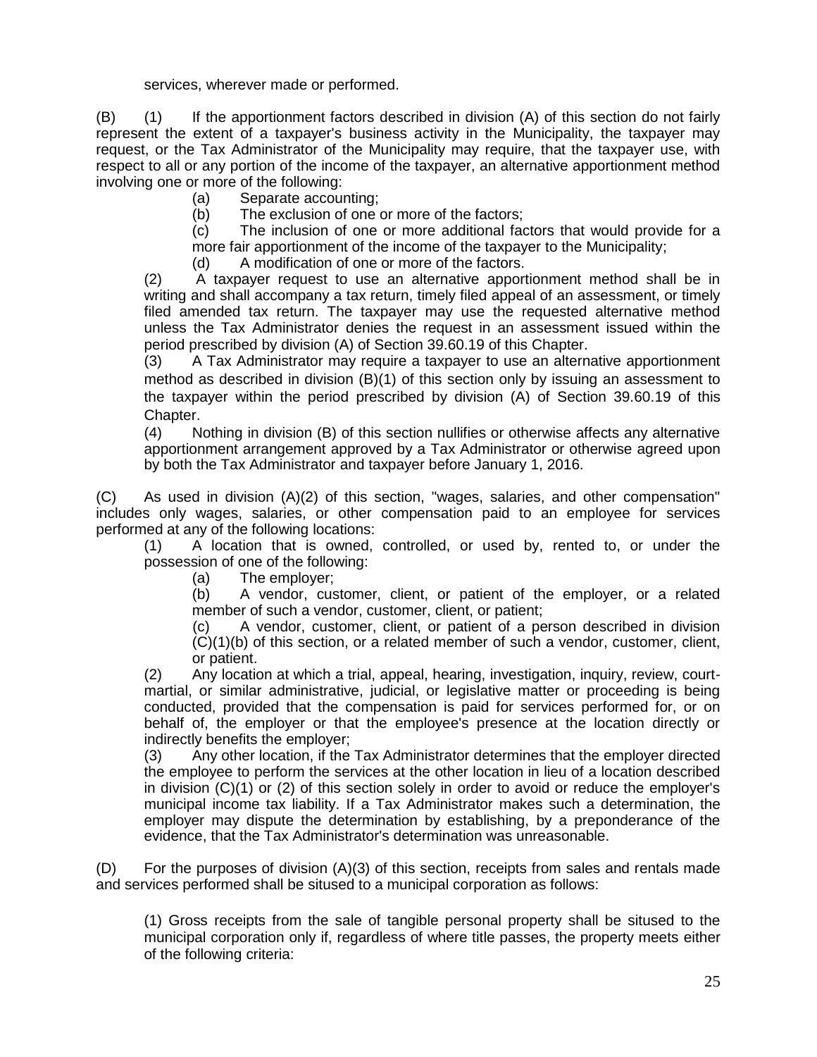services, wherever made or performed.

(B) (1) If the apportionment factors described in division (A) of this section do not fairly represent the extent of a taxpayer's business activity in the Municipality, the taxpayer may request, or the Tax Administrator of the Municipality may require, that the taxpayer use, with respect to all or any portion of the income of the taxpayer, an alternative apportionment method involving one or more of the following:

(a) Separate accounting;

(b) The exclusion of one or more of the factors;

(c) The inclusion of one or more additional factors that would provide for a more fair apportionment of the income of the taxpayer to the Municipality;

(d) A modification of one or more of the factors.

(2) A taxpayer request to use an alternative apportionment method shall be in writing and shall accompany a tax return, timely filed appeal of an assessment, or timely filed amended tax return. The taxpayer may use the requested alternative method unless the Tax Administrator denies the request in an assessment issued within the period prescribed by division (A) of Section 39.60.19 of this Chapter.

(3) A Tax Administrator may require a taxpayer to use an alternative apportionment method as described in division (B)(1) of this section only by issuing an assessment to the taxpayer within the period prescribed by division (A) of Section 39.60.19 of this Chapter.

(4) Nothing in division (B) of this section nullifies or otherwise affects any alternative apportionment arrangement approved by a Tax Administrator or otherwise agreed upon by both the Tax Administrator and taxpayer before January 1, 2016.

(C) As used in division (A)(2) of this section, "wages, salaries, and other compensation" includes only wages, salaries, or other compensation paid to an employee for services performed at any of the following locations:

(1) A location that is owned, controlled, or used by, rented to, or under the possession of one of the following:

(a) The employer;

(b) A vendor, customer, client, or patient of the employer, or a related member of such a vendor, customer, client, or patient;

(c) A vendor, customer, client, or patient of a person described in division (C)(1)(b) of this section, or a related member of such a vendor, customer, client, or patient.

(2) Any location at which a trial, appeal, hearing, investigation, inquiry, review, court-martial, or similar administrative, judicial, or legislative matter or proceeding is being conducted, provided that the compensation is paid for services performed for, or on behalf of, the employer or that the employee's presence at the location directly or indirectly benefits the employer;

(3) Any other location, if the Tax Administrator determines that the employer directed the employee to perform the services at the other location in lieu of a location described in division (C)(1) or (2) of this section solely in order to avoid or reduce the employer's municipal income tax liability. If a Tax Administrator makes such a determination, the employer may dispute the determination by establishing, by a preponderance of the evidence, that the Tax Administrator's determination was unreasonable.

(D) For the purposes of division (A)(3) of this section, receipts from sales and rentals made and services performed shall be sitused to a municipal corporation as follows:

(1) Gross receipts from the sale of tangible personal property shall be sitused to the municipal corporation only if, regardless of where title passes, the property meets either of the following criteria: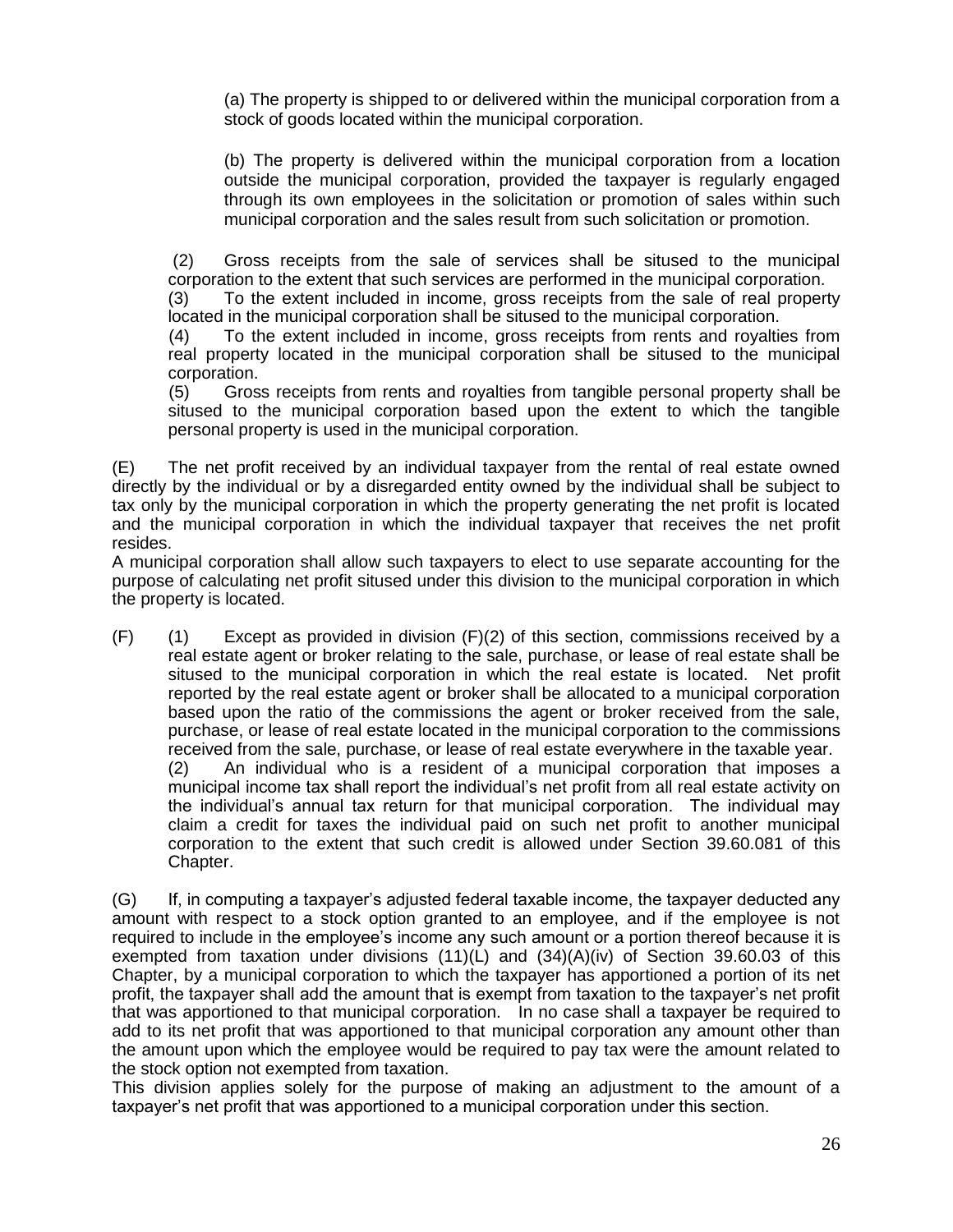(a) The property is shipped to or delivered within the municipal corporation from a stock of goods located within the municipal corporation.

(b) The property is delivered within the municipal corporation from a location outside the municipal corporation, provided the taxpayer is regularly engaged through its own employees in the solicitation or promotion of sales within such municipal corporation and the sales result from such solicitation or promotion.

(2) Gross receipts from the sale of services shall be sitused to the municipal corporation to the extent that such services are performed in the municipal corporation.

(3) To the extent included in income, gross receipts from the sale of real property located in the municipal corporation shall be sitused to the municipal corporation.

(4) To the extent included in income, gross receipts from rents and royalties from real property located in the municipal corporation shall be sitused to the municipal corporation.

(5) Gross receipts from rents and royalties from tangible personal property shall be sitused to the municipal corporation based upon the extent to which the tangible personal property is used in the municipal corporation.

(E) The net profit received by an individual taxpayer from the rental of real estate owned directly by the individual or by a disregarded entity owned by the individual shall be subject to tax only by the municipal corporation in which the property generating the net profit is located and the municipal corporation in which the individual taxpayer that receives the net profit resides.

A municipal corporation shall allow such taxpayers to elect to use separate accounting for the purpose of calculating net profit sitused under this division to the municipal corporation in which the property is located.

(F) (1) Except as provided in division (F)(2) of this section, commissions received by a real estate agent or broker relating to the sale, purchase, or lease of real estate shall be sitused to the municipal corporation in which the real estate is located. Net profit reported by the real estate agent or broker shall be allocated to a municipal corporation based upon the ratio of the commissions the agent or broker received from the sale, purchase, or lease of real estate located in the municipal corporation to the commissions received from the sale, purchase, or lease of real estate everywhere in the taxable year.

(2) An individual who is a resident of a municipal corporation that imposes a municipal income tax shall report the individual's net profit from all real estate activity on the individual's annual tax return for that municipal corporation. The individual may claim a credit for taxes the individual paid on such net profit to another municipal corporation to the extent that such credit is allowed under Section 39.60.081 of this Chapter.

(G) If, in computing a taxpayer's adjusted federal taxable income, the taxpayer deducted any amount with respect to a stock option granted to an employee, and if the employee is not required to include in the employee's income any such amount or a portion thereof because it is exempted from taxation under divisions (11)(L) and (34)(A)(iv) of Section 39.60.03 of this Chapter, by a municipal corporation to which the taxpayer has apportioned a portion of its net profit, the taxpayer shall add the amount that is exempt from taxation to the taxpayer's net profit that was apportioned to that municipal corporation. In no case shall a taxpayer be required to add to its net profit that was apportioned to that municipal corporation any amount other than the amount upon which the employee would be required to pay tax were the amount related to the stock option not exempted from taxation.

This division applies solely for the purpose of making an adjustment to the amount of a taxpayer's net profit that was apportioned to a municipal corporation under this section.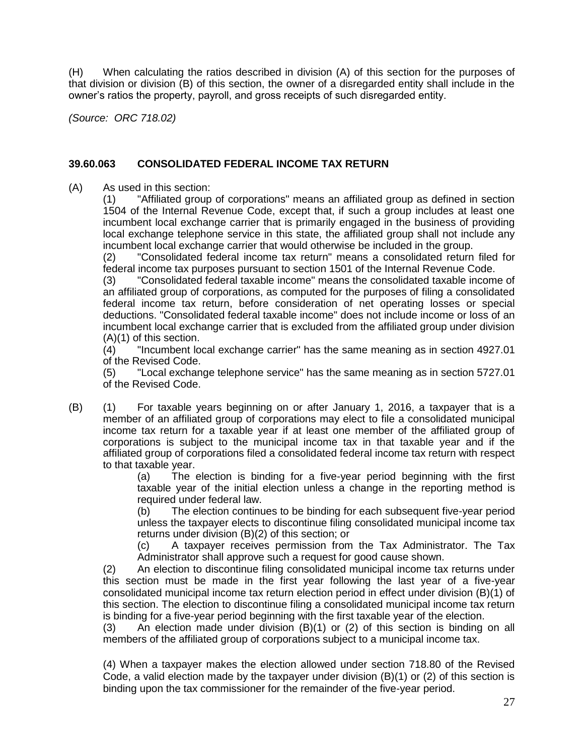(H) When calculating the ratios described in division (A) of this section for the purposes of that division or division (B) of this section, the owner of a disregarded entity shall include in the owner's ratios the property, payroll, and gross receipts of such disregarded entity.

*(Source: ORC 718.02)*

### 39.60.063 CONSOLIDATED FEDERAL INCOME TAX RETURN

(A) As used in this section:

(1) "Affiliated group of corporations" means an affiliated group as defined in section 1504 of the Internal Revenue Code, except that, if such a group includes at least one incumbent local exchange carrier that is primarily engaged in the business of providing local exchange telephone service in this state, the affiliated group shall not include any incumbent local exchange carrier that would otherwise be included in the group.

(2) "Consolidated federal income tax return" means a consolidated return filed for federal income tax purposes pursuant to section 1501 of the Internal Revenue Code.

(3) "Consolidated federal taxable income" means the consolidated taxable income of an affiliated group of corporations, as computed for the purposes of filing a consolidated federal income tax return, before consideration of net operating losses or special deductions. "Consolidated federal taxable income" does not include income or loss of an incumbent local exchange carrier that is excluded from the affiliated group under division (A)(1) of this section.

(4) "Incumbent local exchange carrier" has the same meaning as in section 4927.01 of the Revised Code.

(5) "Local exchange telephone service" has the same meaning as in section 5727.01 of the Revised Code.

(B) (1) For taxable years beginning on or after January 1, 2016, a taxpayer that is a member of an affiliated group of corporations may elect to file a consolidated municipal income tax return for a taxable year if at least one member of the affiliated group of corporations is subject to the municipal income tax in that taxable year and if the affiliated group of corporations filed a consolidated federal income tax return with respect to that taxable year.

(a) The election is binding for a five-year period beginning with the first taxable year of the initial election unless a change in the reporting method is required under federal law.

(b) The election continues to be binding for each subsequent five-year period unless the taxpayer elects to discontinue filing consolidated municipal income tax returns under division (B)(2) of this section; or

(c) A taxpayer receives permission from the Tax Administrator. The Tax Administrator shall approve such a request for good cause shown.

(2) An election to discontinue filing consolidated municipal income tax returns under this section must be made in the first year following the last year of a five-year consolidated municipal income tax return election period in effect under division (B)(1) of this section. The election to discontinue filing a consolidated municipal income tax return is binding for a five-year period beginning with the first taxable year of the election.

(3) An election made under division (B)(1) or (2) of this section is binding on all members of the affiliated group of corporations subject to a municipal income tax.

(4) When a taxpayer makes the election allowed under section 718.80 of the Revised Code, a valid election made by the taxpayer under division (B)(1) or (2) of this section is binding upon the tax commissioner for the remainder of the five-year period.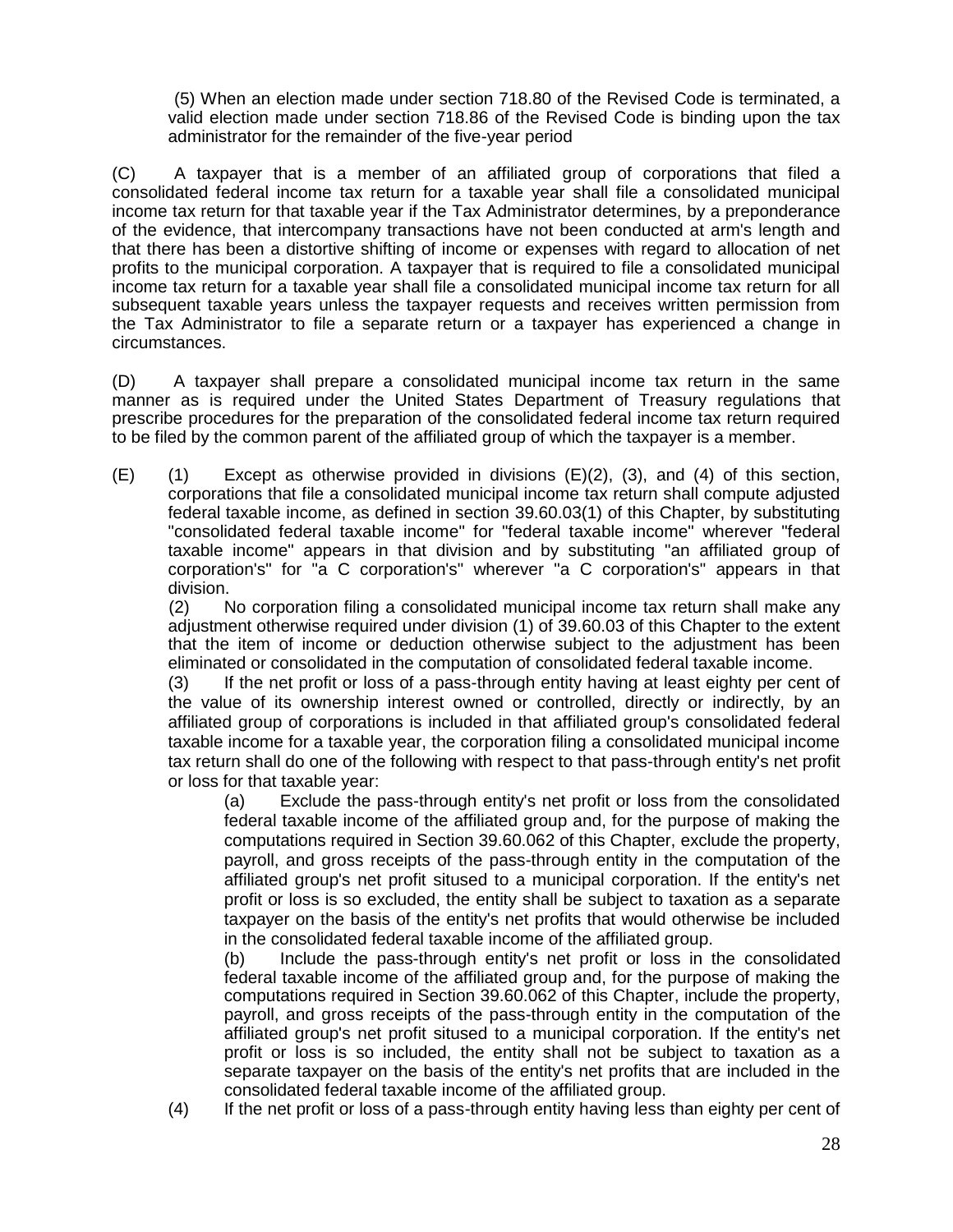(5) When an election made under section 718.80 of the Revised Code is terminated, a valid election made under section 718.86 of the Revised Code is binding upon the tax administrator for the remainder of the five-year period

(C) A taxpayer that is a member of an affiliated group of corporations that filed a consolidated federal income tax return for a taxable year shall file a consolidated municipal income tax return for that taxable year if the Tax Administrator determines, by a preponderance of the evidence, that intercompany transactions have not been conducted at arm's length and that there has been a distortive shifting of income or expenses with regard to allocation of net profits to the municipal corporation. A taxpayer that is required to file a consolidated municipal income tax return for a taxable year shall file a consolidated municipal income tax return for all subsequent taxable years unless the taxpayer requests and receives written permission from the Tax Administrator to file a separate return or a taxpayer has experienced a change in circumstances.

(D) A taxpayer shall prepare a consolidated municipal income tax return in the same manner as is required under the United States Department of Treasury regulations that prescribe procedures for the preparation of the consolidated federal income tax return required to be filed by the common parent of the affiliated group of which the taxpayer is a member.

(E) (1) Except as otherwise provided in divisions (E)(2), (3), and (4) of this section, corporations that file a consolidated municipal income tax return shall compute adjusted federal taxable income, as defined in section 39.60.03(1) of this Chapter, by substituting "consolidated federal taxable income" for "federal taxable income" wherever "federal taxable income" appears in that division and by substituting "an affiliated group of corporation's" for "a C corporation's" wherever "a C corporation's" appears in that division.

(2) No corporation filing a consolidated municipal income tax return shall make any adjustment otherwise required under division (1) of 39.60.03 of this Chapter to the extent that the item of income or deduction otherwise subject to the adjustment has been eliminated or consolidated in the computation of consolidated federal taxable income.

(3) If the net profit or loss of a pass-through entity having at least eighty per cent of the value of its ownership interest owned or controlled, directly or indirectly, by an affiliated group of corporations is included in that affiliated group's consolidated federal taxable income for a taxable year, the corporation filing a consolidated municipal income tax return shall do one of the following with respect to that pass-through entity's net profit or loss for that taxable year:

(a) Exclude the pass-through entity's net profit or loss from the consolidated federal taxable income of the affiliated group and, for the purpose of making the computations required in Section 39.60.062 of this Chapter, exclude the property, payroll, and gross receipts of the pass-through entity in the computation of the affiliated group's net profit sitused to a municipal corporation. If the entity's net profit or loss is so excluded, the entity shall be subject to taxation as a separate taxpayer on the basis of the entity's net profits that would otherwise be included in the consolidated federal taxable income of the affiliated group.

(b) Include the pass-through entity's net profit or loss in the consolidated federal taxable income of the affiliated group and, for the purpose of making the computations required in Section 39.60.062 of this Chapter, include the property, payroll, and gross receipts of the pass-through entity in the computation of the affiliated group's net profit sitused to a municipal corporation. If the entity's net profit or loss is so included, the entity shall not be subject to taxation as a separate taxpayer on the basis of the entity's net profits that are included in the consolidated federal taxable income of the affiliated group.

(4) If the net profit or loss of a pass-through entity having less than eighty per cent of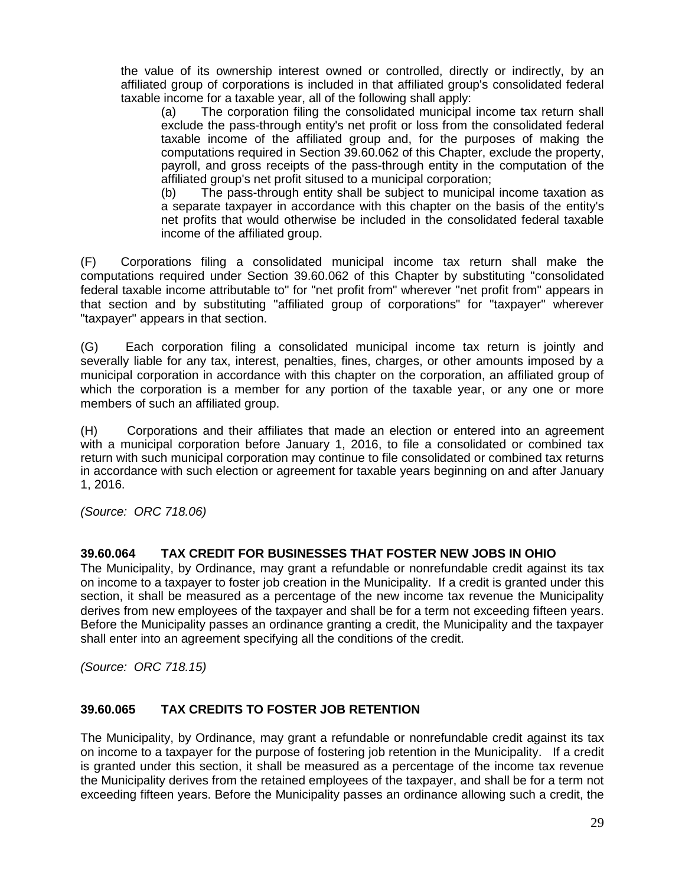the value of its ownership interest owned or controlled, directly or indirectly, by an affiliated group of corporations is included in that affiliated group's consolidated federal taxable income for a taxable year, all of the following shall apply:

(a) The corporation filing the consolidated municipal income tax return shall exclude the pass-through entity's net profit or loss from the consolidated federal taxable income of the affiliated group and, for the purposes of making the computations required in Section 39.60.062 of this Chapter, exclude the property, payroll, and gross receipts of the pass-through entity in the computation of the affiliated group's net profit sitused to a municipal corporation;

(b) The pass-through entity shall be subject to municipal income taxation as a separate taxpayer in accordance with this chapter on the basis of the entity's net profits that would otherwise be included in the consolidated federal taxable income of the affiliated group.

(F) Corporations filing a consolidated municipal income tax return shall make the computations required under Section 39.60.062 of this Chapter by substituting "consolidated federal taxable income attributable to" for "net profit from" wherever "net profit from" appears in that section and by substituting "affiliated group of corporations" for "taxpayer" wherever "taxpayer" appears in that section.

(G) Each corporation filing a consolidated municipal income tax return is jointly and severally liable for any tax, interest, penalties, fines, charges, or other amounts imposed by a municipal corporation in accordance with this chapter on the corporation, an affiliated group of which the corporation is a member for any portion of the taxable year, or any one or more members of such an affiliated group.

(H) Corporations and their affiliates that made an election or entered into an agreement with a municipal corporation before January 1, 2016, to file a consolidated or combined tax return with such municipal corporation may continue to file consolidated or combined tax returns in accordance with such election or agreement for taxable years beginning on and after January 1, 2016.

*(Source: ORC 718.06)*

**39.60.064 TAX CREDIT FOR BUSINESSES THAT FOSTER NEW JOBS IN OHIO**

The Municipality, by Ordinance, may grant a refundable or nonrefundable credit against its tax on income to a taxpayer to foster job creation in the Municipality. If a credit is granted under this section, it shall be measured as a percentage of the new income tax revenue the Municipality derives from new employees of the taxpayer and shall be for a term not exceeding fifteen years. Before the Municipality passes an ordinance granting a credit, the Municipality and the taxpayer shall enter into an agreement specifying all the conditions of the credit.

*(Source: ORC 718.15)*

**39.60.065 TAX CREDITS TO FOSTER JOB RETENTION**

The Municipality, by Ordinance, may grant a refundable or nonrefundable credit against its tax on income to a taxpayer for the purpose of fostering job retention in the Municipality. If a credit is granted under this section, it shall be measured as a percentage of the income tax revenue the Municipality derives from the retained employees of the taxpayer, and shall be for a term not exceeding fifteen years. Before the Municipality passes an ordinance allowing such a credit, the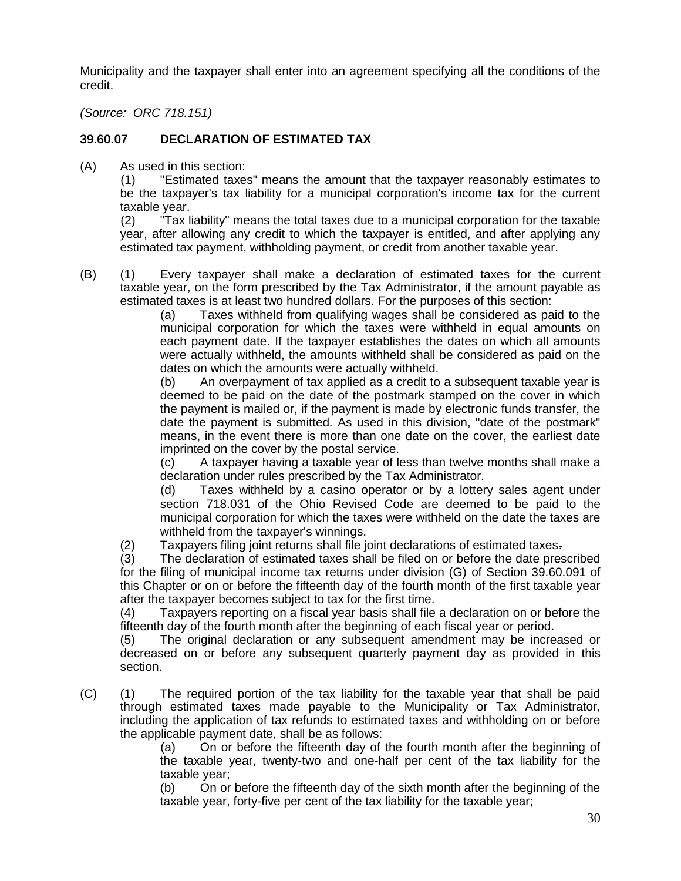Municipality and the taxpayer shall enter into an agreement specifying all the conditions of the credit.

*(Source: ORC 718.151)*

### 39.60.07 DECLARATION OF ESTIMATED TAX

(A) As used in this section:

(1) "Estimated taxes" means the amount that the taxpayer reasonably estimates to be the taxpayer's tax liability for a municipal corporation's income tax for the current taxable year.

(2) "Tax liability" means the total taxes due to a municipal corporation for the taxable year, after allowing any credit to which the taxpayer is entitled, and after applying any estimated tax payment, withholding payment, or credit from another taxable year.

(B) (1) Every taxpayer shall make a declaration of estimated taxes for the current taxable year, on the form prescribed by the Tax Administrator, if the amount payable as estimated taxes is at least two hundred dollars. For the purposes of this section:

(a) Taxes withheld from qualifying wages shall be considered as paid to the municipal corporation for which the taxes were withheld in equal amounts on each payment date. If the taxpayer establishes the dates on which all amounts were actually withheld, the amounts withheld shall be considered as paid on the dates on which the amounts were actually withheld.

(b) An overpayment of tax applied as a credit to a subsequent taxable year is deemed to be paid on the date of the postmark stamped on the cover in which the payment is mailed or, if the payment is made by electronic funds transfer, the date the payment is submitted. As used in this division, "date of the postmark" means, in the event there is more than one date on the cover, the earliest date imprinted on the cover by the postal service.

(c) A taxpayer having a taxable year of less than twelve months shall make a declaration under rules prescribed by the Tax Administrator.

(d) Taxes withheld by a casino operator or by a lottery sales agent under section 718.031 of the Ohio Revised Code are deemed to be paid to the municipal corporation for which the taxes were withheld on the date the taxes are withheld from the taxpayer's winnings.

(2) Taxpayers filing joint returns shall file joint declarations of estimated taxes.

(3) The declaration of estimated taxes shall be filed on or before the date prescribed for the filing of municipal income tax returns under division (G) of Section 39.60.091 of this Chapter or on or before the fifteenth day of the fourth month of the first taxable year after the taxpayer becomes subject to tax for the first time.

(4) Taxpayers reporting on a fiscal year basis shall file a declaration on or before the fifteenth day of the fourth month after the beginning of each fiscal year or period.

(5) The original declaration or any subsequent amendment may be increased or decreased on or before any subsequent quarterly payment day as provided in this section.

(C) (1) The required portion of the tax liability for the taxable year that shall be paid through estimated taxes made payable to the Municipality or Tax Administrator, including the application of tax refunds to estimated taxes and withholding on or before the applicable payment date, shall be as follows:

(a) On or before the fifteenth day of the fourth month after the beginning of the taxable year, twenty-two and one-half per cent of the tax liability for the taxable year;

(b) On or before the fifteenth day of the sixth month after the beginning of the taxable year, forty-five per cent of the tax liability for the taxable year;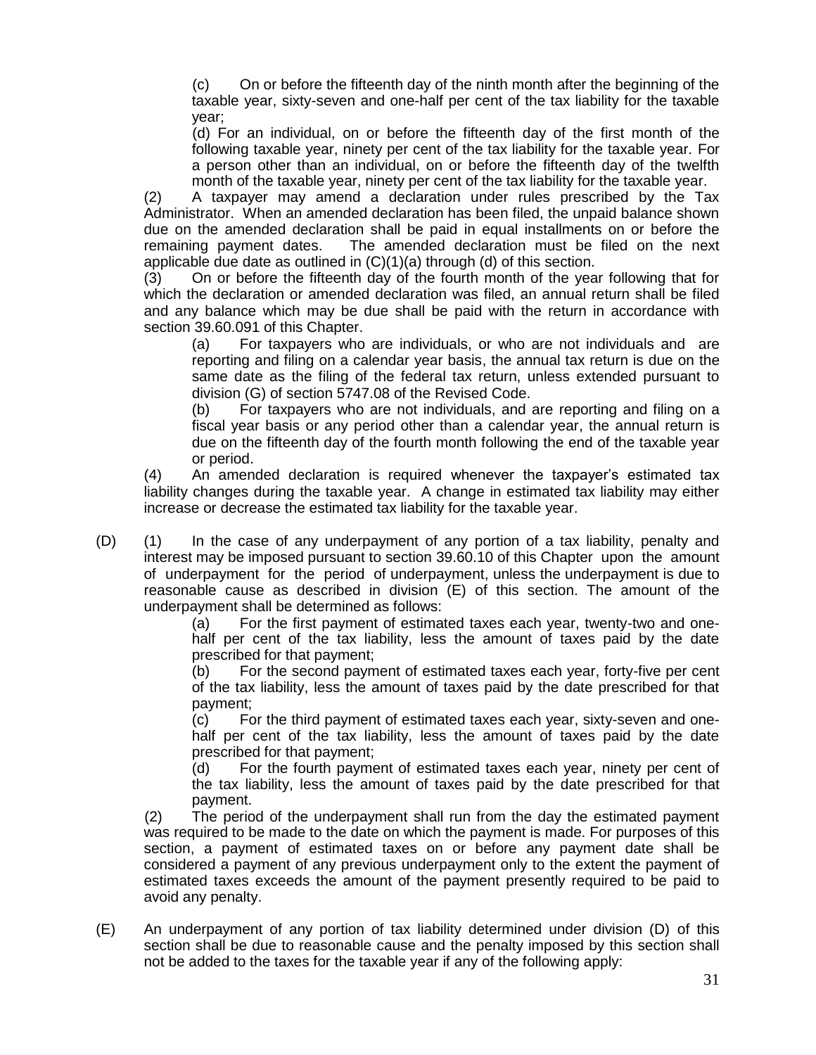(c) On or before the fifteenth day of the ninth month after the beginning of the taxable year, sixty-seven and one-half per cent of the tax liability for the taxable year;

(d) For an individual, on or before the fifteenth day of the first month of the following taxable year, ninety per cent of the tax liability for the taxable year. For a person other than an individual, on or before the fifteenth day of the twelfth month of the taxable year, ninety per cent of the tax liability for the taxable year.

(2) A taxpayer may amend a declaration under rules prescribed by the Tax Administrator. When an amended declaration has been filed, the unpaid balance shown due on the amended declaration shall be paid in equal installments on or before the remaining payment dates. The amended declaration must be filed on the next applicable due date as outlined in (C)(1)(a) through (d) of this section.

(3) On or before the fifteenth day of the fourth month of the year following that for which the declaration or amended declaration was filed, an annual return shall be filed and any balance which may be due shall be paid with the return in accordance with section 39.60.091 of this Chapter.

(a) For taxpayers who are individuals, or who are not individuals and are reporting and filing on a calendar year basis, the annual tax return is due on the same date as the filing of the federal tax return, unless extended pursuant to division (G) of section 5747.08 of the Revised Code.

(b) For taxpayers who are not individuals, and are reporting and filing on a fiscal year basis or any period other than a calendar year, the annual return is due on the fifteenth day of the fourth month following the end of the taxable year or period.

(4) An amended declaration is required whenever the taxpayer's estimated tax liability changes during the taxable year. A change in estimated tax liability may either increase or decrease the estimated tax liability for the taxable year.

(D) (1) In the case of any underpayment of any portion of a tax liability, penalty and interest may be imposed pursuant to section 39.60.10 of this Chapter upon the amount of underpayment for the period of underpayment, unless the underpayment is due to reasonable cause as described in division (E) of this section. The amount of the underpayment shall be determined as follows:

(a) For the first payment of estimated taxes each year, twenty-two and one-half per cent of the tax liability, less the amount of taxes paid by the date prescribed for that payment;

(b) For the second payment of estimated taxes each year, forty-five per cent of the tax liability, less the amount of taxes paid by the date prescribed for that payment;

(c) For the third payment of estimated taxes each year, sixty-seven and one-half per cent of the tax liability, less the amount of taxes paid by the date prescribed for that payment;

(d) For the fourth payment of estimated taxes each year, ninety per cent of the tax liability, less the amount of taxes paid by the date prescribed for that payment.

(2) The period of the underpayment shall run from the day the estimated payment was required to be made to the date on which the payment is made. For purposes of this section, a payment of estimated taxes on or before any payment date shall be considered a payment of any previous underpayment only to the extent the payment of estimated taxes exceeds the amount of the payment presently required to be paid to avoid any penalty.

(E) An underpayment of any portion of tax liability determined under division (D) of this section shall be due to reasonable cause and the penalty imposed by this section shall not be added to the taxes for the taxable year if any of the following apply: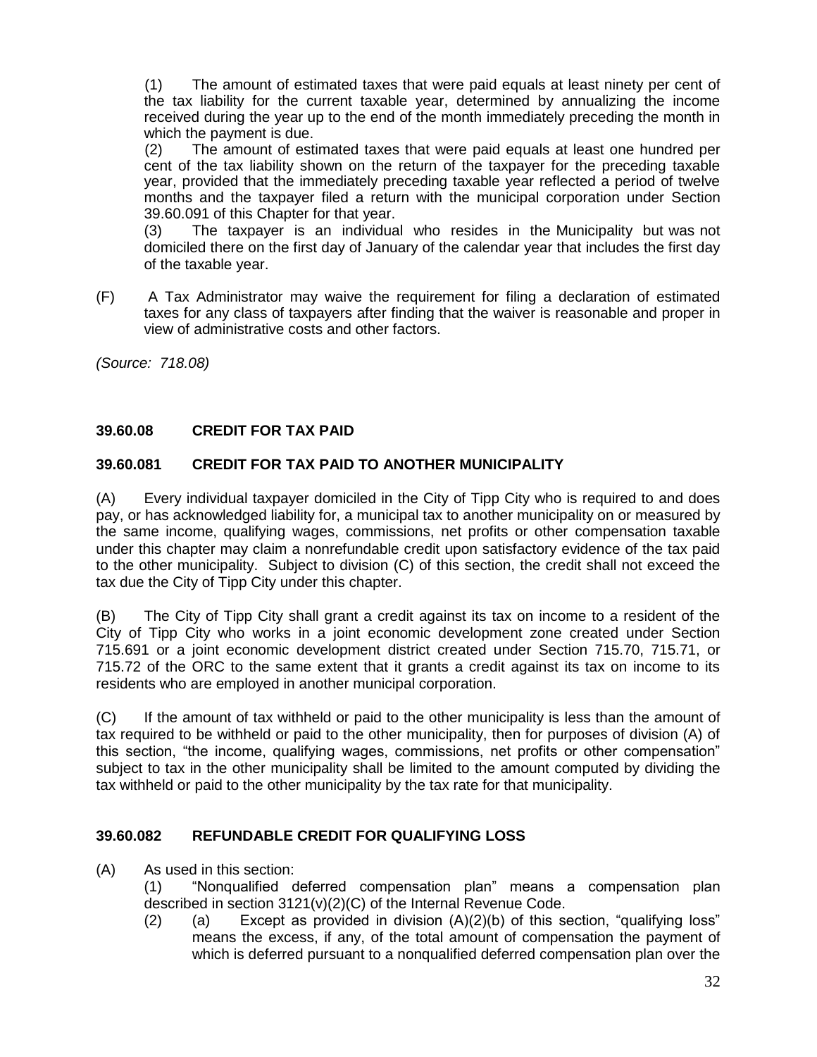(1) The amount of estimated taxes that were paid equals at least ninety per cent of the tax liability for the current taxable year, determined by annualizing the income received during the year up to the end of the month immediately preceding the month in which the payment is due.

(2) The amount of estimated taxes that were paid equals at least one hundred per cent of the tax liability shown on the return of the taxpayer for the preceding taxable year, provided that the immediately preceding taxable year reflected a period of twelve months and the taxpayer filed a return with the municipal corporation under Section 39.60.091 of this Chapter for that year.

(3) The taxpayer is an individual who resides in the Municipality but was not domiciled there on the first day of January of the calendar year that includes the first day of the taxable year.

(F) A Tax Administrator may waive the requirement for filing a declaration of estimated taxes for any class of taxpayers after finding that the waiver is reasonable and proper in view of administrative costs and other factors.

*(Source: 718.08)*

**39.60.08 CREDIT FOR TAX PAID**

**39.60.081 CREDIT FOR TAX PAID TO ANOTHER MUNICIPALITY**

(A) Every individual taxpayer domiciled in the City of Tipp City who is required to and does pay, or has acknowledged liability for, a municipal tax to another municipality on or measured by the same income, qualifying wages, commissions, net profits or other compensation taxable under this chapter may claim a nonrefundable credit upon satisfactory evidence of the tax paid to the other municipality. Subject to division (C) of this section, the credit shall not exceed the tax due the City of Tipp City under this chapter.

(B) The City of Tipp City shall grant a credit against its tax on income to a resident of the City of Tipp City who works in a joint economic development zone created under Section 715.691 or a joint economic development district created under Section 715.70, 715.71, or 715.72 of the ORC to the same extent that it grants a credit against its tax on income to its residents who are employed in another municipal corporation.

(C) If the amount of tax withheld or paid to the other municipality is less than the amount of tax required to be withheld or paid to the other municipality, then for purposes of division (A) of this section, "the income, qualifying wages, commissions, net profits or other compensation" subject to tax in the other municipality shall be limited to the amount computed by dividing the tax withheld or paid to the other municipality by the tax rate for that municipality.

**39.60.082 REFUNDABLE CREDIT FOR QUALIFYING LOSS**

(A) As used in this section:

(1) "Nonqualified deferred compensation plan" means a compensation plan described in section 3121(v)(2)(C) of the Internal Revenue Code.

(2) (a) Except as provided in division (A)(2)(b) of this section, "qualifying loss" means the excess, if any, of the total amount of compensation the payment of which is deferred pursuant to a nonqualified deferred compensation plan over the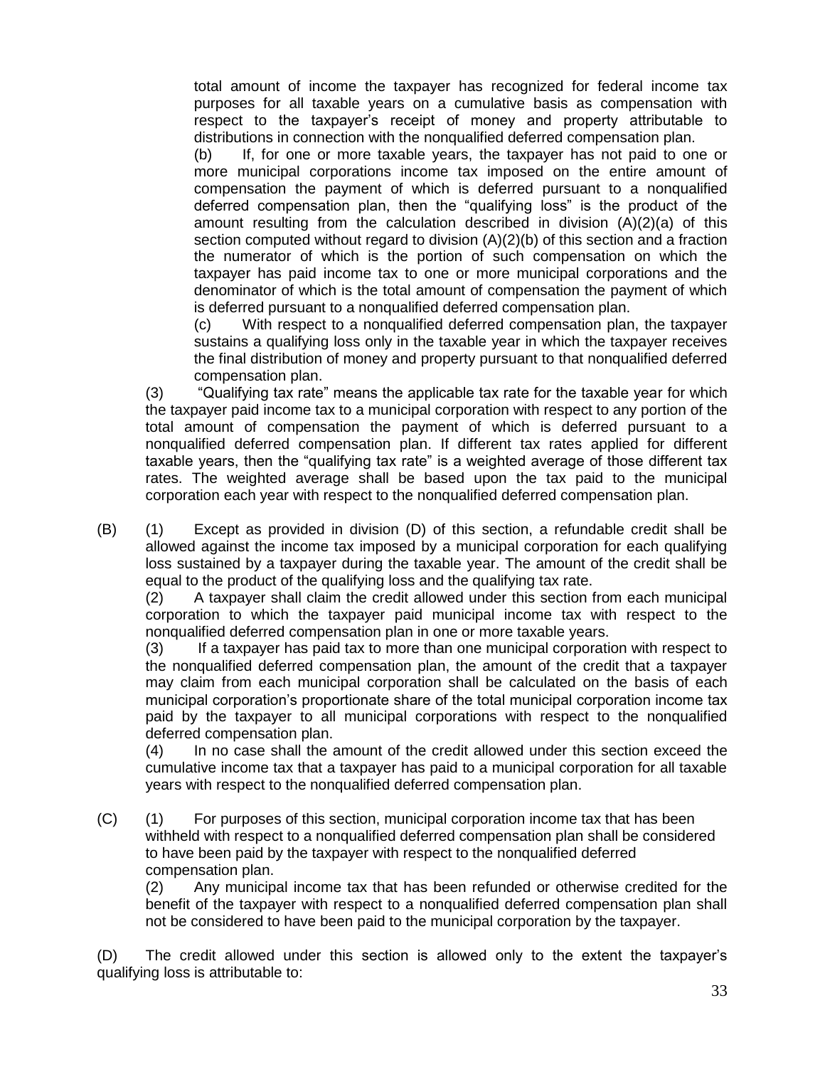total amount of income the taxpayer has recognized for federal income tax purposes for all taxable years on a cumulative basis as compensation with respect to the taxpayer's receipt of money and property attributable to distributions in connection with the nonqualified deferred compensation plan.

(b) If, for one or more taxable years, the taxpayer has not paid to one or more municipal corporations income tax imposed on the entire amount of compensation the payment of which is deferred pursuant to a nonqualified deferred compensation plan, then the "qualifying loss" is the product of the amount resulting from the calculation described in division (A)(2)(a) of this section computed without regard to division (A)(2)(b) of this section and a fraction the numerator of which is the portion of such compensation on which the taxpayer has paid income tax to one or more municipal corporations and the denominator of which is the total amount of compensation the payment of which is deferred pursuant to a nonqualified deferred compensation plan.

(c) With respect to a nonqualified deferred compensation plan, the taxpayer sustains a qualifying loss only in the taxable year in which the taxpayer receives the final distribution of money and property pursuant to that nonqualified deferred compensation plan.

(3) "Qualifying tax rate" means the applicable tax rate for the taxable year for which the taxpayer paid income tax to a municipal corporation with respect to any portion of the total amount of compensation the payment of which is deferred pursuant to a nonqualified deferred compensation plan. If different tax rates applied for different taxable years, then the "qualifying tax rate" is a weighted average of those different tax rates. The weighted average shall be based upon the tax paid to the municipal corporation each year with respect to the nonqualified deferred compensation plan.

(B) (1) Except as provided in division (D) of this section, a refundable credit shall be allowed against the income tax imposed by a municipal corporation for each qualifying loss sustained by a taxpayer during the taxable year. The amount of the credit shall be equal to the product of the qualifying loss and the qualifying tax rate.

(2) A taxpayer shall claim the credit allowed under this section from each municipal corporation to which the taxpayer paid municipal income tax with respect to the nonqualified deferred compensation plan in one or more taxable years.

(3) If a taxpayer has paid tax to more than one municipal corporation with respect to the nonqualified deferred compensation plan, the amount of the credit that a taxpayer may claim from each municipal corporation shall be calculated on the basis of each municipal corporation's proportionate share of the total municipal corporation income tax paid by the taxpayer to all municipal corporations with respect to the nonqualified deferred compensation plan.

(4) In no case shall the amount of the credit allowed under this section exceed the cumulative income tax that a taxpayer has paid to a municipal corporation for all taxable years with respect to the nonqualified deferred compensation plan.

(C) (1) For purposes of this section, municipal corporation income tax that has been withheld with respect to a nonqualified deferred compensation plan shall be considered to have been paid by the taxpayer with respect to the nonqualified deferred compensation plan.

(2) Any municipal income tax that has been refunded or otherwise credited for the benefit of the taxpayer with respect to a nonqualified deferred compensation plan shall not be considered to have been paid to the municipal corporation by the taxpayer.

(D) The credit allowed under this section is allowed only to the extent the taxpayer's qualifying loss is attributable to: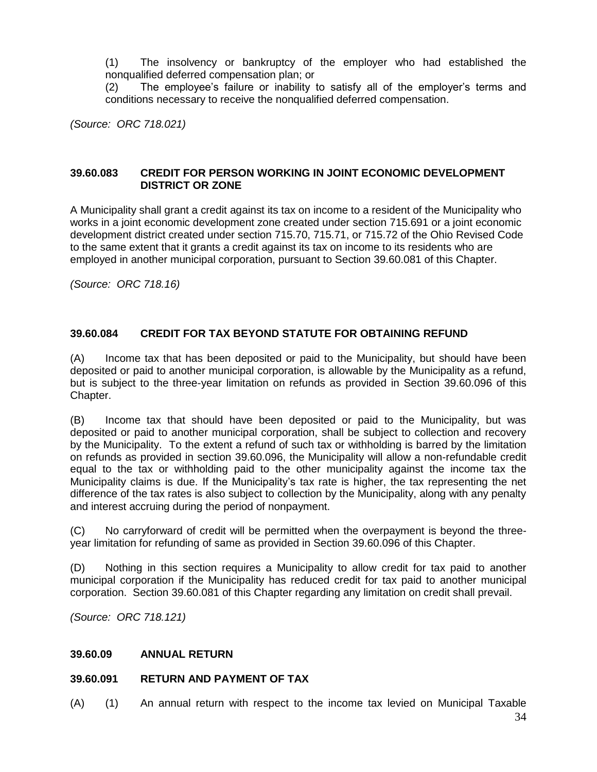(1) The insolvency or bankruptcy of the employer who had established the nonqualified deferred compensation plan; or

(2) The employee's failure or inability to satisfy all of the employer's terms and conditions necessary to receive the nonqualified deferred compensation.

*(Source: ORC 718.021)*

### 39.60.083 CREDIT FOR PERSON WORKING IN JOINT ECONOMIC DEVELOPMENT DISTRICT OR ZONE

A Municipality shall grant a credit against its tax on income to a resident of the Municipality who works in a joint economic development zone created under section 715.691 or a joint economic development district created under section 715.70, 715.71, or 715.72 of the Ohio Revised Code to the same extent that it grants a credit against its tax on income to its residents who are employed in another municipal corporation, pursuant to Section 39.60.081 of this Chapter.

*(Source: ORC 718.16)*

### 39.60.084 CREDIT FOR TAX BEYOND STATUTE FOR OBTAINING REFUND

(A) Income tax that has been deposited or paid to the Municipality, but should have been deposited or paid to another municipal corporation, is allowable by the Municipality as a refund, but is subject to the three-year limitation on refunds as provided in Section 39.60.096 of this Chapter.

(B) Income tax that should have been deposited or paid to the Municipality, but was deposited or paid to another municipal corporation, shall be subject to collection and recovery by the Municipality. To the extent a refund of such tax or withholding is barred by the limitation on refunds as provided in section 39.60.096, the Municipality will allow a non-refundable credit equal to the tax or withholding paid to the other municipality against the income tax the Municipality claims is due. If the Municipality's tax rate is higher, the tax representing the net difference of the tax rates is also subject to collection by the Municipality, along with any penalty and interest accruing during the period of nonpayment.

(C) No carryforward of credit will be permitted when the overpayment is beyond the three-year limitation for refunding of same as provided in Section 39.60.096 of this Chapter.

(D) Nothing in this section requires a Municipality to allow credit for tax paid to another municipal corporation if the Municipality has reduced credit for tax paid to another municipal corporation. Section 39.60.081 of this Chapter regarding any limitation on credit shall prevail.

*(Source: ORC 718.121)*

### 39.60.09 ANNUAL RETURN

### 39.60.091 RETURN AND PAYMENT OF TAX

(A) (1) An annual return with respect to the income tax levied on Municipal Taxable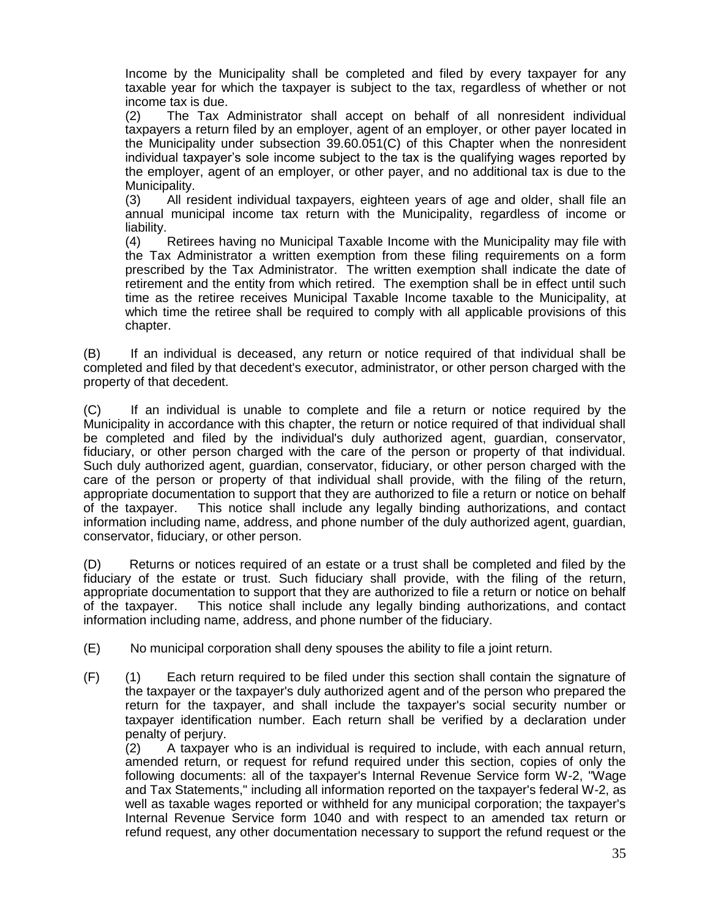Income by the Municipality shall be completed and filed by every taxpayer for any taxable year for which the taxpayer is subject to the tax, regardless of whether or not income tax is due.

(2) The Tax Administrator shall accept on behalf of all nonresident individual taxpayers a return filed by an employer, agent of an employer, or other payer located in the Municipality under subsection 39.60.051(C) of this Chapter when the nonresident individual taxpayer's sole income subject to the tax is the qualifying wages reported by the employer, agent of an employer, or other payer, and no additional tax is due to the Municipality.

(3) All resident individual taxpayers, eighteen years of age and older, shall file an annual municipal income tax return with the Municipality, regardless of income or liability.

(4) Retirees having no Municipal Taxable Income with the Municipality may file with the Tax Administrator a written exemption from these filing requirements on a form prescribed by the Tax Administrator. The written exemption shall indicate the date of retirement and the entity from which retired. The exemption shall be in effect until such time as the retiree receives Municipal Taxable Income taxable to the Municipality, at which time the retiree shall be required to comply with all applicable provisions of this chapter.

(B) If an individual is deceased, any return or notice required of that individual shall be completed and filed by that decedent's executor, administrator, or other person charged with the property of that decedent.

(C) If an individual is unable to complete and file a return or notice required by the Municipality in accordance with this chapter, the return or notice required of that individual shall be completed and filed by the individual's duly authorized agent, guardian, conservator, fiduciary, or other person charged with the care of the person or property of that individual. Such duly authorized agent, guardian, conservator, fiduciary, or other person charged with the care of the person or property of that individual shall provide, with the filing of the return, appropriate documentation to support that they are authorized to file a return or notice on behalf of the taxpayer. This notice shall include any legally binding authorizations, and contact information including name, address, and phone number of the duly authorized agent, guardian, conservator, fiduciary, or other person.

(D) Returns or notices required of an estate or a trust shall be completed and filed by the fiduciary of the estate or trust. Such fiduciary shall provide, with the filing of the return, appropriate documentation to support that they are authorized to file a return or notice on behalf of the taxpayer. This notice shall include any legally binding authorizations, and contact information including name, address, and phone number of the fiduciary.

(E) No municipal corporation shall deny spouses the ability to file a joint return.

(F) (1) Each return required to be filed under this section shall contain the signature of the taxpayer or the taxpayer's duly authorized agent and of the person who prepared the return for the taxpayer, and shall include the taxpayer's social security number or taxpayer identification number. Each return shall be verified by a declaration under penalty of perjury.

(2) A taxpayer who is an individual is required to include, with each annual return, amended return, or request for refund required under this section, copies of only the following documents: all of the taxpayer's Internal Revenue Service form W-2, "Wage and Tax Statements," including all information reported on the taxpayer's federal W-2, as well as taxable wages reported or withheld for any municipal corporation; the taxpayer's Internal Revenue Service form 1040 and with respect to an amended tax return or refund request, any other documentation necessary to support the refund request or the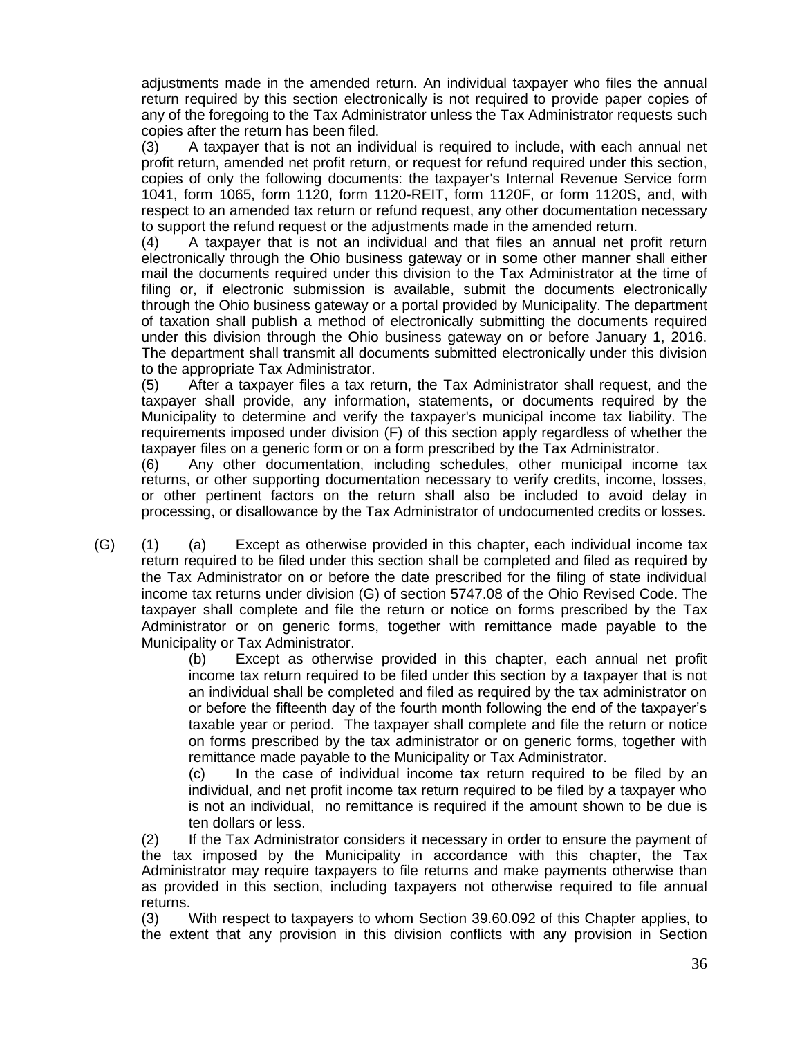adjustments made in the amended return. An individual taxpayer who files the annual return required by this section electronically is not required to provide paper copies of any of the foregoing to the Tax Administrator unless the Tax Administrator requests such copies after the return has been filed.

(3) A taxpayer that is not an individual is required to include, with each annual net profit return, amended net profit return, or request for refund required under this section, copies of only the following documents: the taxpayer's Internal Revenue Service form 1041, form 1065, form 1120, form 1120-REIT, form 1120F, or form 1120S, and, with respect to an amended tax return or refund request, any other documentation necessary to support the refund request or the adjustments made in the amended return.

(4) A taxpayer that is not an individual and that files an annual net profit return electronically through the Ohio business gateway or in some other manner shall either mail the documents required under this division to the Tax Administrator at the time of filing or, if electronic submission is available, submit the documents electronically through the Ohio business gateway or a portal provided by Municipality. The department of taxation shall publish a method of electronically submitting the documents required under this division through the Ohio business gateway on or before January 1, 2016. The department shall transmit all documents submitted electronically under this division to the appropriate Tax Administrator.

(5) After a taxpayer files a tax return, the Tax Administrator shall request, and the taxpayer shall provide, any information, statements, or documents required by the Municipality to determine and verify the taxpayer's municipal income tax liability. The requirements imposed under division (F) of this section apply regardless of whether the taxpayer files on a generic form or on a form prescribed by the Tax Administrator.

(6) Any other documentation, including schedules, other municipal income tax returns, or other supporting documentation necessary to verify credits, income, losses, or other pertinent factors on the return shall also be included to avoid delay in processing, or disallowance by the Tax Administrator of undocumented credits or losses.

(G) (1) (a) Except as otherwise provided in this chapter, each individual income tax return required to be filed under this section shall be completed and filed as required by the Tax Administrator on or before the date prescribed for the filing of state individual income tax returns under division (G) of section 5747.08 of the Ohio Revised Code. The taxpayer shall complete and file the return or notice on forms prescribed by the Tax Administrator or on generic forms, together with remittance made payable to the Municipality or Tax Administrator.

(b) Except as otherwise provided in this chapter, each annual net profit income tax return required to be filed under this section by a taxpayer that is not an individual shall be completed and filed as required by the tax administrator on or before the fifteenth day of the fourth month following the end of the taxpayer's taxable year or period. The taxpayer shall complete and file the return or notice on forms prescribed by the tax administrator or on generic forms, together with remittance made payable to the Municipality or Tax Administrator.

(c) In the case of individual income tax return required to be filed by an individual, and net profit income tax return required to be filed by a taxpayer who is not an individual, no remittance is required if the amount shown to be due is ten dollars or less.

(2) If the Tax Administrator considers it necessary in order to ensure the payment of the tax imposed by the Municipality in accordance with this chapter, the Tax Administrator may require taxpayers to file returns and make payments otherwise than as provided in this section, including taxpayers not otherwise required to file annual returns.

(3) With respect to taxpayers to whom Section 39.60.092 of this Chapter applies, to the extent that any provision in this division conflicts with any provision in Section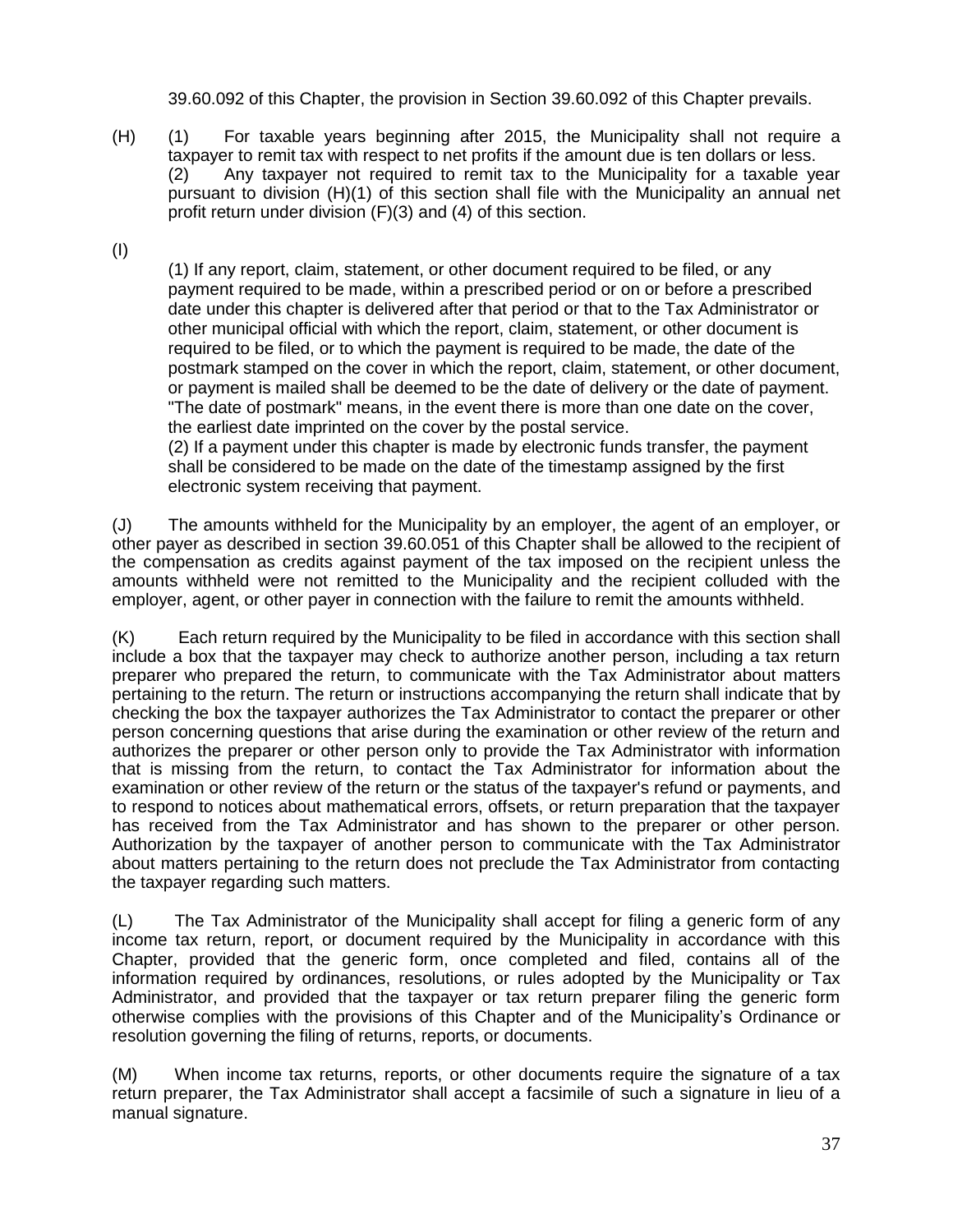39.60.092 of this Chapter, the provision in Section 39.60.092 of this Chapter prevails.

(H) (1) For taxable years beginning after 2015, the Municipality shall not require a taxpayer to remit tax with respect to net profits if the amount due is ten dollars or less.
(2) Any taxpayer not required to remit tax to the Municipality for a taxable year pursuant to division (H)(1) of this section shall file with the Municipality an annual net profit return under division (F)(3) and (4) of this section.

(I)

(1) If any report, claim, statement, or other document required to be filed, or any payment required to be made, within a prescribed period or on or before a prescribed date under this chapter is delivered after that period or that to the Tax Administrator or other municipal official with which the report, claim, statement, or other document is required to be filed, or to which the payment is required to be made, the date of the postmark stamped on the cover in which the report, claim, statement, or other document, or payment is mailed shall be deemed to be the date of delivery or the date of payment. "The date of postmark" means, in the event there is more than one date on the cover, the earliest date imprinted on the cover by the postal service.
(2) If a payment under this chapter is made by electronic funds transfer, the payment shall be considered to be made on the date of the timestamp assigned by the first electronic system receiving that payment.

(J) The amounts withheld for the Municipality by an employer, the agent of an employer, or other payer as described in section 39.60.051 of this Chapter shall be allowed to the recipient of the compensation as credits against payment of the tax imposed on the recipient unless the amounts withheld were not remitted to the Municipality and the recipient colluded with the employer, agent, or other payer in connection with the failure to remit the amounts withheld.

(K) Each return required by the Municipality to be filed in accordance with this section shall include a box that the taxpayer may check to authorize another person, including a tax return preparer who prepared the return, to communicate with the Tax Administrator about matters pertaining to the return. The return or instructions accompanying the return shall indicate that by checking the box the taxpayer authorizes the Tax Administrator to contact the preparer or other person concerning questions that arise during the examination or other review of the return and authorizes the preparer or other person only to provide the Tax Administrator with information that is missing from the return, to contact the Tax Administrator for information about the examination or other review of the return or the status of the taxpayer's refund or payments, and to respond to notices about mathematical errors, offsets, or return preparation that the taxpayer has received from the Tax Administrator and has shown to the preparer or other person. Authorization by the taxpayer of another person to communicate with the Tax Administrator about matters pertaining to the return does not preclude the Tax Administrator from contacting the taxpayer regarding such matters.

(L) The Tax Administrator of the Municipality shall accept for filing a generic form of any income tax return, report, or document required by the Municipality in accordance with this Chapter, provided that the generic form, once completed and filed, contains all of the information required by ordinances, resolutions, or rules adopted by the Municipality or Tax Administrator, and provided that the taxpayer or tax return preparer filing the generic form otherwise complies with the provisions of this Chapter and of the Municipality's Ordinance or resolution governing the filing of returns, reports, or documents.

(M) When income tax returns, reports, or other documents require the signature of a tax return preparer, the Tax Administrator shall accept a facsimile of such a signature in lieu of a manual signature.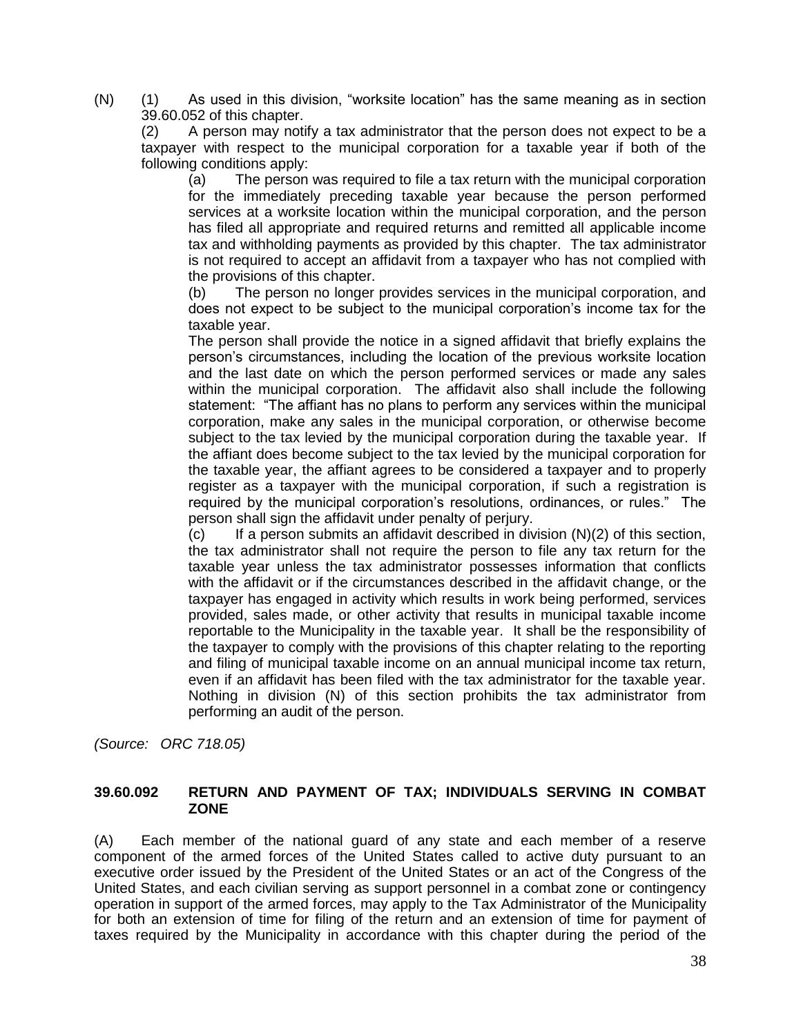(N) (1) As used in this division, "worksite location" has the same meaning as in section 39.60.052 of this chapter.

(2) A person may notify a tax administrator that the person does not expect to be a taxpayer with respect to the municipal corporation for a taxable year if both of the following conditions apply:

(a) The person was required to file a tax return with the municipal corporation for the immediately preceding taxable year because the person performed services at a worksite location within the municipal corporation, and the person has filed all appropriate and required returns and remitted all applicable income tax and withholding payments as provided by this chapter. The tax administrator is not required to accept an affidavit from a taxpayer who has not complied with the provisions of this chapter.

(b) The person no longer provides services in the municipal corporation, and does not expect to be subject to the municipal corporation's income tax for the taxable year.

The person shall provide the notice in a signed affidavit that briefly explains the person's circumstances, including the location of the previous worksite location and the last date on which the person performed services or made any sales within the municipal corporation. The affidavit also shall include the following statement: "The affiant has no plans to perform any services within the municipal corporation, make any sales in the municipal corporation, or otherwise become subject to the tax levied by the municipal corporation during the taxable year. If the affiant does become subject to the tax levied by the municipal corporation for the taxable year, the affiant agrees to be considered a taxpayer and to properly register as a taxpayer with the municipal corporation, if such a registration is required by the municipal corporation's resolutions, ordinances, or rules." The person shall sign the affidavit under penalty of perjury.

(c) If a person submits an affidavit described in division (N)(2) of this section, the tax administrator shall not require the person to file any tax return for the taxable year unless the tax administrator possesses information that conflicts with the affidavit or if the circumstances described in the affidavit change, or the taxpayer has engaged in activity which results in work being performed, services provided, sales made, or other activity that results in municipal taxable income reportable to the Municipality in the taxable year. It shall be the responsibility of the taxpayer to comply with the provisions of this chapter relating to the reporting and filing of municipal taxable income on an annual municipal income tax return, even if an affidavit has been filed with the tax administrator for the taxable year. Nothing in division (N) of this section prohibits the tax administrator from performing an audit of the person.

*(Source: ORC 718.05)*

**39.60.092 RETURN AND PAYMENT OF TAX; INDIVIDUALS SERVING IN COMBAT ZONE**

(A) Each member of the national guard of any state and each member of a reserve component of the armed forces of the United States called to active duty pursuant to an executive order issued by the President of the United States or an act of the Congress of the United States, and each civilian serving as support personnel in a combat zone or contingency operation in support of the armed forces, may apply to the Tax Administrator of the Municipality for both an extension of time for filing of the return and an extension of time for payment of taxes required by the Municipality in accordance with this chapter during the period of the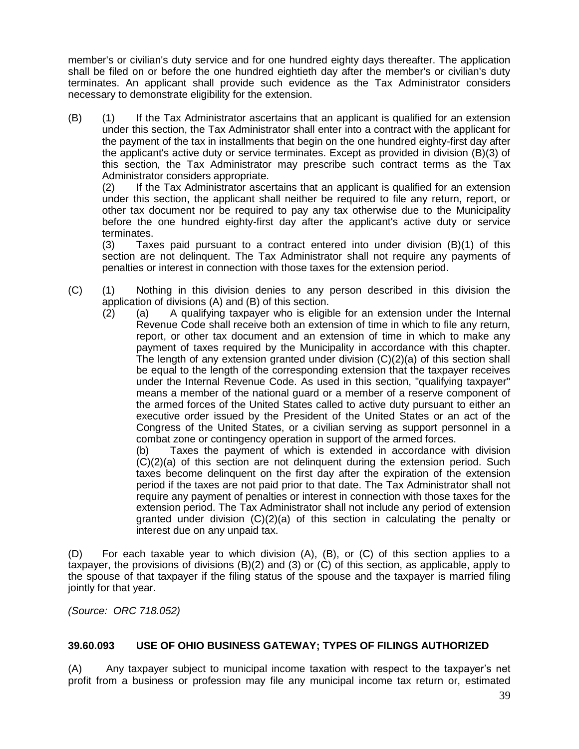member's or civilian's duty service and for one hundred eighty days thereafter. The application shall be filed on or before the one hundred eightieth day after the member's or civilian's duty terminates. An applicant shall provide such evidence as the Tax Administrator considers necessary to demonstrate eligibility for the extension.

(B) (1) If the Tax Administrator ascertains that an applicant is qualified for an extension under this section, the Tax Administrator shall enter into a contract with the applicant for the payment of the tax in installments that begin on the one hundred eighty-first day after the applicant's active duty or service terminates. Except as provided in division (B)(3) of this section, the Tax Administrator may prescribe such contract terms as the Tax Administrator considers appropriate.

(2) If the Tax Administrator ascertains that an applicant is qualified for an extension under this section, the applicant shall neither be required to file any return, report, or other tax document nor be required to pay any tax otherwise due to the Municipality before the one hundred eighty-first day after the applicant's active duty or service terminates.

(3) Taxes paid pursuant to a contract entered into under division (B)(1) of this section are not delinquent. The Tax Administrator shall not require any payments of penalties or interest in connection with those taxes for the extension period.

(C) (1) Nothing in this division denies to any person described in this division the application of divisions (A) and (B) of this section.

(2) (a) A qualifying taxpayer who is eligible for an extension under the Internal Revenue Code shall receive both an extension of time in which to file any return, report, or other tax document and an extension of time in which to make any payment of taxes required by the Municipality in accordance with this chapter. The length of any extension granted under division (C)(2)(a) of this section shall be equal to the length of the corresponding extension that the taxpayer receives under the Internal Revenue Code. As used in this section, "qualifying taxpayer" means a member of the national guard or a member of a reserve component of the armed forces of the United States called to active duty pursuant to either an executive order issued by the President of the United States or an act of the Congress of the United States, or a civilian serving as support personnel in a combat zone or contingency operation in support of the armed forces.

(b) Taxes the payment of which is extended in accordance with division (C)(2)(a) of this section are not delinquent during the extension period. Such taxes become delinquent on the first day after the expiration of the extension period if the taxes are not paid prior to that date. The Tax Administrator shall not require any payment of penalties or interest in connection with those taxes for the extension period. The Tax Administrator shall not include any period of extension granted under division (C)(2)(a) of this section in calculating the penalty or interest due on any unpaid tax.

(D) For each taxable year to which division (A), (B), or (C) of this section applies to a taxpayer, the provisions of divisions (B)(2) and (3) or (C) of this section, as applicable, apply to the spouse of that taxpayer if the filing status of the spouse and the taxpayer is married filing jointly for that year.

*(Source: ORC 718.052)*

**39.60.093 USE OF OHIO BUSINESS GATEWAY; TYPES OF FILINGS AUTHORIZED**

(A) Any taxpayer subject to municipal income taxation with respect to the taxpayer's net profit from a business or profession may file any municipal income tax return or, estimated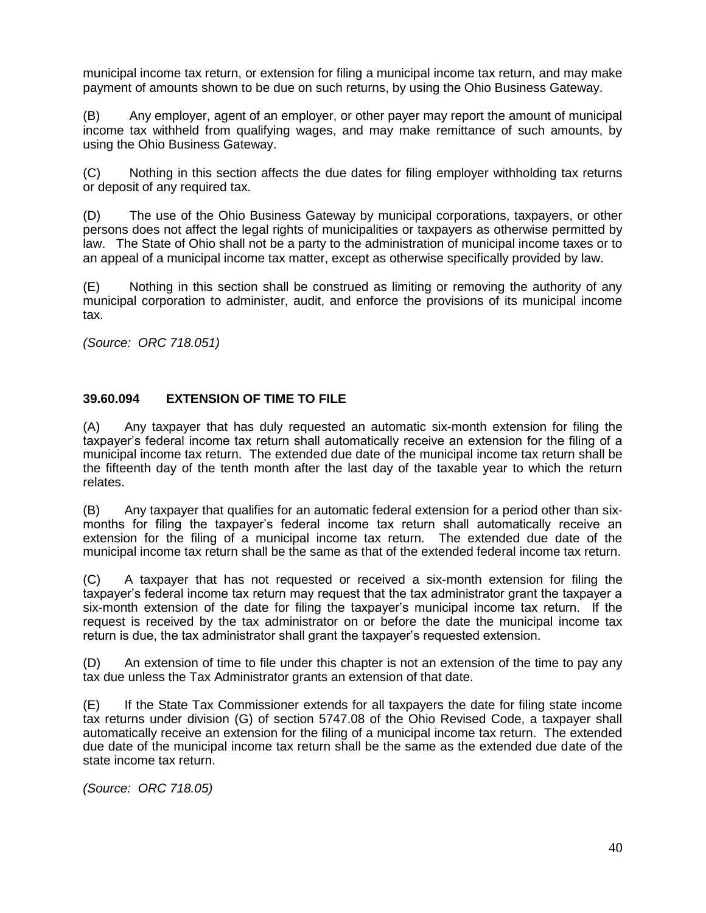municipal income tax return, or extension for filing a municipal income tax return, and may make payment of amounts shown to be due on such returns, by using the Ohio Business Gateway.

(B) Any employer, agent of an employer, or other payer may report the amount of municipal income tax withheld from qualifying wages, and may make remittance of such amounts, by using the Ohio Business Gateway.

(C) Nothing in this section affects the due dates for filing employer withholding tax returns or deposit of any required tax.

(D) The use of the Ohio Business Gateway by municipal corporations, taxpayers, or other persons does not affect the legal rights of municipalities or taxpayers as otherwise permitted by law. The State of Ohio shall not be a party to the administration of municipal income taxes or to an appeal of a municipal income tax matter, except as otherwise specifically provided by law.

(E) Nothing in this section shall be construed as limiting or removing the authority of any municipal corporation to administer, audit, and enforce the provisions of its municipal income tax.

*(Source: ORC 718.051)*

### 39.60.094 EXTENSION OF TIME TO FILE

(A) Any taxpayer that has duly requested an automatic six-month extension for filing the taxpayer's federal income tax return shall automatically receive an extension for the filing of a municipal income tax return. The extended due date of the municipal income tax return shall be the fifteenth day of the tenth month after the last day of the taxable year to which the return relates.

(B) Any taxpayer that qualifies for an automatic federal extension for a period other than six-months for filing the taxpayer's federal income tax return shall automatically receive an extension for the filing of a municipal income tax return. The extended due date of the municipal income tax return shall be the same as that of the extended federal income tax return.

(C) A taxpayer that has not requested or received a six-month extension for filing the taxpayer's federal income tax return may request that the tax administrator grant the taxpayer a six-month extension of the date for filing the taxpayer's municipal income tax return. If the request is received by the tax administrator on or before the date the municipal income tax return is due, the tax administrator shall grant the taxpayer's requested extension.

(D) An extension of time to file under this chapter is not an extension of the time to pay any tax due unless the Tax Administrator grants an extension of that date.

(E) If the State Tax Commissioner extends for all taxpayers the date for filing state income tax returns under division (G) of section 5747.08 of the Ohio Revised Code, a taxpayer shall automatically receive an extension for the filing of a municipal income tax return. The extended due date of the municipal income tax return shall be the same as the extended due date of the state income tax return.

*(Source: ORC 718.05)*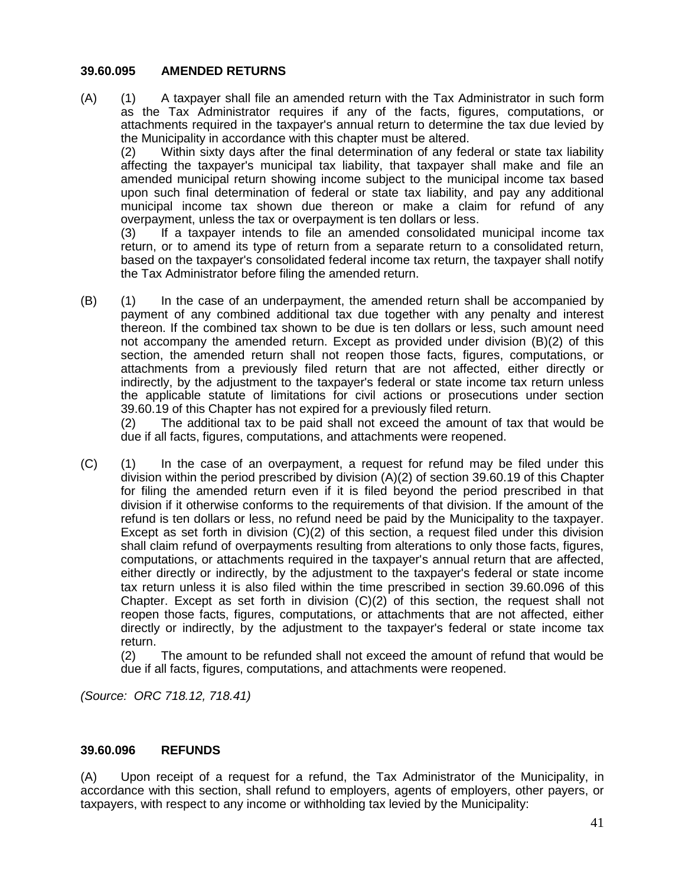### 39.60.095 AMENDED RETURNS

(A) (1) A taxpayer shall file an amended return with the Tax Administrator in such form as the Tax Administrator requires if any of the facts, figures, computations, or attachments required in the taxpayer's annual return to determine the tax due levied by the Municipality in accordance with this chapter must be altered.

(2) Within sixty days after the final determination of any federal or state tax liability affecting the taxpayer's municipal tax liability, that taxpayer shall make and file an amended municipal return showing income subject to the municipal income tax based upon such final determination of federal or state tax liability, and pay any additional municipal income tax shown due thereon or make a claim for refund of any overpayment, unless the tax or overpayment is ten dollars or less.

(3) If a taxpayer intends to file an amended consolidated municipal income tax return, or to amend its type of return from a separate return to a consolidated return, based on the taxpayer's consolidated federal income tax return, the taxpayer shall notify the Tax Administrator before filing the amended return.

(B) (1) In the case of an underpayment, the amended return shall be accompanied by payment of any combined additional tax due together with any penalty and interest thereon. If the combined tax shown to be due is ten dollars or less, such amount need not accompany the amended return. Except as provided under division (B)(2) of this section, the amended return shall not reopen those facts, figures, computations, or attachments from a previously filed return that are not affected, either directly or indirectly, by the adjustment to the taxpayer's federal or state income tax return unless the applicable statute of limitations for civil actions or prosecutions under section 39.60.19 of this Chapter has not expired for a previously filed return.

(2) The additional tax to be paid shall not exceed the amount of tax that would be due if all facts, figures, computations, and attachments were reopened.

(C) (1) In the case of an overpayment, a request for refund may be filed under this division within the period prescribed by division (A)(2) of section 39.60.19 of this Chapter for filing the amended return even if it is filed beyond the period prescribed in that division if it otherwise conforms to the requirements of that division. If the amount of the refund is ten dollars or less, no refund need be paid by the Municipality to the taxpayer. Except as set forth in division (C)(2) of this section, a request filed under this division shall claim refund of overpayments resulting from alterations to only those facts, figures, computations, or attachments required in the taxpayer's annual return that are affected, either directly or indirectly, by the adjustment to the taxpayer's federal or state income tax return unless it is also filed within the time prescribed in section 39.60.096 of this Chapter. Except as set forth in division (C)(2) of this section, the request shall not reopen those facts, figures, computations, or attachments that are not affected, either directly or indirectly, by the adjustment to the taxpayer's federal or state income tax return.

(2) The amount to be refunded shall not exceed the amount of refund that would be due if all facts, figures, computations, and attachments were reopened.

*(Source: ORC 718.12, 718.41)*

### 39.60.096 REFUNDS

(A) Upon receipt of a request for a refund, the Tax Administrator of the Municipality, in accordance with this section, shall refund to employers, agents of employers, other payers, or taxpayers, with respect to any income or withholding tax levied by the Municipality: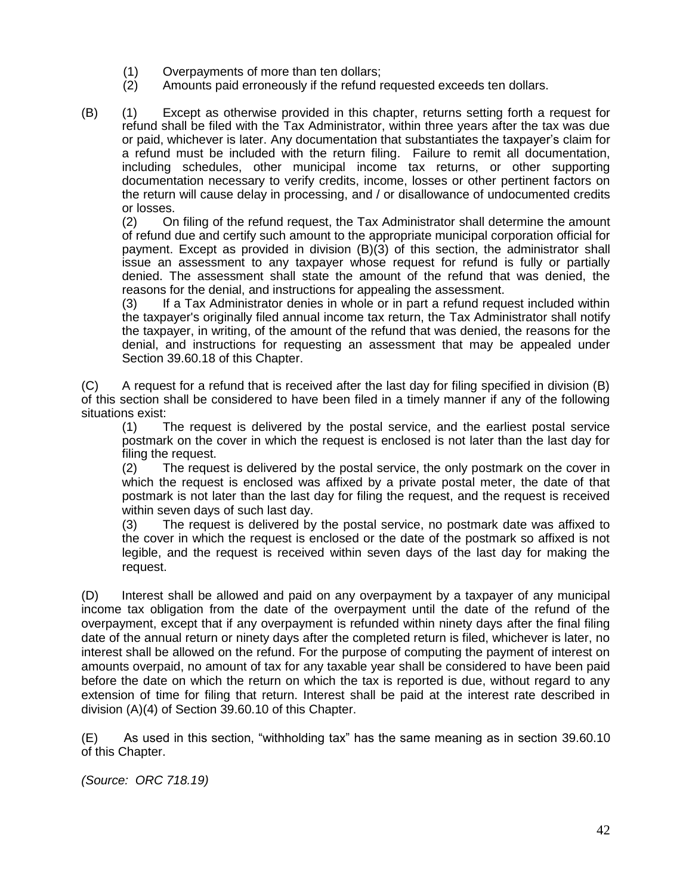(1) Overpayments of more than ten dollars;

(2) Amounts paid erroneously if the refund requested exceeds ten dollars.

(B) (1) Except as otherwise provided in this chapter, returns setting forth a request for refund shall be filed with the Tax Administrator, within three years after the tax was due or paid, whichever is later. Any documentation that substantiates the taxpayer's claim for a refund must be included with the return filing. Failure to remit all documentation, including schedules, other municipal income tax returns, or other supporting documentation necessary to verify credits, income, losses or other pertinent factors on the return will cause delay in processing, and / or disallowance of undocumented credits or losses.

(2) On filing of the refund request, the Tax Administrator shall determine the amount of refund due and certify such amount to the appropriate municipal corporation official for payment. Except as provided in division (B)(3) of this section, the administrator shall issue an assessment to any taxpayer whose request for refund is fully or partially denied. The assessment shall state the amount of the refund that was denied, the reasons for the denial, and instructions for appealing the assessment.

(3) If a Tax Administrator denies in whole or in part a refund request included within the taxpayer's originally filed annual income tax return, the Tax Administrator shall notify the taxpayer, in writing, of the amount of the refund that was denied, the reasons for the denial, and instructions for requesting an assessment that may be appealed under Section 39.60.18 of this Chapter.

(C) A request for a refund that is received after the last day for filing specified in division (B) of this section shall be considered to have been filed in a timely manner if any of the following situations exist:

(1) The request is delivered by the postal service, and the earliest postal service postmark on the cover in which the request is enclosed is not later than the last day for filing the request.

(2) The request is delivered by the postal service, the only postmark on the cover in which the request is enclosed was affixed by a private postal meter, the date of that postmark is not later than the last day for filing the request, and the request is received within seven days of such last day.

(3) The request is delivered by the postal service, no postmark date was affixed to the cover in which the request is enclosed or the date of the postmark so affixed is not legible, and the request is received within seven days of the last day for making the request.

(D) Interest shall be allowed and paid on any overpayment by a taxpayer of any municipal income tax obligation from the date of the overpayment until the date of the refund of the overpayment, except that if any overpayment is refunded within ninety days after the final filing date of the annual return or ninety days after the completed return is filed, whichever is later, no interest shall be allowed on the refund. For the purpose of computing the payment of interest on amounts overpaid, no amount of tax for any taxable year shall be considered to have been paid before the date on which the return on which the tax is reported is due, without regard to any extension of time for filing that return. Interest shall be paid at the interest rate described in division (A)(4) of Section 39.60.10 of this Chapter.

(E) As used in this section, "withholding tax" has the same meaning as in section 39.60.10 of this Chapter.

*(Source: ORC 718.19)*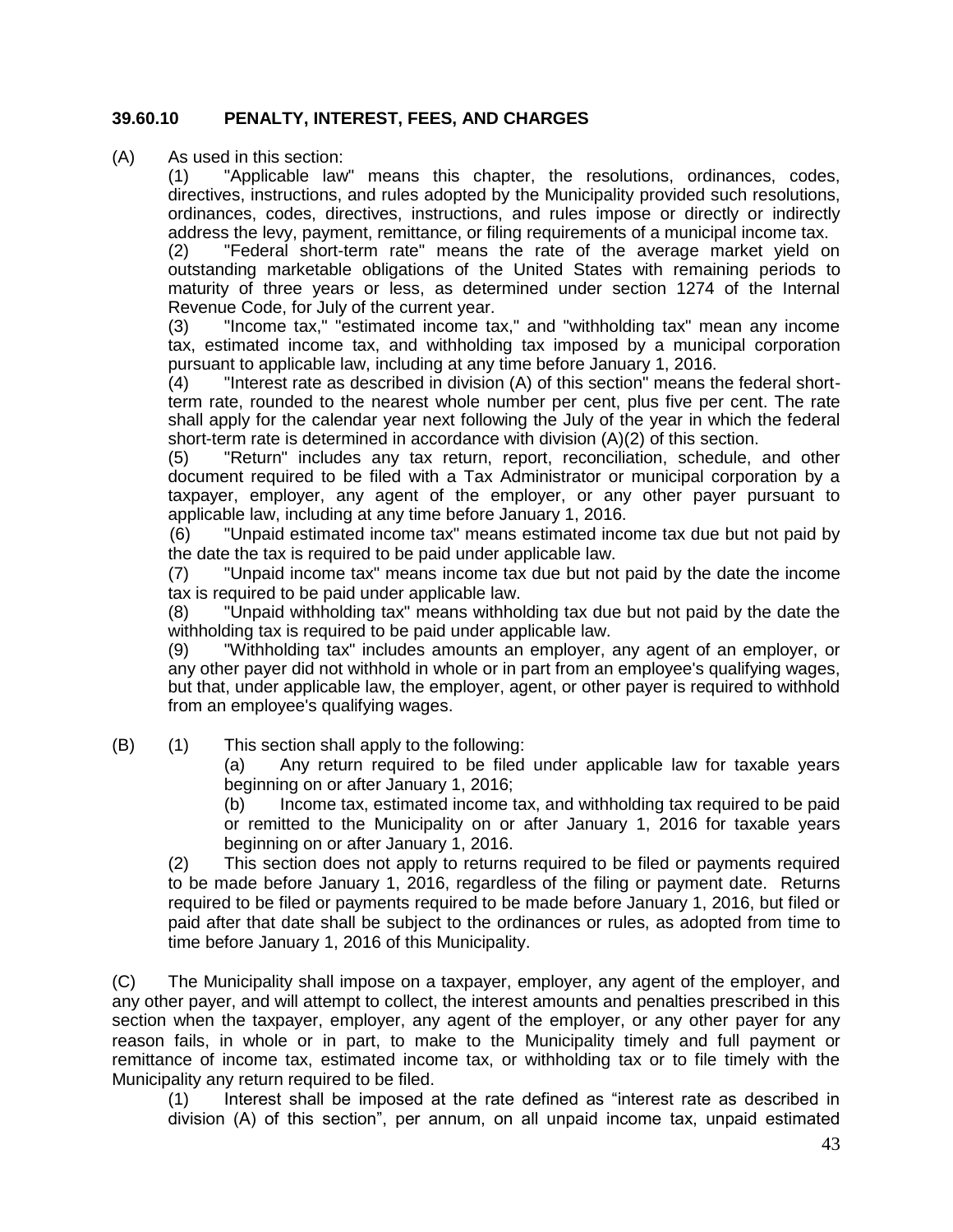### 39.60.10 PENALTY, INTEREST, FEES, AND CHARGES

(A) As used in this section:

(1) "Applicable law" means this chapter, the resolutions, ordinances, codes, directives, instructions, and rules adopted by the Municipality provided such resolutions, ordinances, codes, directives, instructions, and rules impose or directly or indirectly address the levy, payment, remittance, or filing requirements of a municipal income tax.

(2) "Federal short-term rate" means the rate of the average market yield on outstanding marketable obligations of the United States with remaining periods to maturity of three years or less, as determined under section 1274 of the Internal Revenue Code, for July of the current year.

(3) "Income tax," "estimated income tax," and "withholding tax" mean any income tax, estimated income tax, and withholding tax imposed by a municipal corporation pursuant to applicable law, including at any time before January 1, 2016.

(4) "Interest rate as described in division (A) of this section" means the federal short-term rate, rounded to the nearest whole number per cent, plus five per cent. The rate shall apply for the calendar year next following the July of the year in which the federal short-term rate is determined in accordance with division (A)(2) of this section.

(5) "Return" includes any tax return, report, reconciliation, schedule, and other document required to be filed with a Tax Administrator or municipal corporation by a taxpayer, employer, any agent of the employer, or any other payer pursuant to applicable law, including at any time before January 1, 2016.

(6) "Unpaid estimated income tax" means estimated income tax due but not paid by the date the tax is required to be paid under applicable law.

(7) "Unpaid income tax" means income tax due but not paid by the date the income tax is required to be paid under applicable law.

(8) "Unpaid withholding tax" means withholding tax due but not paid by the date the withholding tax is required to be paid under applicable law.

(9) "Withholding tax" includes amounts an employer, any agent of an employer, or any other payer did not withhold in whole or in part from an employee's qualifying wages, but that, under applicable law, the employer, agent, or other payer is required to withhold from an employee's qualifying wages.

(B) (1) This section shall apply to the following:

(a) Any return required to be filed under applicable law for taxable years beginning on or after January 1, 2016;

(b) Income tax, estimated income tax, and withholding tax required to be paid or remitted to the Municipality on or after January 1, 2016 for taxable years beginning on or after January 1, 2016.

(2) This section does not apply to returns required to be filed or payments required to be made before January 1, 2016, regardless of the filing or payment date. Returns required to be filed or payments required to be made before January 1, 2016, but filed or paid after that date shall be subject to the ordinances or rules, as adopted from time to time before January 1, 2016 of this Municipality.

(C) The Municipality shall impose on a taxpayer, employer, any agent of the employer, and any other payer, and will attempt to collect, the interest amounts and penalties prescribed in this section when the taxpayer, employer, any agent of the employer, or any other payer for any reason fails, in whole or in part, to make to the Municipality timely and full payment or remittance of income tax, estimated income tax, or withholding tax or to file timely with the Municipality any return required to be filed.

(1) Interest shall be imposed at the rate defined as "interest rate as described in division (A) of this section", per annum, on all unpaid income tax, unpaid estimated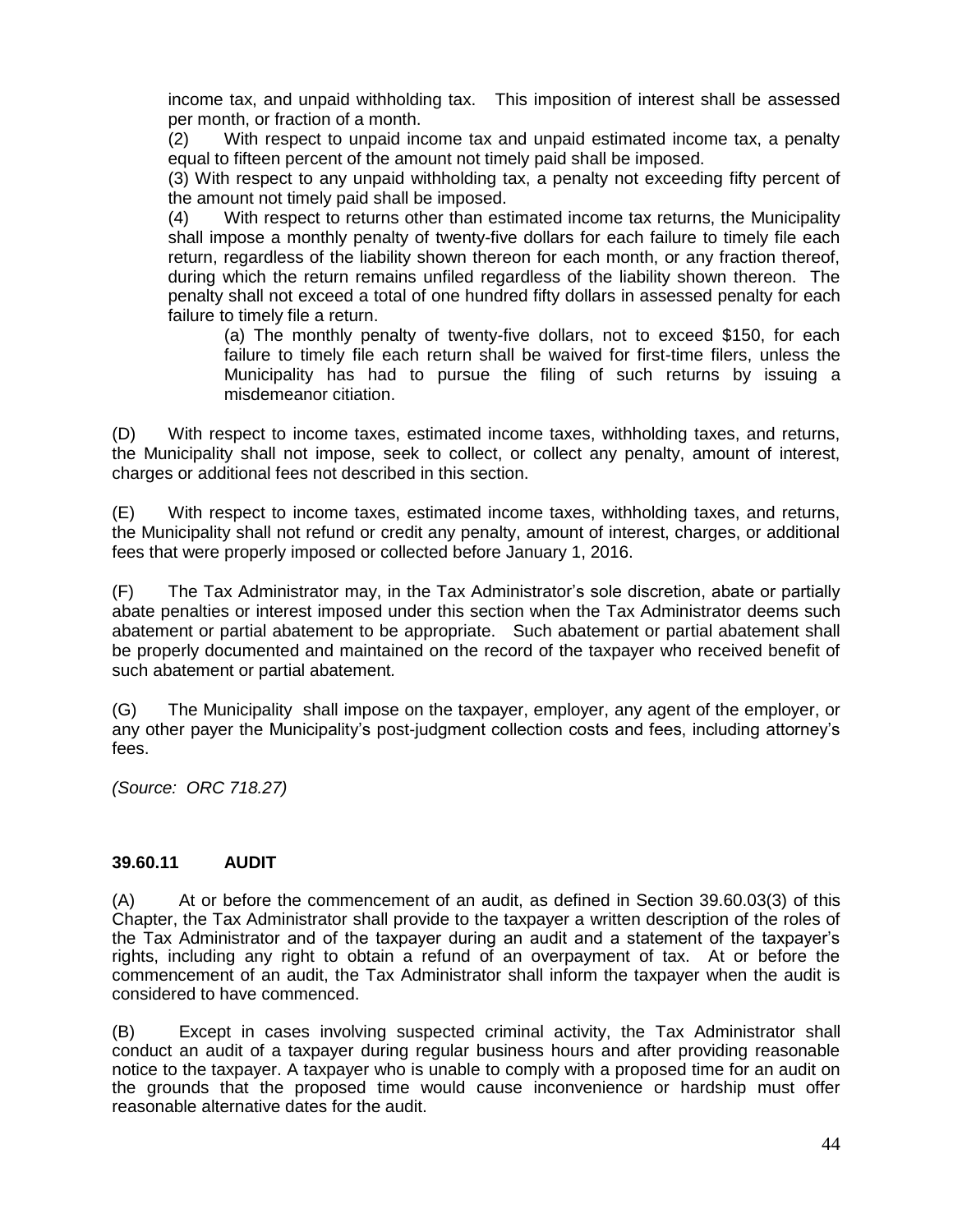income tax, and unpaid withholding tax. This imposition of interest shall be assessed per month, or fraction of a month.

(2) With respect to unpaid income tax and unpaid estimated income tax, a penalty equal to fifteen percent of the amount not timely paid shall be imposed.

(3) With respect to any unpaid withholding tax, a penalty not exceeding fifty percent of the amount not timely paid shall be imposed.

(4) With respect to returns other than estimated income tax returns, the Municipality shall impose a monthly penalty of twenty-five dollars for each failure to timely file each return, regardless of the liability shown thereon for each month, or any fraction thereof, during which the return remains unfiled regardless of the liability shown thereon. The penalty shall not exceed a total of one hundred fifty dollars in assessed penalty for each failure to timely file a return.

(a) The monthly penalty of twenty-five dollars, not to exceed $150, for each failure to timely file each return shall be waived for first-time filers, unless the Municipality has had to pursue the filing of such returns by issuing a misdemeanor citiation.

(D) With respect to income taxes, estimated income taxes, withholding taxes, and returns, the Municipality shall not impose, seek to collect, or collect any penalty, amount of interest, charges or additional fees not described in this section.

(E) With respect to income taxes, estimated income taxes, withholding taxes, and returns, the Municipality shall not refund or credit any penalty, amount of interest, charges, or additional fees that were properly imposed or collected before January 1, 2016.

(F) The Tax Administrator may, in the Tax Administrator's sole discretion, abate or partially abate penalties or interest imposed under this section when the Tax Administrator deems such abatement or partial abatement to be appropriate. Such abatement or partial abatement shall be properly documented and maintained on the record of the taxpayer who received benefit of such abatement or partial abatement.

(G) The Municipality shall impose on the taxpayer, employer, any agent of the employer, or any other payer the Municipality's post-judgment collection costs and fees, including attorney's fees.

*(Source: ORC 718.27)*

## 39.60.11 AUDIT

(A) At or before the commencement of an audit, as defined in Section 39.60.03(3) of this Chapter, the Tax Administrator shall provide to the taxpayer a written description of the roles of the Tax Administrator and of the taxpayer during an audit and a statement of the taxpayer's rights, including any right to obtain a refund of an overpayment of tax. At or before the commencement of an audit, the Tax Administrator shall inform the taxpayer when the audit is considered to have commenced.

(B) Except in cases involving suspected criminal activity, the Tax Administrator shall conduct an audit of a taxpayer during regular business hours and after providing reasonable notice to the taxpayer. A taxpayer who is unable to comply with a proposed time for an audit on the grounds that the proposed time would cause inconvenience or hardship must offer reasonable alternative dates for the audit.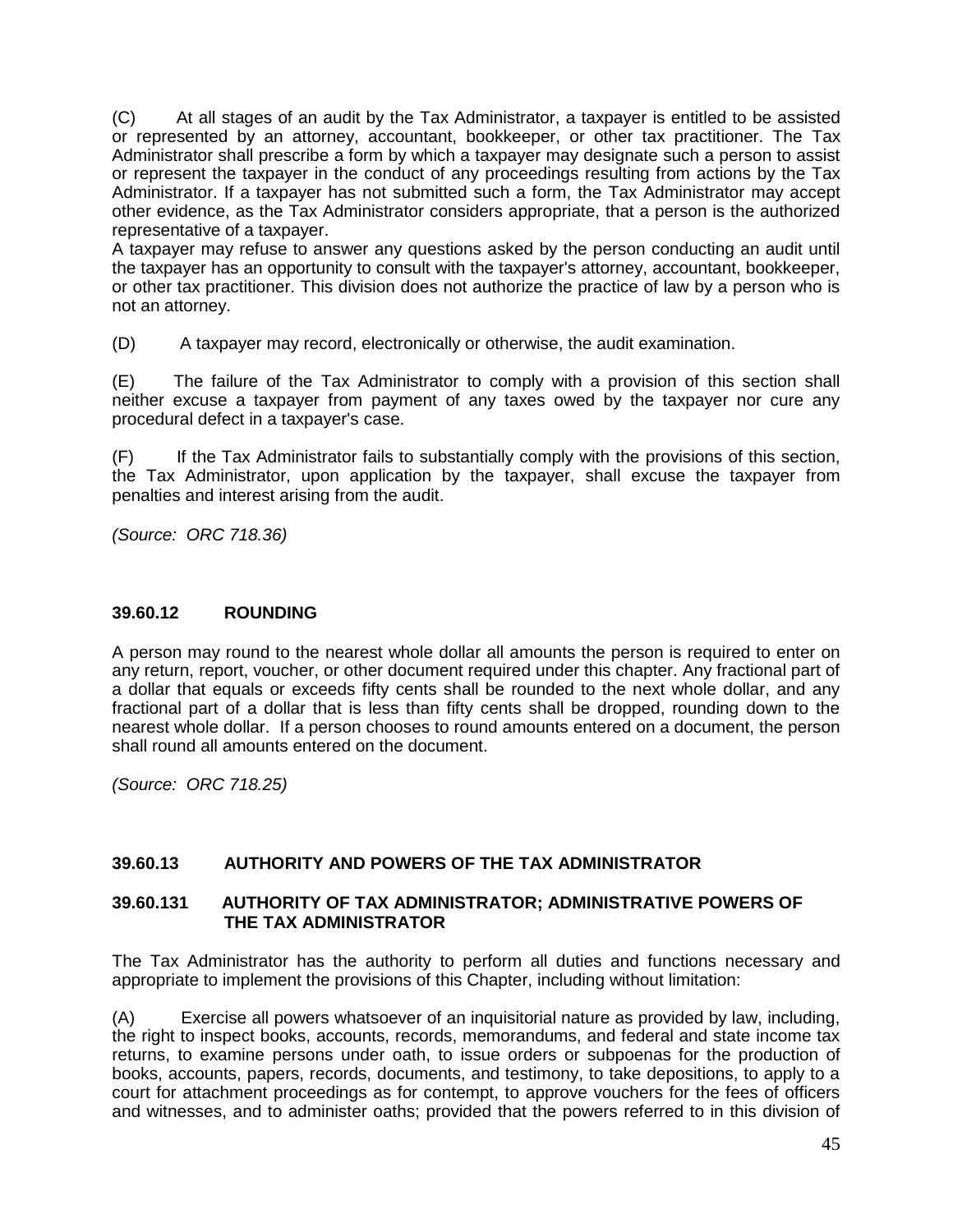(C) At all stages of an audit by the Tax Administrator, a taxpayer is entitled to be assisted or represented by an attorney, accountant, bookkeeper, or other tax practitioner. The Tax Administrator shall prescribe a form by which a taxpayer may designate such a person to assist or represent the taxpayer in the conduct of any proceedings resulting from actions by the Tax Administrator. If a taxpayer has not submitted such a form, the Tax Administrator may accept other evidence, as the Tax Administrator considers appropriate, that a person is the authorized representative of a taxpayer.
A taxpayer may refuse to answer any questions asked by the person conducting an audit until the taxpayer has an opportunity to consult with the taxpayer's attorney, accountant, bookkeeper, or other tax practitioner. This division does not authorize the practice of law by a person who is not an attorney.

(D) A taxpayer may record, electronically or otherwise, the audit examination.

(E) The failure of the Tax Administrator to comply with a provision of this section shall neither excuse a taxpayer from payment of any taxes owed by the taxpayer nor cure any procedural defect in a taxpayer's case.

(F) If the Tax Administrator fails to substantially comply with the provisions of this section, the Tax Administrator, upon application by the taxpayer, shall excuse the taxpayer from penalties and interest arising from the audit.

*(Source: ORC 718.36)*

### 39.60.12 ROUNDING

A person may round to the nearest whole dollar all amounts the person is required to enter on any return, report, voucher, or other document required under this chapter. Any fractional part of a dollar that equals or exceeds fifty cents shall be rounded to the next whole dollar, and any fractional part of a dollar that is less than fifty cents shall be dropped, rounding down to the nearest whole dollar. If a person chooses to round amounts entered on a document, the person shall round all amounts entered on the document.

*(Source: ORC 718.25)*

### 39.60.13 AUTHORITY AND POWERS OF THE TAX ADMINISTRATOR

#### 39.60.131 AUTHORITY OF TAX ADMINISTRATOR; ADMINISTRATIVE POWERS OF THE TAX ADMINISTRATOR

The Tax Administrator has the authority to perform all duties and functions necessary and appropriate to implement the provisions of this Chapter, including without limitation:

(A) Exercise all powers whatsoever of an inquisitorial nature as provided by law, including, the right to inspect books, accounts, records, memorandums, and federal and state income tax returns, to examine persons under oath, to issue orders or subpoenas for the production of books, accounts, papers, records, documents, and testimony, to take depositions, to apply to a court for attachment proceedings as for contempt, to approve vouchers for the fees of officers and witnesses, and to administer oaths; provided that the powers referred to in this division of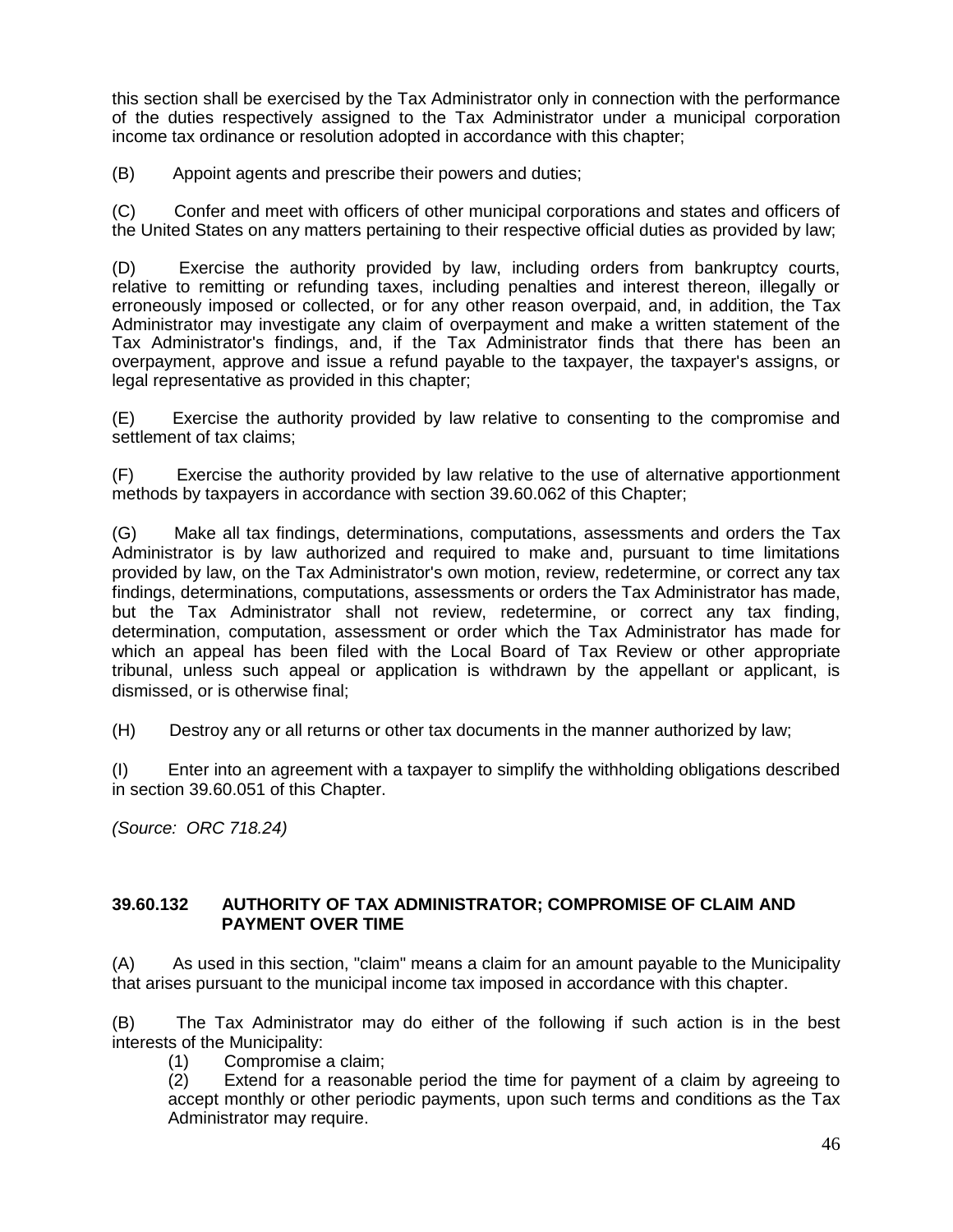this section shall be exercised by the Tax Administrator only in connection with the performance of the duties respectively assigned to the Tax Administrator under a municipal corporation income tax ordinance or resolution adopted in accordance with this chapter;

(B) Appoint agents and prescribe their powers and duties;

(C) Confer and meet with officers of other municipal corporations and states and officers of the United States on any matters pertaining to their respective official duties as provided by law;

(D) Exercise the authority provided by law, including orders from bankruptcy courts, relative to remitting or refunding taxes, including penalties and interest thereon, illegally or erroneously imposed or collected, or for any other reason overpaid, and, in addition, the Tax Administrator may investigate any claim of overpayment and make a written statement of the Tax Administrator's findings, and, if the Tax Administrator finds that there has been an overpayment, approve and issue a refund payable to the taxpayer, the taxpayer's assigns, or legal representative as provided in this chapter;

(E) Exercise the authority provided by law relative to consenting to the compromise and settlement of tax claims;

(F) Exercise the authority provided by law relative to the use of alternative apportionment methods by taxpayers in accordance with section 39.60.062 of this Chapter;

(G) Make all tax findings, determinations, computations, assessments and orders the Tax Administrator is by law authorized and required to make and, pursuant to time limitations provided by law, on the Tax Administrator's own motion, review, redetermine, or correct any tax findings, determinations, computations, assessments or orders the Tax Administrator has made, but the Tax Administrator shall not review, redetermine, or correct any tax finding, determination, computation, assessment or order which the Tax Administrator has made for which an appeal has been filed with the Local Board of Tax Review or other appropriate tribunal, unless such appeal or application is withdrawn by the appellant or applicant, is dismissed, or is otherwise final;

(H) Destroy any or all returns or other tax documents in the manner authorized by law;

(I) Enter into an agreement with a taxpayer to simplify the withholding obligations described in section 39.60.051 of this Chapter.

*(Source: ORC 718.24)*

### 39.60.132 AUTHORITY OF TAX ADMINISTRATOR; COMPROMISE OF CLAIM AND PAYMENT OVER TIME

(A) As used in this section, "claim" means a claim for an amount payable to the Municipality that arises pursuant to the municipal income tax imposed in accordance with this chapter.

(B) The Tax Administrator may do either of the following if such action is in the best interests of the Municipality:

(1) Compromise a claim;

(2) Extend for a reasonable period the time for payment of a claim by agreeing to accept monthly or other periodic payments, upon such terms and conditions as the Tax Administrator may require.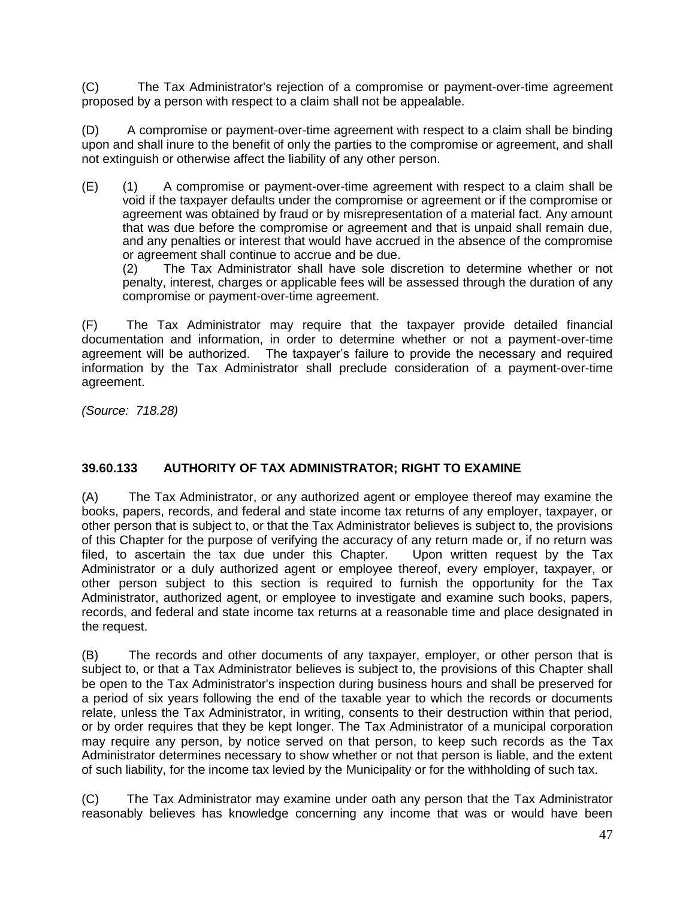(C) The Tax Administrator's rejection of a compromise or payment-over-time agreement proposed by a person with respect to a claim shall not be appealable.

(D) A compromise or payment-over-time agreement with respect to a claim shall be binding upon and shall inure to the benefit of only the parties to the compromise or agreement, and shall not extinguish or otherwise affect the liability of any other person.

(E) (1) A compromise or payment-over-time agreement with respect to a claim shall be void if the taxpayer defaults under the compromise or agreement or if the compromise or agreement was obtained by fraud or by misrepresentation of a material fact. Any amount that was due before the compromise or agreement and that is unpaid shall remain due, and any penalties or interest that would have accrued in the absence of the compromise or agreement shall continue to accrue and be due.
(2) The Tax Administrator shall have sole discretion to determine whether or not penalty, interest, charges or applicable fees will be assessed through the duration of any compromise or payment-over-time agreement.

(F) The Tax Administrator may require that the taxpayer provide detailed financial documentation and information, in order to determine whether or not a payment-over-time agreement will be authorized. The taxpayer's failure to provide the necessary and required information by the Tax Administrator shall preclude consideration of a payment-over-time agreement.

*(Source: 718.28)*

### 39.60.133 AUTHORITY OF TAX ADMINISTRATOR; RIGHT TO EXAMINE

(A) The Tax Administrator, or any authorized agent or employee thereof may examine the books, papers, records, and federal and state income tax returns of any employer, taxpayer, or other person that is subject to, or that the Tax Administrator believes is subject to, the provisions of this Chapter for the purpose of verifying the accuracy of any return made or, if no return was filed, to ascertain the tax due under this Chapter. Upon written request by the Tax Administrator or a duly authorized agent or employee thereof, every employer, taxpayer, or other person subject to this section is required to furnish the opportunity for the Tax Administrator, authorized agent, or employee to investigate and examine such books, papers, records, and federal and state income tax returns at a reasonable time and place designated in the request.

(B) The records and other documents of any taxpayer, employer, or other person that is subject to, or that a Tax Administrator believes is subject to, the provisions of this Chapter shall be open to the Tax Administrator's inspection during business hours and shall be preserved for a period of six years following the end of the taxable year to which the records or documents relate, unless the Tax Administrator, in writing, consents to their destruction within that period, or by order requires that they be kept longer. The Tax Administrator of a municipal corporation may require any person, by notice served on that person, to keep such records as the Tax Administrator determines necessary to show whether or not that person is liable, and the extent of such liability, for the income tax levied by the Municipality or for the withholding of such tax.

(C) The Tax Administrator may examine under oath any person that the Tax Administrator reasonably believes has knowledge concerning any income that was or would have been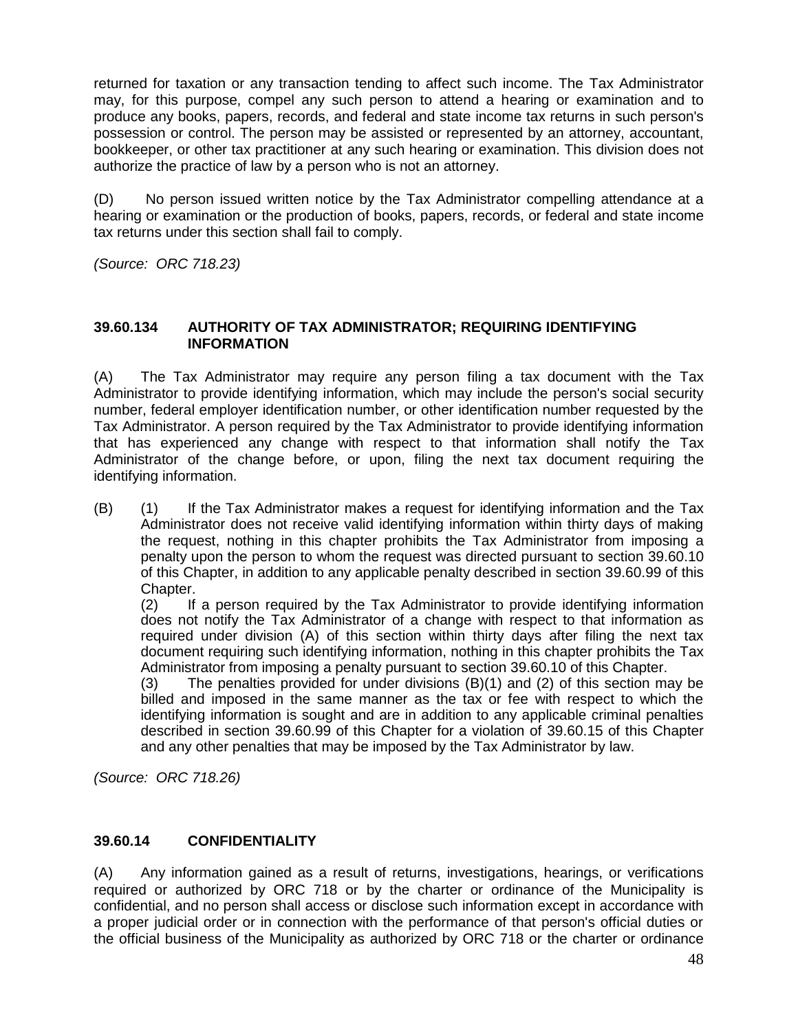returned for taxation or any transaction tending to affect such income. The Tax Administrator may, for this purpose, compel any such person to attend a hearing or examination and to produce any books, papers, records, and federal and state income tax returns in such person's possession or control. The person may be assisted or represented by an attorney, accountant, bookkeeper, or other tax practitioner at any such hearing or examination. This division does not authorize the practice of law by a person who is not an attorney.

(D) No person issued written notice by the Tax Administrator compelling attendance at a hearing or examination or the production of books, papers, records, or federal and state income tax returns under this section shall fail to comply.

*(Source: ORC 718.23)*

### 39.60.134 AUTHORITY OF TAX ADMINISTRATOR; REQUIRING IDENTIFYING INFORMATION

(A) The Tax Administrator may require any person filing a tax document with the Tax Administrator to provide identifying information, which may include the person's social security number, federal employer identification number, or other identification number requested by the Tax Administrator. A person required by the Tax Administrator to provide identifying information that has experienced any change with respect to that information shall notify the Tax Administrator of the change before, or upon, filing the next tax document requiring the identifying information.

(B) (1) If the Tax Administrator makes a request for identifying information and the Tax Administrator does not receive valid identifying information within thirty days of making the request, nothing in this chapter prohibits the Tax Administrator from imposing a penalty upon the person to whom the request was directed pursuant to section 39.60.10 of this Chapter, in addition to any applicable penalty described in section 39.60.99 of this Chapter.

(2) If a person required by the Tax Administrator to provide identifying information does not notify the Tax Administrator of a change with respect to that information as required under division (A) of this section within thirty days after filing the next tax document requiring such identifying information, nothing in this chapter prohibits the Tax Administrator from imposing a penalty pursuant to section 39.60.10 of this Chapter.

(3) The penalties provided for under divisions (B)(1) and (2) of this section may be billed and imposed in the same manner as the tax or fee with respect to which the identifying information is sought and are in addition to any applicable criminal penalties described in section 39.60.99 of this Chapter for a violation of 39.60.15 of this Chapter and any other penalties that may be imposed by the Tax Administrator by law.

*(Source: ORC 718.26)*

### 39.60.14 CONFIDENTIALITY

(A) Any information gained as a result of returns, investigations, hearings, or verifications required or authorized by ORC 718 or by the charter or ordinance of the Municipality is confidential, and no person shall access or disclose such information except in accordance with a proper judicial order or in connection with the performance of that person's official duties or the official business of the Municipality as authorized by ORC 718 or the charter or ordinance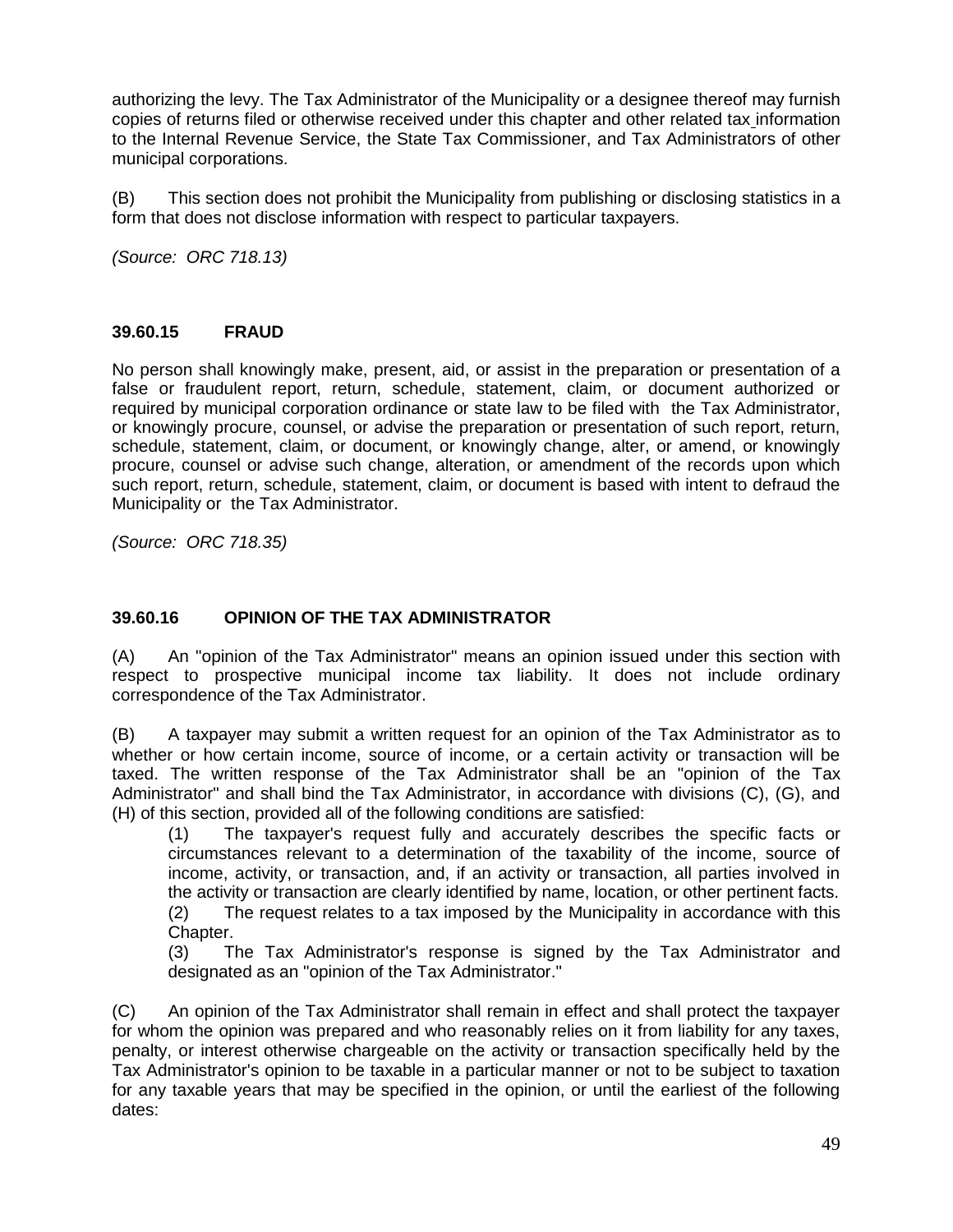authorizing the levy. The Tax Administrator of the Municipality or a designee thereof may furnish copies of returns filed or otherwise received under this chapter and other related tax information to the Internal Revenue Service, the State Tax Commissioner, and Tax Administrators of other municipal corporations.

(B) This section does not prohibit the Municipality from publishing or disclosing statistics in a form that does not disclose information with respect to particular taxpayers.

*(Source: ORC 718.13)*

### 39.60.15 FRAUD

No person shall knowingly make, present, aid, or assist in the preparation or presentation of a false or fraudulent report, return, schedule, statement, claim, or document authorized or required by municipal corporation ordinance or state law to be filed with the Tax Administrator, or knowingly procure, counsel, or advise the preparation or presentation of such report, return, schedule, statement, claim, or document, or knowingly change, alter, or amend, or knowingly procure, counsel or advise such change, alteration, or amendment of the records upon which such report, return, schedule, statement, claim, or document is based with intent to defraud the Municipality or the Tax Administrator.

*(Source: ORC 718.35)*

### 39.60.16 OPINION OF THE TAX ADMINISTRATOR

(A) An "opinion of the Tax Administrator" means an opinion issued under this section with respect to prospective municipal income tax liability. It does not include ordinary correspondence of the Tax Administrator.

(B) A taxpayer may submit a written request for an opinion of the Tax Administrator as to whether or how certain income, source of income, or a certain activity or transaction will be taxed. The written response of the Tax Administrator shall be an "opinion of the Tax Administrator" and shall bind the Tax Administrator, in accordance with divisions (C), (G), and (H) of this section, provided all of the following conditions are satisfied:

> (1) The taxpayer's request fully and accurately describes the specific facts or circumstances relevant to a determination of the taxability of the income, source of income, activity, or transaction, and, if an activity or transaction, all parties involved in the activity or transaction are clearly identified by name, location, or other pertinent facts.
>
> (2) The request relates to a tax imposed by the Municipality in accordance with this Chapter.
>
> (3) The Tax Administrator's response is signed by the Tax Administrator and designated as an "opinion of the Tax Administrator."

(C) An opinion of the Tax Administrator shall remain in effect and shall protect the taxpayer for whom the opinion was prepared and who reasonably relies on it from liability for any taxes, penalty, or interest otherwise chargeable on the activity or transaction specifically held by the Tax Administrator's opinion to be taxable in a particular manner or not to be subject to taxation for any taxable years that may be specified in the opinion, or until the earliest of the following dates: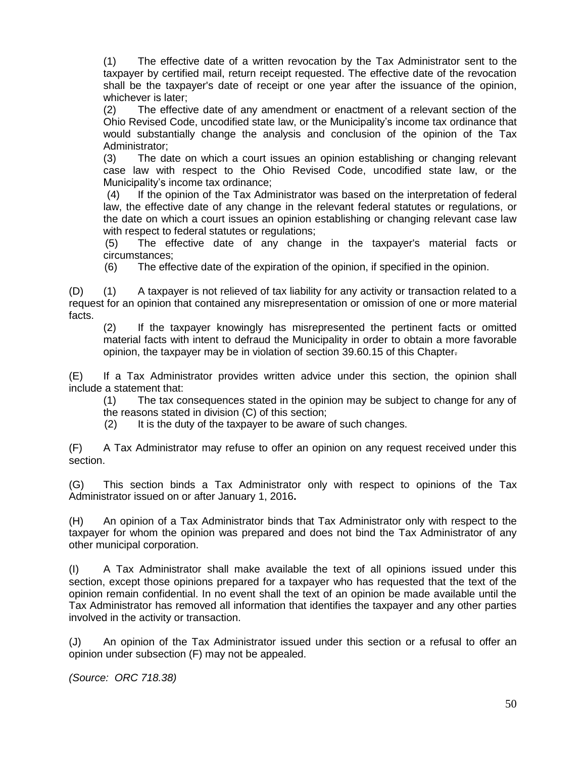(1) The effective date of a written revocation by the Tax Administrator sent to the taxpayer by certified mail, return receipt requested. The effective date of the revocation shall be the taxpayer's date of receipt or one year after the issuance of the opinion, whichever is later;

(2) The effective date of any amendment or enactment of a relevant section of the Ohio Revised Code, uncodified state law, or the Municipality's income tax ordinance that would substantially change the analysis and conclusion of the opinion of the Tax Administrator;

(3) The date on which a court issues an opinion establishing or changing relevant case law with respect to the Ohio Revised Code, uncodified state law, or the Municipality's income tax ordinance;

(4) If the opinion of the Tax Administrator was based on the interpretation of federal law, the effective date of any change in the relevant federal statutes or regulations, or the date on which a court issues an opinion establishing or changing relevant case law with respect to federal statutes or regulations;

(5) The effective date of any change in the taxpayer's material facts or circumstances;

(6) The effective date of the expiration of the opinion, if specified in the opinion.

(D) (1) A taxpayer is not relieved of tax liability for any activity or transaction related to a request for an opinion that contained any misrepresentation or omission of one or more material facts.

(2) If the taxpayer knowingly has misrepresented the pertinent facts or omitted material facts with intent to defraud the Municipality in order to obtain a more favorable opinion, the taxpayer may be in violation of section 39.60.15 of this Chapter.

(E) If a Tax Administrator provides written advice under this section, the opinion shall include a statement that:

(1) The tax consequences stated in the opinion may be subject to change for any of the reasons stated in division (C) of this section;

(2) It is the duty of the taxpayer to be aware of such changes.

(F) A Tax Administrator may refuse to offer an opinion on any request received under this section.

(G) This section binds a Tax Administrator only with respect to opinions of the Tax Administrator issued on or after January 1, 2016.

(H) An opinion of a Tax Administrator binds that Tax Administrator only with respect to the taxpayer for whom the opinion was prepared and does not bind the Tax Administrator of any other municipal corporation.

(I) A Tax Administrator shall make available the text of all opinions issued under this section, except those opinions prepared for a taxpayer who has requested that the text of the opinion remain confidential. In no event shall the text of an opinion be made available until the Tax Administrator has removed all information that identifies the taxpayer and any other parties involved in the activity or transaction.

(J) An opinion of the Tax Administrator issued under this section or a refusal to offer an opinion under subsection (F) may not be appealed.

*(Source: ORC 718.38)*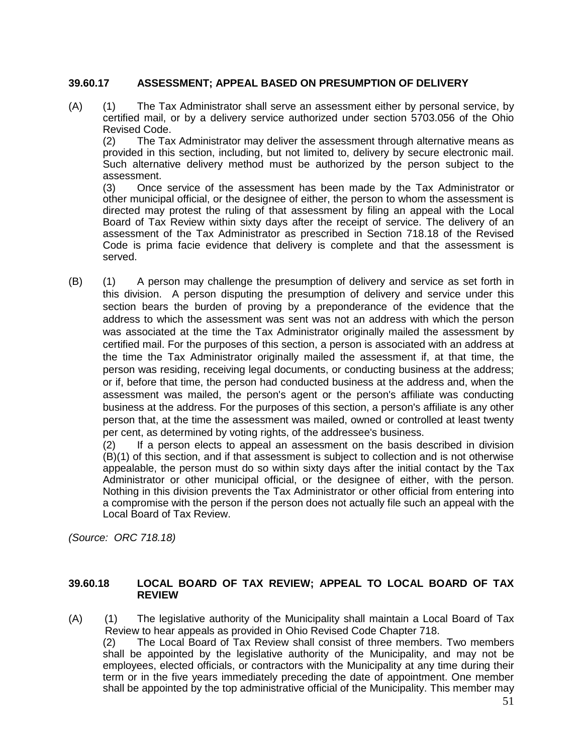### 39.60.17 ASSESSMENT; APPEAL BASED ON PRESUMPTION OF DELIVERY

(A) (1) The Tax Administrator shall serve an assessment either by personal service, by certified mail, or by a delivery service authorized under section 5703.056 of the Ohio Revised Code.

(2) The Tax Administrator may deliver the assessment through alternative means as provided in this section, including, but not limited to, delivery by secure electronic mail. Such alternative delivery method must be authorized by the person subject to the assessment.

(3) Once service of the assessment has been made by the Tax Administrator or other municipal official, or the designee of either, the person to whom the assessment is directed may protest the ruling of that assessment by filing an appeal with the Local Board of Tax Review within sixty days after the receipt of service. The delivery of an assessment of the Tax Administrator as prescribed in Section 718.18 of the Revised Code is prima facie evidence that delivery is complete and that the assessment is served.

(B) (1) A person may challenge the presumption of delivery and service as set forth in this division. A person disputing the presumption of delivery and service under this section bears the burden of proving by a preponderance of the evidence that the address to which the assessment was sent was not an address with which the person was associated at the time the Tax Administrator originally mailed the assessment by certified mail. For the purposes of this section, a person is associated with an address at the time the Tax Administrator originally mailed the assessment if, at that time, the person was residing, receiving legal documents, or conducting business at the address; or if, before that time, the person had conducted business at the address and, when the assessment was mailed, the person's agent or the person's affiliate was conducting business at the address. For the purposes of this section, a person's affiliate is any other person that, at the time the assessment was mailed, owned or controlled at least twenty per cent, as determined by voting rights, of the addressee's business.

(2) If a person elects to appeal an assessment on the basis described in division (B)(1) of this section, and if that assessment is subject to collection and is not otherwise appealable, the person must do so within sixty days after the initial contact by the Tax Administrator or other municipal official, or the designee of either, with the person. Nothing in this division prevents the Tax Administrator or other official from entering into a compromise with the person if the person does not actually file such an appeal with the Local Board of Tax Review.

*(Source: ORC 718.18)*

### 39.60.18 LOCAL BOARD OF TAX REVIEW; APPEAL TO LOCAL BOARD OF TAX REVIEW

(A) (1) The legislative authority of the Municipality shall maintain a Local Board of Tax Review to hear appeals as provided in Ohio Revised Code Chapter 718.

(2) The Local Board of Tax Review shall consist of three members. Two members shall be appointed by the legislative authority of the Municipality, and may not be employees, elected officials, or contractors with the Municipality at any time during their term or in the five years immediately preceding the date of appointment. One member shall be appointed by the top administrative official of the Municipality. This member may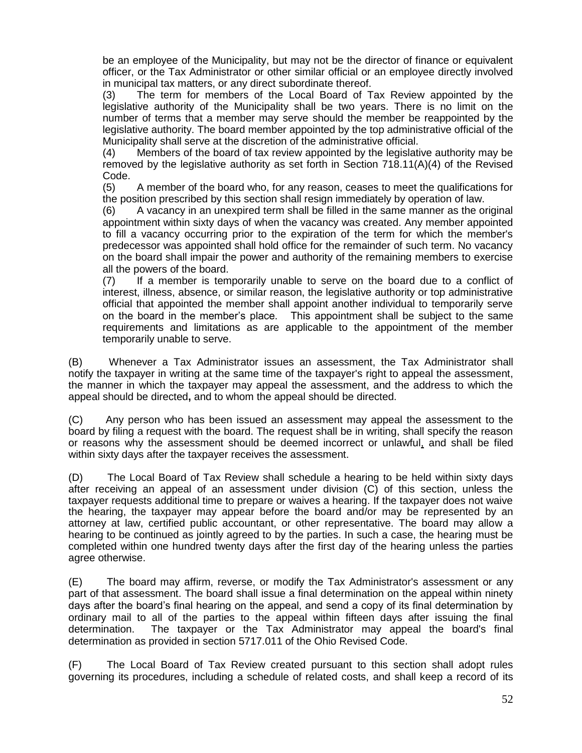be an employee of the Municipality, but may not be the director of finance or equivalent officer, or the Tax Administrator or other similar official or an employee directly involved in municipal tax matters, or any direct subordinate thereof.

(3) The term for members of the Local Board of Tax Review appointed by the legislative authority of the Municipality shall be two years. There is no limit on the number of terms that a member may serve should the member be reappointed by the legislative authority. The board member appointed by the top administrative official of the Municipality shall serve at the discretion of the administrative official.

(4) Members of the board of tax review appointed by the legislative authority may be removed by the legislative authority as set forth in Section 718.11(A)(4) of the Revised Code.

(5) A member of the board who, for any reason, ceases to meet the qualifications for the position prescribed by this section shall resign immediately by operation of law.

(6) A vacancy in an unexpired term shall be filled in the same manner as the original appointment within sixty days of when the vacancy was created. Any member appointed to fill a vacancy occurring prior to the expiration of the term for which the member's predecessor was appointed shall hold office for the remainder of such term. No vacancy on the board shall impair the power and authority of the remaining members to exercise all the powers of the board.

(7) If a member is temporarily unable to serve on the board due to a conflict of interest, illness, absence, or similar reason, the legislative authority or top administrative official that appointed the member shall appoint another individual to temporarily serve on the board in the member's place. This appointment shall be subject to the same requirements and limitations as are applicable to the appointment of the member temporarily unable to serve.

(B) Whenever a Tax Administrator issues an assessment, the Tax Administrator shall notify the taxpayer in writing at the same time of the taxpayer's right to appeal the assessment, the manner in which the taxpayer may appeal the assessment, and the address to which the appeal should be directed**,** and to whom the appeal should be directed.

(C) Any person who has been issued an assessment may appeal the assessment to the board by filing a request with the board. The request shall be in writing, shall specify the reason or reasons why the assessment should be deemed incorrect or unlawful, and shall be filed within sixty days after the taxpayer receives the assessment.

(D) The Local Board of Tax Review shall schedule a hearing to be held within sixty days after receiving an appeal of an assessment under division (C) of this section, unless the taxpayer requests additional time to prepare or waives a hearing. If the taxpayer does not waive the hearing, the taxpayer may appear before the board and/or may be represented by an attorney at law, certified public accountant, or other representative. The board may allow a hearing to be continued as jointly agreed to by the parties. In such a case, the hearing must be completed within one hundred twenty days after the first day of the hearing unless the parties agree otherwise.

(E) The board may affirm, reverse, or modify the Tax Administrator's assessment or any part of that assessment. The board shall issue a final determination on the appeal within ninety days after the board's final hearing on the appeal, and send a copy of its final determination by ordinary mail to all of the parties to the appeal within fifteen days after issuing the final determination. The taxpayer or the Tax Administrator may appeal the board's final determination as provided in section 5717.011 of the Ohio Revised Code.

(F) The Local Board of Tax Review created pursuant to this section shall adopt rules governing its procedures, including a schedule of related costs, and shall keep a record of its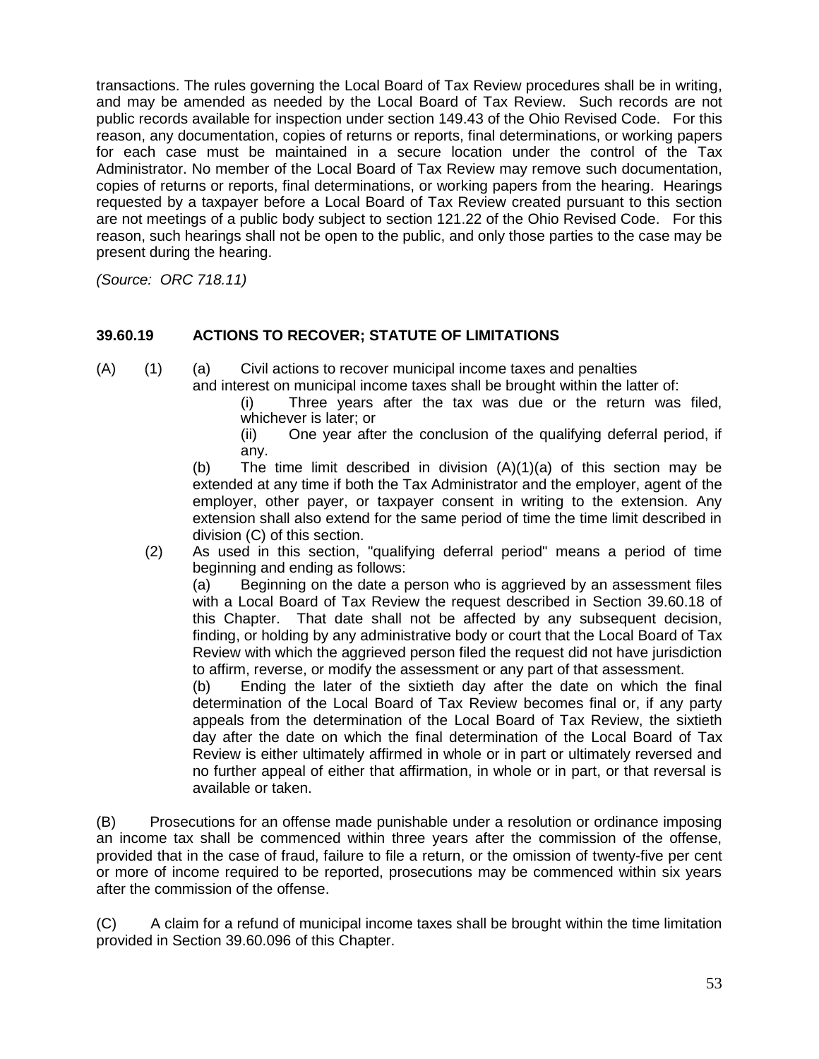transactions. The rules governing the Local Board of Tax Review procedures shall be in writing, and may be amended as needed by the Local Board of Tax Review. Such records are not public records available for inspection under section 149.43 of the Ohio Revised Code. For this reason, any documentation, copies of returns or reports, final determinations, or working papers for each case must be maintained in a secure location under the control of the Tax Administrator. No member of the Local Board of Tax Review may remove such documentation, copies of returns or reports, final determinations, or working papers from the hearing. Hearings requested by a taxpayer before a Local Board of Tax Review created pursuant to this section are not meetings of a public body subject to section 121.22 of the Ohio Revised Code. For this reason, such hearings shall not be open to the public, and only those parties to the case may be present during the hearing.

*(Source: ORC 718.11)*

### 39.60.19 ACTIONS TO RECOVER; STATUTE OF LIMITATIONS

(A) (1) (a) Civil actions to recover municipal income taxes and penalties and interest on municipal income taxes shall be brought within the latter of:

(i) Three years after the tax was due or the return was filed, whichever is later; or

(ii) One year after the conclusion of the qualifying deferral period, if any.

(b) The time limit described in division (A)(1)(a) of this section may be extended at any time if both the Tax Administrator and the employer, agent of the employer, other payer, or taxpayer consent in writing to the extension. Any extension shall also extend for the same period of time the time limit described in division (C) of this section.

(2) As used in this section, "qualifying deferral period" means a period of time beginning and ending as follows:

(a) Beginning on the date a person who is aggrieved by an assessment files with a Local Board of Tax Review the request described in Section 39.60.18 of this Chapter. That date shall not be affected by any subsequent decision, finding, or holding by any administrative body or court that the Local Board of Tax Review with which the aggrieved person filed the request did not have jurisdiction to affirm, reverse, or modify the assessment or any part of that assessment.

(b) Ending the later of the sixtieth day after the date on which the final determination of the Local Board of Tax Review becomes final or, if any party appeals from the determination of the Local Board of Tax Review, the sixtieth day after the date on which the final determination of the Local Board of Tax Review is either ultimately affirmed in whole or in part or ultimately reversed and no further appeal of either that affirmation, in whole or in part, or that reversal is available or taken.

(B) Prosecutions for an offense made punishable under a resolution or ordinance imposing an income tax shall be commenced within three years after the commission of the offense, provided that in the case of fraud, failure to file a return, or the omission of twenty-five per cent or more of income required to be reported, prosecutions may be commenced within six years after the commission of the offense.

(C) A claim for a refund of municipal income taxes shall be brought within the time limitation provided in Section 39.60.096 of this Chapter.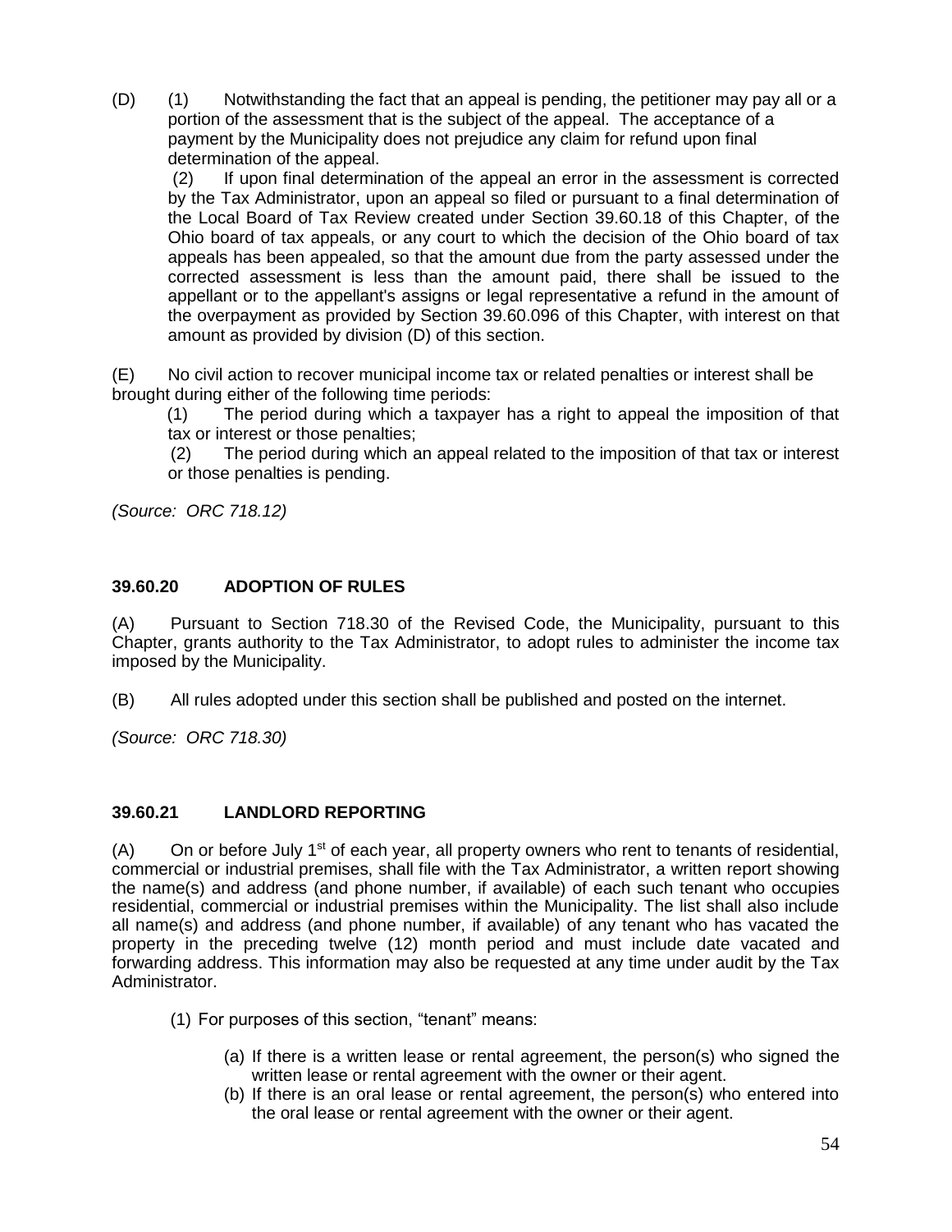(D) (1) Notwithstanding the fact that an appeal is pending, the petitioner may pay all or a portion of the assessment that is the subject of the appeal. The acceptance of a payment by the Municipality does not prejudice any claim for refund upon final determination of the appeal.

(2) If upon final determination of the appeal an error in the assessment is corrected by the Tax Administrator, upon an appeal so filed or pursuant to a final determination of the Local Board of Tax Review created under Section 39.60.18 of this Chapter, of the Ohio board of tax appeals, or any court to which the decision of the Ohio board of tax appeals has been appealed, so that the amount due from the party assessed under the corrected assessment is less than the amount paid, there shall be issued to the appellant or to the appellant's assigns or legal representative a refund in the amount of the overpayment as provided by Section 39.60.096 of this Chapter, with interest on that amount as provided by division (D) of this section.

(E) No civil action to recover municipal income tax or related penalties or interest shall be brought during either of the following time periods:

(1) The period during which a taxpayer has a right to appeal the imposition of that tax or interest or those penalties;

(2) The period during which an appeal related to the imposition of that tax or interest or those penalties is pending.

*(Source: ORC 718.12)*

## 39.60.20 ADOPTION OF RULES

(A) Pursuant to Section 718.30 of the Revised Code, the Municipality, pursuant to this Chapter, grants authority to the Tax Administrator, to adopt rules to administer the income tax imposed by the Municipality.

(B) All rules adopted under this section shall be published and posted on the internet.

*(Source: ORC 718.30)*

## 39.60.21 LANDLORD REPORTING

(A) On or before July 1st of each year, all property owners who rent to tenants of residential, commercial or industrial premises, shall file with the Tax Administrator, a written report showing the name(s) and address (and phone number, if available) of each such tenant who occupies residential, commercial or industrial premises within the Municipality. The list shall also include all name(s) and address (and phone number, if available) of any tenant who has vacated the property in the preceding twelve (12) month period and must include date vacated and forwarding address. This information may also be requested at any time under audit by the Tax Administrator.

(1) For purposes of this section, "tenant" means:

(a) If there is a written lease or rental agreement, the person(s) who signed the written lease or rental agreement with the owner or their agent.

(b) If there is an oral lease or rental agreement, the person(s) who entered into the oral lease or rental agreement with the owner or their agent.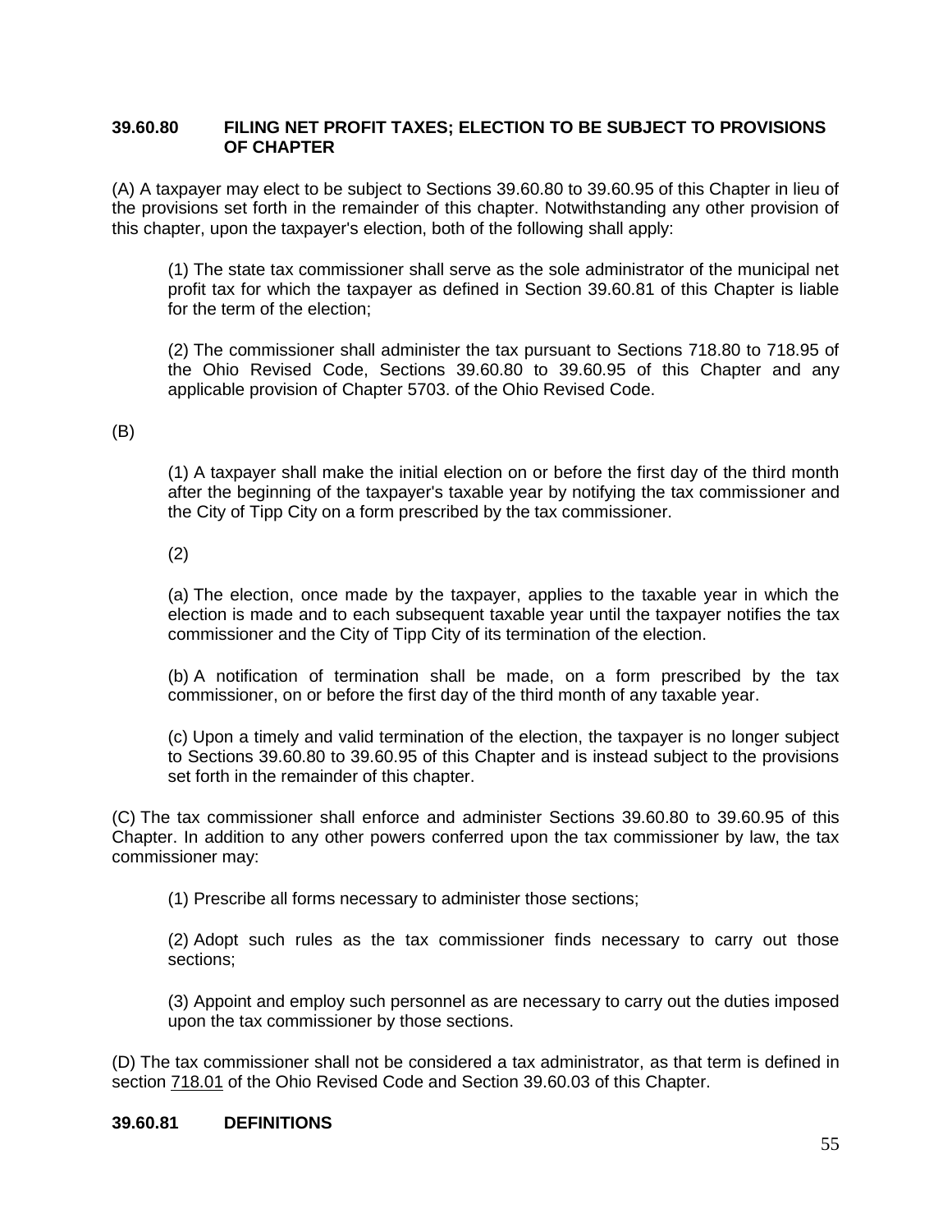### 39.60.80 FILING NET PROFIT TAXES; ELECTION TO BE SUBJECT TO PROVISIONS OF CHAPTER

(A) A taxpayer may elect to be subject to Sections 39.60.80 to 39.60.95 of this Chapter in lieu of the provisions set forth in the remainder of this chapter. Notwithstanding any other provision of this chapter, upon the taxpayer's election, both of the following shall apply:

(1) The state tax commissioner shall serve as the sole administrator of the municipal net profit tax for which the taxpayer as defined in Section 39.60.81 of this Chapter is liable for the term of the election;

(2) The commissioner shall administer the tax pursuant to Sections 718.80 to 718.95 of the Ohio Revised Code, Sections 39.60.80 to 39.60.95 of this Chapter and any applicable provision of Chapter 5703. of the Ohio Revised Code.

(B)

(1) A taxpayer shall make the initial election on or before the first day of the third month after the beginning of the taxpayer's taxable year by notifying the tax commissioner and the City of Tipp City on a form prescribed by the tax commissioner.

(2)

(a) The election, once made by the taxpayer, applies to the taxable year in which the election is made and to each subsequent taxable year until the taxpayer notifies the tax commissioner and the City of Tipp City of its termination of the election.

(b) A notification of termination shall be made, on a form prescribed by the tax commissioner, on or before the first day of the third month of any taxable year.

(c) Upon a timely and valid termination of the election, the taxpayer is no longer subject to Sections 39.60.80 to 39.60.95 of this Chapter and is instead subject to the provisions set forth in the remainder of this chapter.

(C) The tax commissioner shall enforce and administer Sections 39.60.80 to 39.60.95 of this Chapter. In addition to any other powers conferred upon the tax commissioner by law, the tax commissioner may:

(1) Prescribe all forms necessary to administer those sections;

(2) Adopt such rules as the tax commissioner finds necessary to carry out those sections;

(3) Appoint and employ such personnel as are necessary to carry out the duties imposed upon the tax commissioner by those sections.

(D) The tax commissioner shall not be considered a tax administrator, as that term is defined in section 718.01 of the Ohio Revised Code and Section 39.60.03 of this Chapter.

### 39.60.81 DEFINITIONS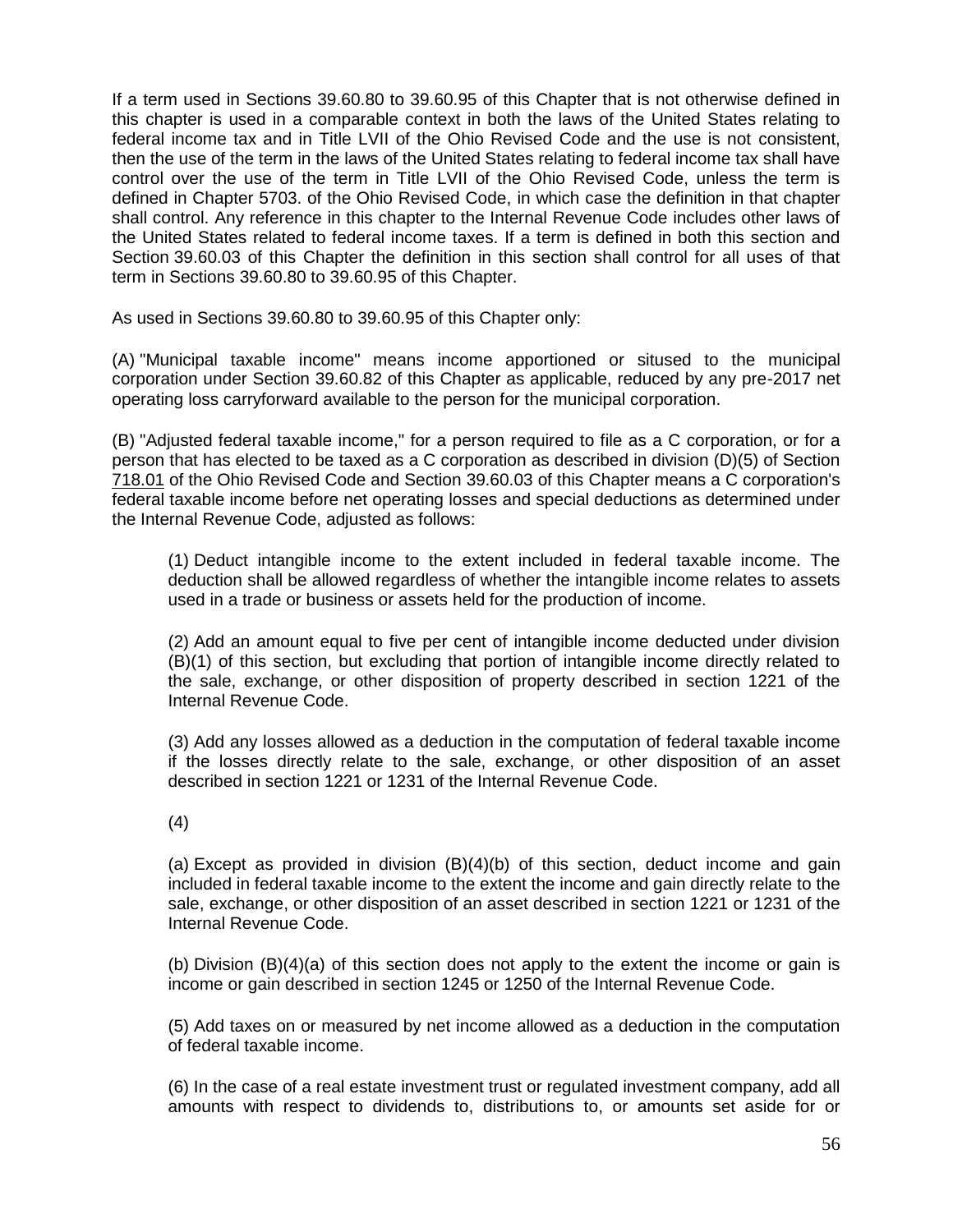If a term used in Sections 39.60.80 to 39.60.95 of this Chapter that is not otherwise defined in this chapter is used in a comparable context in both the laws of the United States relating to federal income tax and in Title LVII of the Ohio Revised Code and the use is not consistent, then the use of the term in the laws of the United States relating to federal income tax shall have control over the use of the term in Title LVII of the Ohio Revised Code, unless the term is defined in Chapter 5703. of the Ohio Revised Code, in which case the definition in that chapter shall control. Any reference in this chapter to the Internal Revenue Code includes other laws of the United States related to federal income taxes. If a term is defined in both this section and Section 39.60.03 of this Chapter the definition in this section shall control for all uses of that term in Sections 39.60.80 to 39.60.95 of this Chapter.

As used in Sections 39.60.80 to 39.60.95 of this Chapter only:

(A) "Municipal taxable income" means income apportioned or sitused to the municipal corporation under Section 39.60.82 of this Chapter as applicable, reduced by any pre-2017 net operating loss carryforward available to the person for the municipal corporation.

(B) "Adjusted federal taxable income," for a person required to file as a C corporation, or for a person that has elected to be taxed as a C corporation as described in division (D)(5) of Section 718.01 of the Ohio Revised Code and Section 39.60.03 of this Chapter means a C corporation's federal taxable income before net operating losses and special deductions as determined under the Internal Revenue Code, adjusted as follows:

(1) Deduct intangible income to the extent included in federal taxable income. The deduction shall be allowed regardless of whether the intangible income relates to assets used in a trade or business or assets held for the production of income.

(2) Add an amount equal to five per cent of intangible income deducted under division (B)(1) of this section, but excluding that portion of intangible income directly related to the sale, exchange, or other disposition of property described in section 1221 of the Internal Revenue Code.

(3) Add any losses allowed as a deduction in the computation of federal taxable income if the losses directly relate to the sale, exchange, or other disposition of an asset described in section 1221 or 1231 of the Internal Revenue Code.

(4)

(a) Except as provided in division (B)(4)(b) of this section, deduct income and gain included in federal taxable income to the extent the income and gain directly relate to the sale, exchange, or other disposition of an asset described in section 1221 or 1231 of the Internal Revenue Code.

(b) Division (B)(4)(a) of this section does not apply to the extent the income or gain is income or gain described in section 1245 or 1250 of the Internal Revenue Code.

(5) Add taxes on or measured by net income allowed as a deduction in the computation of federal taxable income.

(6) In the case of a real estate investment trust or regulated investment company, add all amounts with respect to dividends to, distributions to, or amounts set aside for or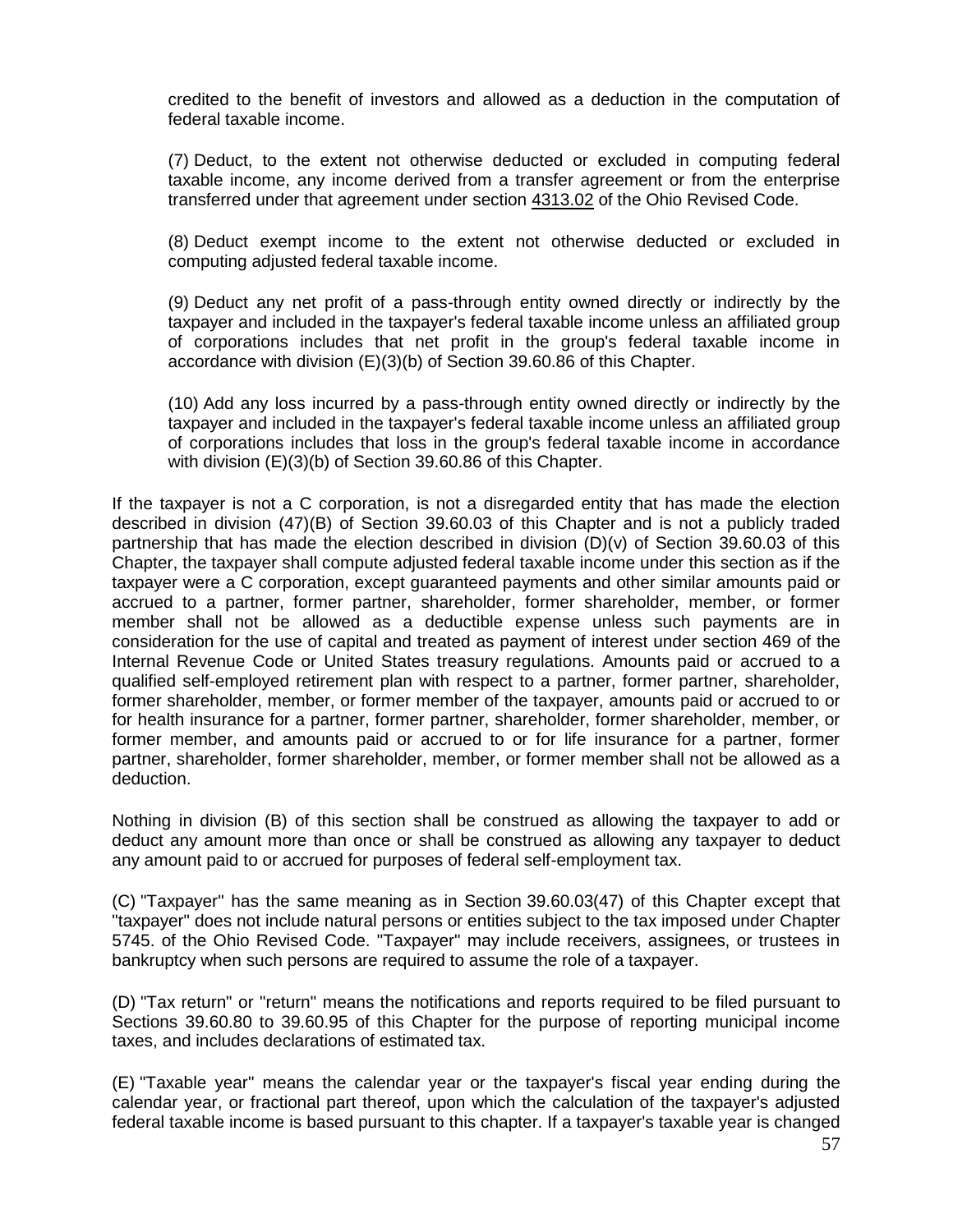credited to the benefit of investors and allowed as a deduction in the computation of federal taxable income.

(7) Deduct, to the extent not otherwise deducted or excluded in computing federal taxable income, any income derived from a transfer agreement or from the enterprise transferred under that agreement under section 4313.02 of the Ohio Revised Code.

(8) Deduct exempt income to the extent not otherwise deducted or excluded in computing adjusted federal taxable income.

(9) Deduct any net profit of a pass-through entity owned directly or indirectly by the taxpayer and included in the taxpayer's federal taxable income unless an affiliated group of corporations includes that net profit in the group's federal taxable income in accordance with division (E)(3)(b) of Section 39.60.86 of this Chapter.

(10) Add any loss incurred by a pass-through entity owned directly or indirectly by the taxpayer and included in the taxpayer's federal taxable income unless an affiliated group of corporations includes that loss in the group's federal taxable income in accordance with division (E)(3)(b) of Section 39.60.86 of this Chapter.

If the taxpayer is not a C corporation, is not a disregarded entity that has made the election described in division (47)(B) of Section 39.60.03 of this Chapter and is not a publicly traded partnership that has made the election described in division (D)(v) of Section 39.60.03 of this Chapter, the taxpayer shall compute adjusted federal taxable income under this section as if the taxpayer were a C corporation, except guaranteed payments and other similar amounts paid or accrued to a partner, former partner, shareholder, former shareholder, member, or former member shall not be allowed as a deductible expense unless such payments are in consideration for the use of capital and treated as payment of interest under section 469 of the Internal Revenue Code or United States treasury regulations. Amounts paid or accrued to a qualified self-employed retirement plan with respect to a partner, former partner, shareholder, former shareholder, member, or former member of the taxpayer, amounts paid or accrued to or for health insurance for a partner, former partner, shareholder, former shareholder, member, or former member, and amounts paid or accrued to or for life insurance for a partner, former partner, shareholder, former shareholder, member, or former member shall not be allowed as a deduction.

Nothing in division (B) of this section shall be construed as allowing the taxpayer to add or deduct any amount more than once or shall be construed as allowing any taxpayer to deduct any amount paid to or accrued for purposes of federal self-employment tax.

(C) "Taxpayer" has the same meaning as in Section 39.60.03(47) of this Chapter except that "taxpayer" does not include natural persons or entities subject to the tax imposed under Chapter 5745. of the Ohio Revised Code. "Taxpayer" may include receivers, assignees, or trustees in bankruptcy when such persons are required to assume the role of a taxpayer.

(D) "Tax return" or "return" means the notifications and reports required to be filed pursuant to Sections 39.60.80 to 39.60.95 of this Chapter for the purpose of reporting municipal income taxes, and includes declarations of estimated tax.

(E) "Taxable year" means the calendar year or the taxpayer's fiscal year ending during the calendar year, or fractional part thereof, upon which the calculation of the taxpayer's adjusted federal taxable income is based pursuant to this chapter. If a taxpayer's taxable year is changed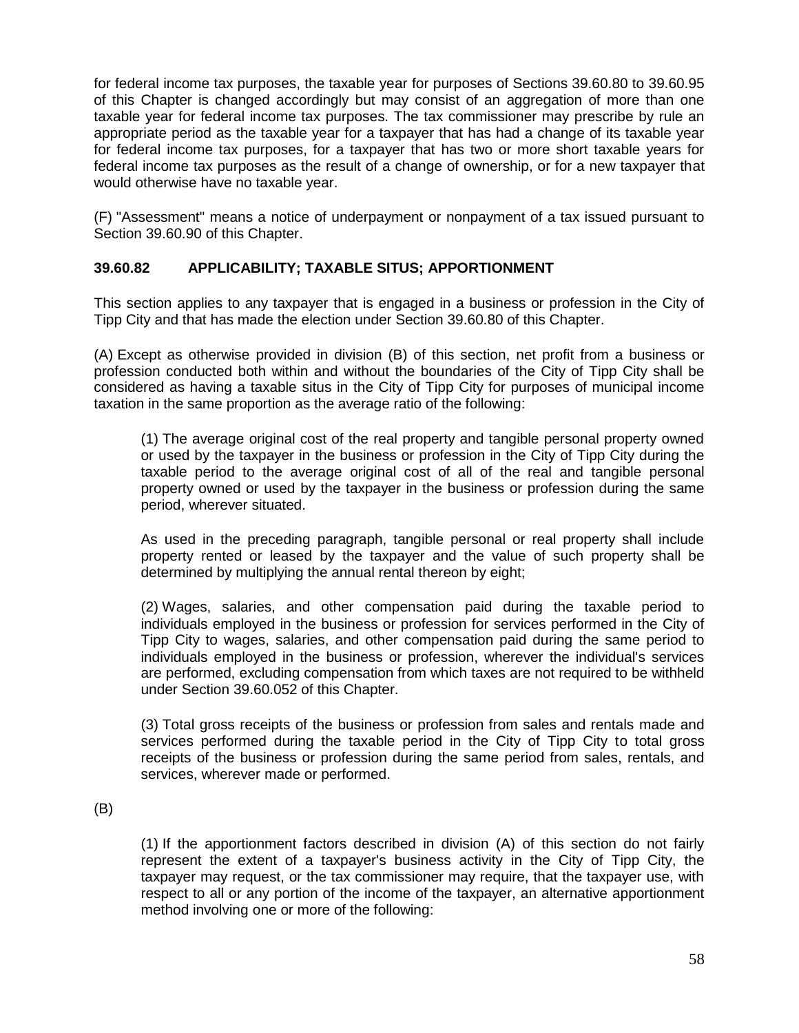for federal income tax purposes, the taxable year for purposes of Sections 39.60.80 to 39.60.95 of this Chapter is changed accordingly but may consist of an aggregation of more than one taxable year for federal income tax purposes. The tax commissioner may prescribe by rule an appropriate period as the taxable year for a taxpayer that has had a change of its taxable year for federal income tax purposes, for a taxpayer that has two or more short taxable years for federal income tax purposes as the result of a change of ownership, or for a new taxpayer that would otherwise have no taxable year.

(F) "Assessment" means a notice of underpayment or nonpayment of a tax issued pursuant to Section 39.60.90 of this Chapter.

### 39.60.82 APPLICABILITY; TAXABLE SITUS; APPORTIONMENT

This section applies to any taxpayer that is engaged in a business or profession in the City of Tipp City and that has made the election under Section 39.60.80 of this Chapter.

(A) Except as otherwise provided in division (B) of this section, net profit from a business or profession conducted both within and without the boundaries of the City of Tipp City shall be considered as having a taxable situs in the City of Tipp City for purposes of municipal income taxation in the same proportion as the average ratio of the following:

> (1) The average original cost of the real property and tangible personal property owned or used by the taxpayer in the business or profession in the City of Tipp City during the taxable period to the average original cost of all of the real and tangible personal property owned or used by the taxpayer in the business or profession during the same period, wherever situated.
>
> As used in the preceding paragraph, tangible personal or real property shall include property rented or leased by the taxpayer and the value of such property shall be determined by multiplying the annual rental thereon by eight;
>
> (2) Wages, salaries, and other compensation paid during the taxable period to individuals employed in the business or profession for services performed in the City of Tipp City to wages, salaries, and other compensation paid during the same period to individuals employed in the business or profession, wherever the individual's services are performed, excluding compensation from which taxes are not required to be withheld under Section 39.60.052 of this Chapter.
>
> (3) Total gross receipts of the business or profession from sales and rentals made and services performed during the taxable period in the City of Tipp City to total gross receipts of the business or profession during the same period from sales, rentals, and services, wherever made or performed.

(B)

> (1) If the apportionment factors described in division (A) of this section do not fairly represent the extent of a taxpayer's business activity in the City of Tipp City, the taxpayer may request, or the tax commissioner may require, that the taxpayer use, with respect to all or any portion of the income of the taxpayer, an alternative apportionment method involving one or more of the following: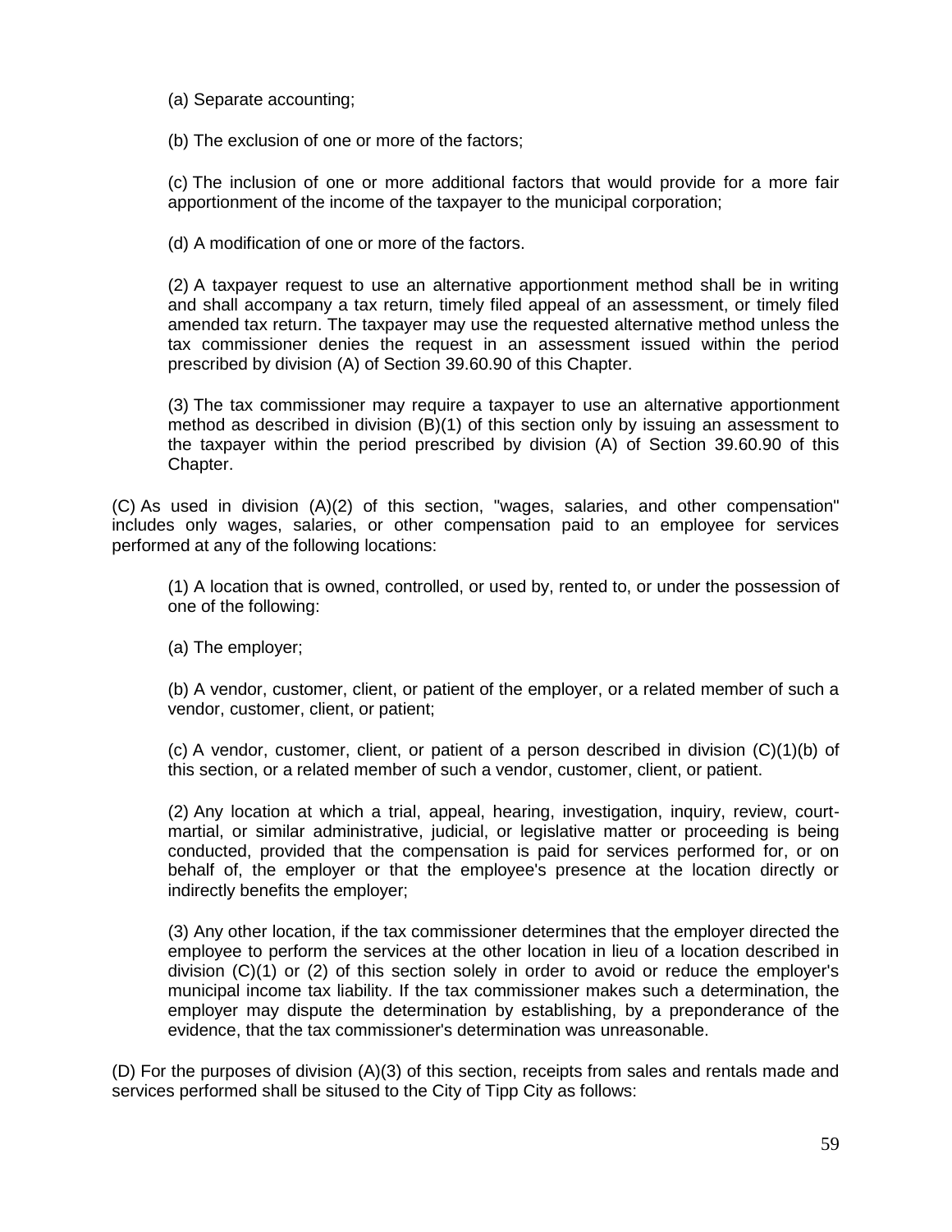(a) Separate accounting;

(b) The exclusion of one or more of the factors;

(c) The inclusion of one or more additional factors that would provide for a more fair apportionment of the income of the taxpayer to the municipal corporation;

(d) A modification of one or more of the factors.

(2) A taxpayer request to use an alternative apportionment method shall be in writing and shall accompany a tax return, timely filed appeal of an assessment, or timely filed amended tax return. The taxpayer may use the requested alternative method unless the tax commissioner denies the request in an assessment issued within the period prescribed by division (A) of Section 39.60.90 of this Chapter.

(3) The tax commissioner may require a taxpayer to use an alternative apportionment method as described in division (B)(1) of this section only by issuing an assessment to the taxpayer within the period prescribed by division (A) of Section 39.60.90 of this Chapter.

(C) As used in division (A)(2) of this section, "wages, salaries, and other compensation" includes only wages, salaries, or other compensation paid to an employee for services performed at any of the following locations:

(1) A location that is owned, controlled, or used by, rented to, or under the possession of one of the following:

(a) The employer;

(b) A vendor, customer, client, or patient of the employer, or a related member of such a vendor, customer, client, or patient;

(c) A vendor, customer, client, or patient of a person described in division (C)(1)(b) of this section, or a related member of such a vendor, customer, client, or patient.

(2) Any location at which a trial, appeal, hearing, investigation, inquiry, review, court-martial, or similar administrative, judicial, or legislative matter or proceeding is being conducted, provided that the compensation is paid for services performed for, or on behalf of, the employer or that the employee's presence at the location directly or indirectly benefits the employer;

(3) Any other location, if the tax commissioner determines that the employer directed the employee to perform the services at the other location in lieu of a location described in division (C)(1) or (2) of this section solely in order to avoid or reduce the employer's municipal income tax liability. If the tax commissioner makes such a determination, the employer may dispute the determination by establishing, by a preponderance of the evidence, that the tax commissioner's determination was unreasonable.

(D) For the purposes of division (A)(3) of this section, receipts from sales and rentals made and services performed shall be sitused to the City of Tipp City as follows: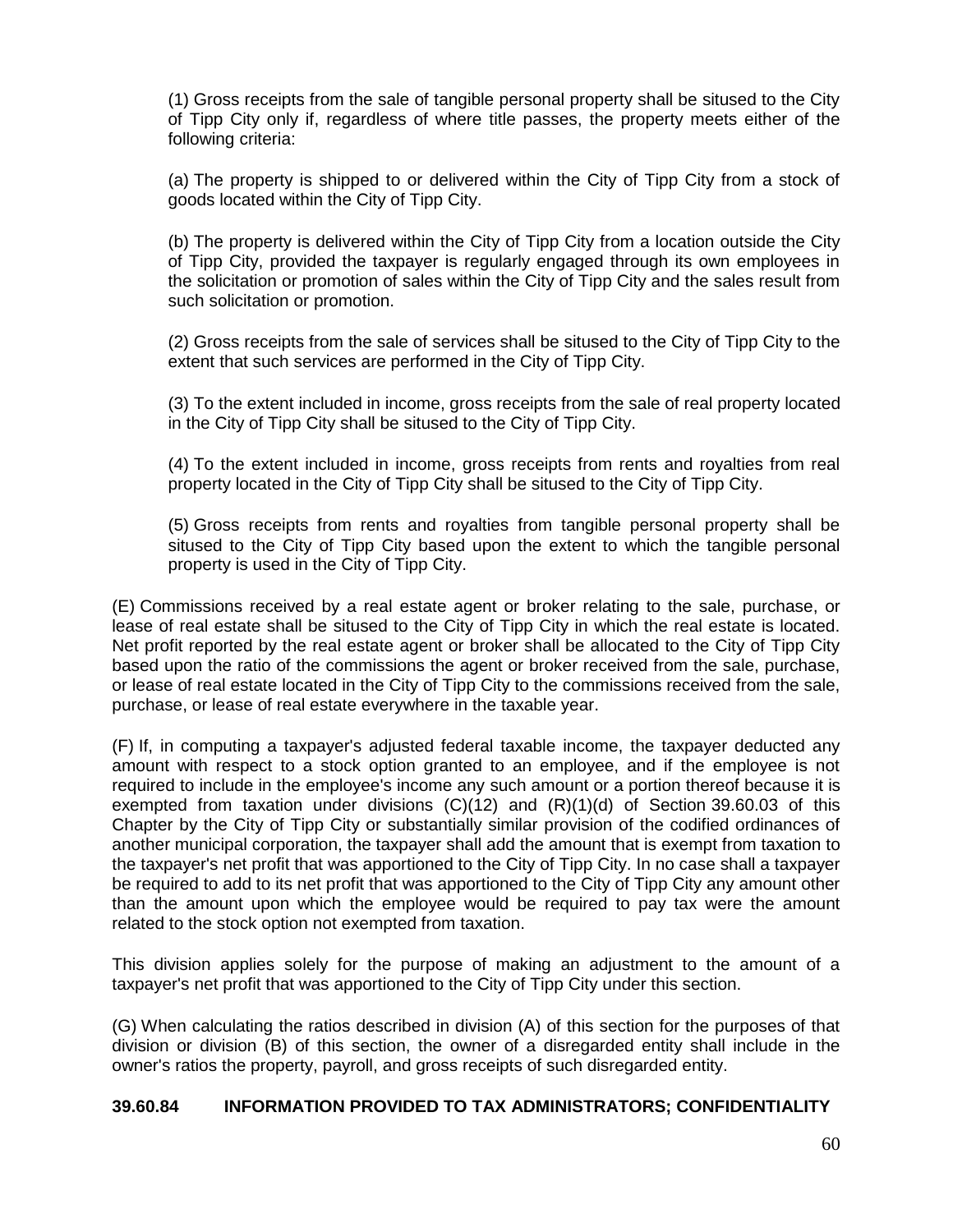(1) Gross receipts from the sale of tangible personal property shall be sitused to the City of Tipp City only if, regardless of where title passes, the property meets either of the following criteria:

(a) The property is shipped to or delivered within the City of Tipp City from a stock of goods located within the City of Tipp City.

(b) The property is delivered within the City of Tipp City from a location outside the City of Tipp City, provided the taxpayer is regularly engaged through its own employees in the solicitation or promotion of sales within the City of Tipp City and the sales result from such solicitation or promotion.

(2) Gross receipts from the sale of services shall be sitused to the City of Tipp City to the extent that such services are performed in the City of Tipp City.

(3) To the extent included in income, gross receipts from the sale of real property located in the City of Tipp City shall be sitused to the City of Tipp City.

(4) To the extent included in income, gross receipts from rents and royalties from real property located in the City of Tipp City shall be sitused to the City of Tipp City.

(5) Gross receipts from rents and royalties from tangible personal property shall be sitused to the City of Tipp City based upon the extent to which the tangible personal property is used in the City of Tipp City.

(E) Commissions received by a real estate agent or broker relating to the sale, purchase, or lease of real estate shall be sitused to the City of Tipp City in which the real estate is located. Net profit reported by the real estate agent or broker shall be allocated to the City of Tipp City based upon the ratio of the commissions the agent or broker received from the sale, purchase, or lease of real estate located in the City of Tipp City to the commissions received from the sale, purchase, or lease of real estate everywhere in the taxable year.

(F) If, in computing a taxpayer's adjusted federal taxable income, the taxpayer deducted any amount with respect to a stock option granted to an employee, and if the employee is not required to include in the employee's income any such amount or a portion thereof because it is exempted from taxation under divisions (C)(12) and (R)(1)(d) of Section 39.60.03 of this Chapter by the City of Tipp City or substantially similar provision of the codified ordinances of another municipal corporation, the taxpayer shall add the amount that is exempt from taxation to the taxpayer's net profit that was apportioned to the City of Tipp City. In no case shall a taxpayer be required to add to its net profit that was apportioned to the City of Tipp City any amount other than the amount upon which the employee would be required to pay tax were the amount related to the stock option not exempted from taxation.

This division applies solely for the purpose of making an adjustment to the amount of a taxpayer's net profit that was apportioned to the City of Tipp City under this section.

(G) When calculating the ratios described in division (A) of this section for the purposes of that division or division (B) of this section, the owner of a disregarded entity shall include in the owner's ratios the property, payroll, and gross receipts of such disregarded entity.

**39.60.84 INFORMATION PROVIDED TO TAX ADMINISTRATORS; CONFIDENTIALITY**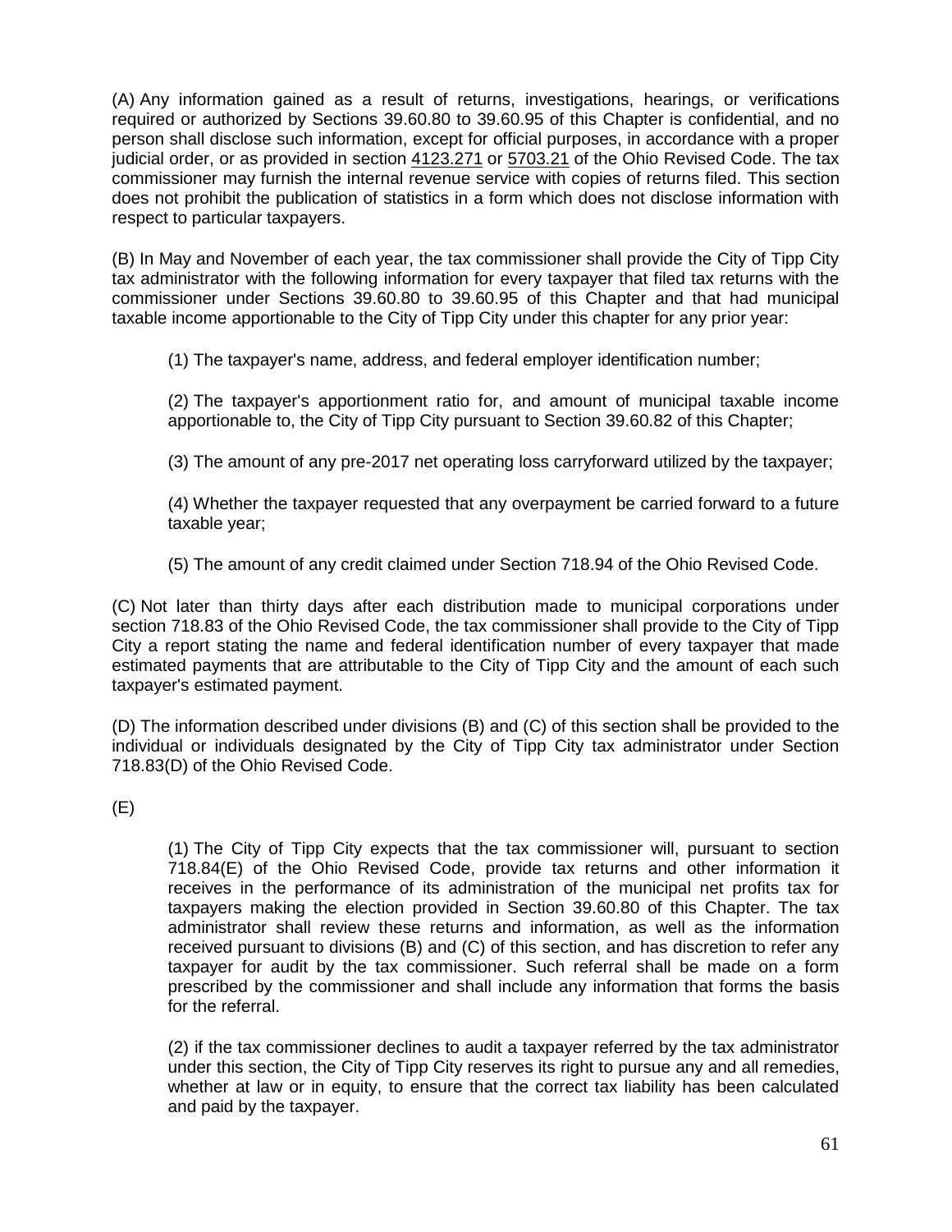(A) Any information gained as a result of returns, investigations, hearings, or verifications required or authorized by Sections 39.60.80 to 39.60.95 of this Chapter is confidential, and no person shall disclose such information, except for official purposes, in accordance with a proper judicial order, or as provided in section 4123.271 or 5703.21 of the Ohio Revised Code. The tax commissioner may furnish the internal revenue service with copies of returns filed. This section does not prohibit the publication of statistics in a form which does not disclose information with respect to particular taxpayers.

(B) In May and November of each year, the tax commissioner shall provide the City of Tipp City tax administrator with the following information for every taxpayer that filed tax returns with the commissioner under Sections 39.60.80 to 39.60.95 of this Chapter and that had municipal taxable income apportionable to the City of Tipp City under this chapter for any prior year:

> (1) The taxpayer's name, address, and federal employer identification number;
>
> (2) The taxpayer's apportionment ratio for, and amount of municipal taxable income apportionable to, the City of Tipp City pursuant to Section 39.60.82 of this Chapter;
>
> (3) The amount of any pre-2017 net operating loss carryforward utilized by the taxpayer;
>
> (4) Whether the taxpayer requested that any overpayment be carried forward to a future taxable year;
>
> (5) The amount of any credit claimed under Section 718.94 of the Ohio Revised Code.

(C) Not later than thirty days after each distribution made to municipal corporations under section 718.83 of the Ohio Revised Code, the tax commissioner shall provide to the City of Tipp City a report stating the name and federal identification number of every taxpayer that made estimated payments that are attributable to the City of Tipp City and the amount of each such taxpayer's estimated payment.

(D) The information described under divisions (B) and (C) of this section shall be provided to the individual or individuals designated by the City of Tipp City tax administrator under Section 718.83(D) of the Ohio Revised Code.

(E)

> (1) The City of Tipp City expects that the tax commissioner will, pursuant to section 718.84(E) of the Ohio Revised Code, provide tax returns and other information it receives in the performance of its administration of the municipal net profits tax for taxpayers making the election provided in Section 39.60.80 of this Chapter. The tax administrator shall review these returns and information, as well as the information received pursuant to divisions (B) and (C) of this section, and has discretion to refer any taxpayer for audit by the tax commissioner. Such referral shall be made on a form prescribed by the commissioner and shall include any information that forms the basis for the referral.
>
> (2) if the tax commissioner declines to audit a taxpayer referred by the tax administrator under this section, the City of Tipp City reserves its right to pursue any and all remedies, whether at law or in equity, to ensure that the correct tax liability has been calculated and paid by the taxpayer.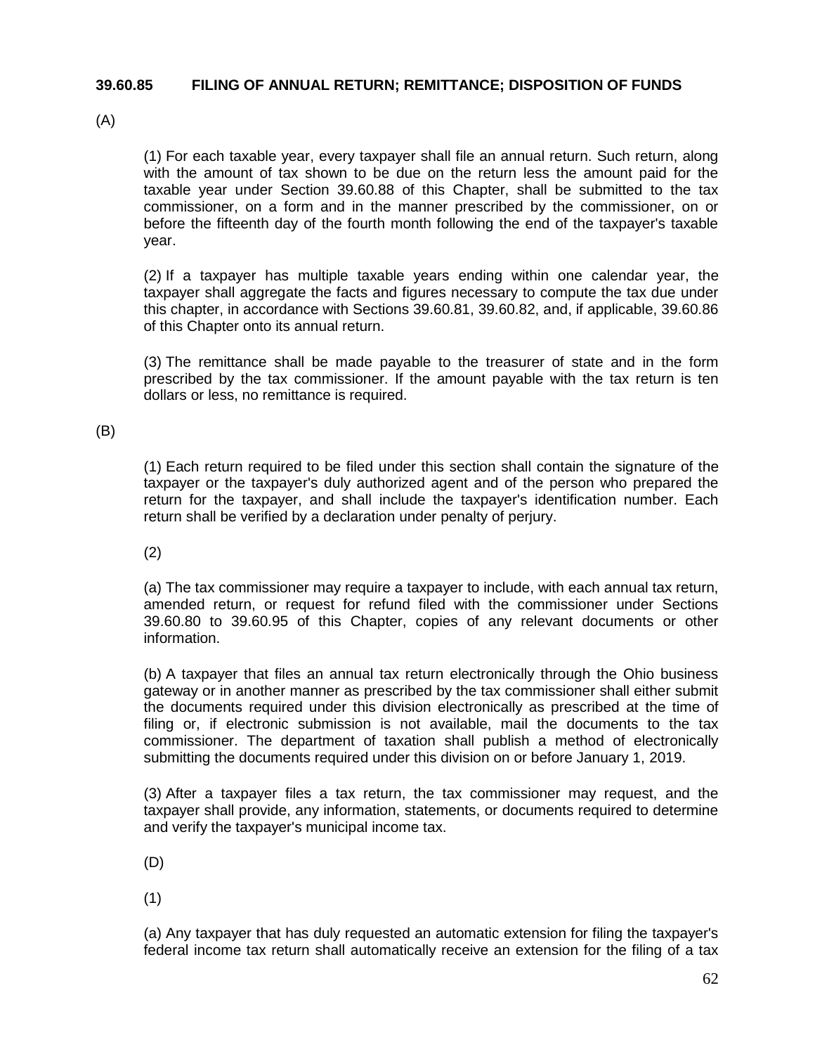**39.60.85 FILING OF ANNUAL RETURN; REMITTANCE; DISPOSITION OF FUNDS**

(A)

(1) For each taxable year, every taxpayer shall file an annual return. Such return, along with the amount of tax shown to be due on the return less the amount paid for the taxable year under Section 39.60.88 of this Chapter, shall be submitted to the tax commissioner, on a form and in the manner prescribed by the commissioner, on or before the fifteenth day of the fourth month following the end of the taxpayer's taxable year.

(2) If a taxpayer has multiple taxable years ending within one calendar year, the taxpayer shall aggregate the facts and figures necessary to compute the tax due under this chapter, in accordance with Sections 39.60.81, 39.60.82, and, if applicable, 39.60.86 of this Chapter onto its annual return.

(3) The remittance shall be made payable to the treasurer of state and in the form prescribed by the tax commissioner. If the amount payable with the tax return is ten dollars or less, no remittance is required.

(B)

(1) Each return required to be filed under this section shall contain the signature of the taxpayer or the taxpayer's duly authorized agent and of the person who prepared the return for the taxpayer, and shall include the taxpayer's identification number. Each return shall be verified by a declaration under penalty of perjury.

(2)

(a) The tax commissioner may require a taxpayer to include, with each annual tax return, amended return, or request for refund filed with the commissioner under Sections 39.60.80 to 39.60.95 of this Chapter, copies of any relevant documents or other information.

(b) A taxpayer that files an annual tax return electronically through the Ohio business gateway or in another manner as prescribed by the tax commissioner shall either submit the documents required under this division electronically as prescribed at the time of filing or, if electronic submission is not available, mail the documents to the tax commissioner. The department of taxation shall publish a method of electronically submitting the documents required under this division on or before January 1, 2019.

(3) After a taxpayer files a tax return, the tax commissioner may request, and the taxpayer shall provide, any information, statements, or documents required to determine and verify the taxpayer's municipal income tax.

(D)

(1)

(a) Any taxpayer that has duly requested an automatic extension for filing the taxpayer's federal income tax return shall automatically receive an extension for the filing of a tax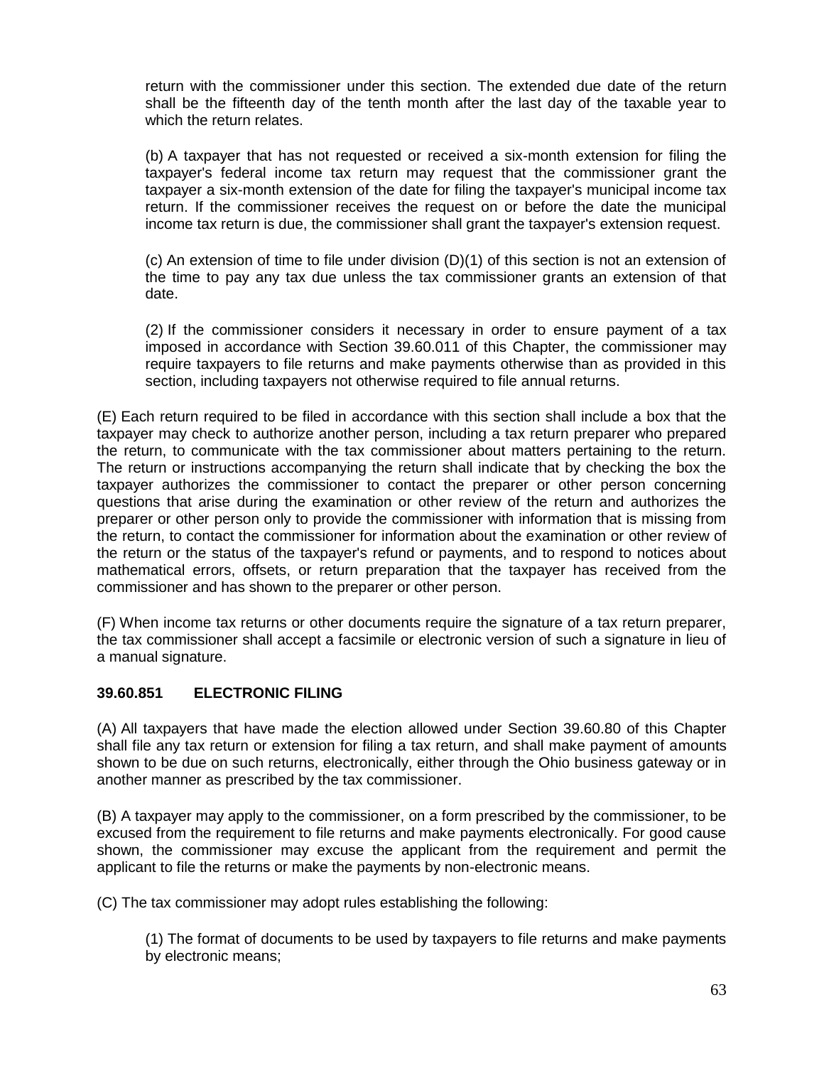return with the commissioner under this section. The extended due date of the return shall be the fifteenth day of the tenth month after the last day of the taxable year to which the return relates.

(b) A taxpayer that has not requested or received a six-month extension for filing the taxpayer's federal income tax return may request that the commissioner grant the taxpayer a six-month extension of the date for filing the taxpayer's municipal income tax return. If the commissioner receives the request on or before the date the municipal income tax return is due, the commissioner shall grant the taxpayer's extension request.

(c) An extension of time to file under division (D)(1) of this section is not an extension of the time to pay any tax due unless the tax commissioner grants an extension of that date.

(2) If the commissioner considers it necessary in order to ensure payment of a tax imposed in accordance with Section 39.60.011 of this Chapter, the commissioner may require taxpayers to file returns and make payments otherwise than as provided in this section, including taxpayers not otherwise required to file annual returns.

(E) Each return required to be filed in accordance with this section shall include a box that the taxpayer may check to authorize another person, including a tax return preparer who prepared the return, to communicate with the tax commissioner about matters pertaining to the return. The return or instructions accompanying the return shall indicate that by checking the box the taxpayer authorizes the commissioner to contact the preparer or other person concerning questions that arise during the examination or other review of the return and authorizes the preparer or other person only to provide the commissioner with information that is missing from the return, to contact the commissioner for information about the examination or other review of the return or the status of the taxpayer's refund or payments, and to respond to notices about mathematical errors, offsets, or return preparation that the taxpayer has received from the commissioner and has shown to the preparer or other person.

(F) When income tax returns or other documents require the signature of a tax return preparer, the tax commissioner shall accept a facsimile or electronic version of such a signature in lieu of a manual signature.

**39.60.851 ELECTRONIC FILING**

(A) All taxpayers that have made the election allowed under Section 39.60.80 of this Chapter shall file any tax return or extension for filing a tax return, and shall make payment of amounts shown to be due on such returns, electronically, either through the Ohio business gateway or in another manner as prescribed by the tax commissioner.

(B) A taxpayer may apply to the commissioner, on a form prescribed by the commissioner, to be excused from the requirement to file returns and make payments electronically. For good cause shown, the commissioner may excuse the applicant from the requirement and permit the applicant to file the returns or make the payments by non-electronic means.

(C) The tax commissioner may adopt rules establishing the following:

(1) The format of documents to be used by taxpayers to file returns and make payments by electronic means;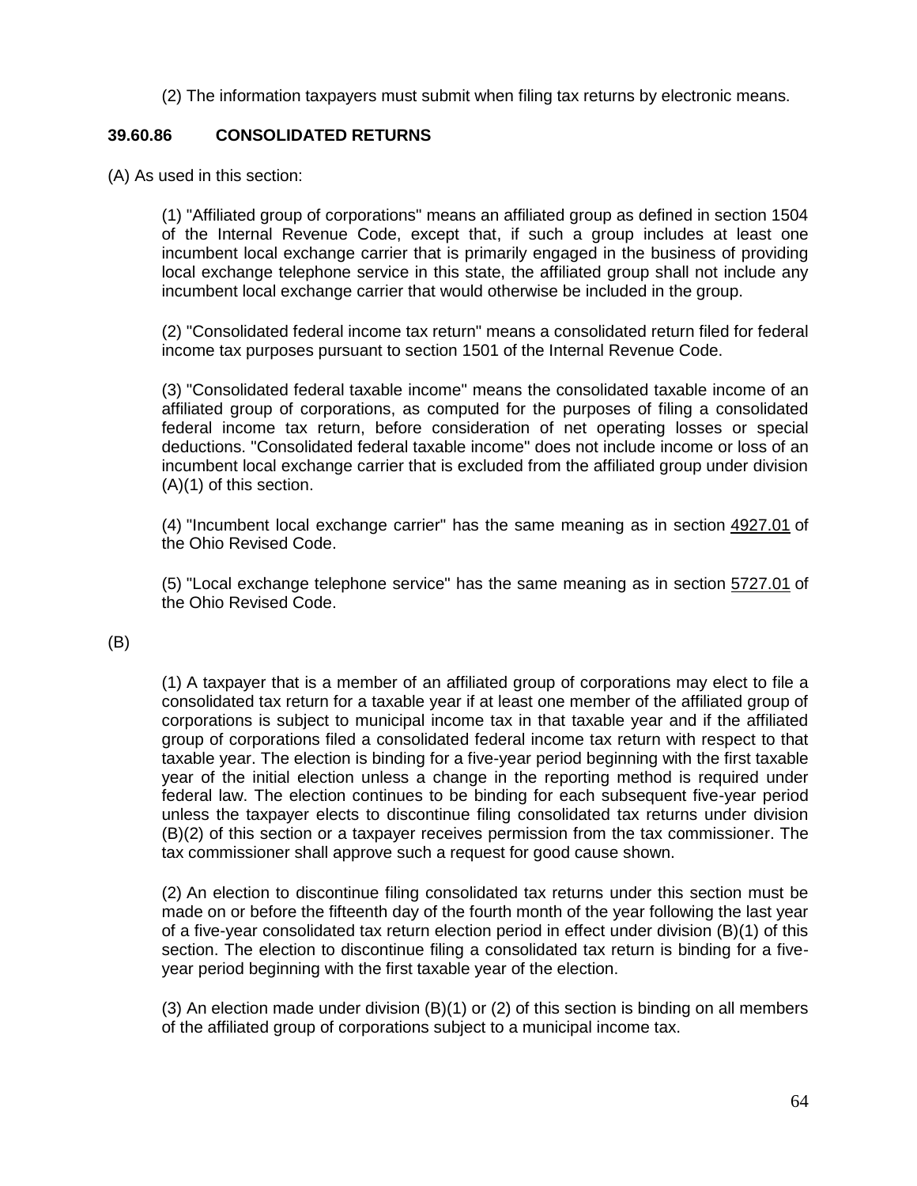(2) The information taxpayers must submit when filing tax returns by electronic means.

### 39.60.86 CONSOLIDATED RETURNS

(A) As used in this section:

(1) "Affiliated group of corporations" means an affiliated group as defined in section 1504 of the Internal Revenue Code, except that, if such a group includes at least one incumbent local exchange carrier that is primarily engaged in the business of providing local exchange telephone service in this state, the affiliated group shall not include any incumbent local exchange carrier that would otherwise be included in the group.

(2) "Consolidated federal income tax return" means a consolidated return filed for federal income tax purposes pursuant to section 1501 of the Internal Revenue Code.

(3) "Consolidated federal taxable income" means the consolidated taxable income of an affiliated group of corporations, as computed for the purposes of filing a consolidated federal income tax return, before consideration of net operating losses or special deductions. "Consolidated federal taxable income" does not include income or loss of an incumbent local exchange carrier that is excluded from the affiliated group under division (A)(1) of this section.

(4) "Incumbent local exchange carrier" has the same meaning as in section 4927.01 of the Ohio Revised Code.

(5) "Local exchange telephone service" has the same meaning as in section 5727.01 of the Ohio Revised Code.

(B)

(1) A taxpayer that is a member of an affiliated group of corporations may elect to file a consolidated tax return for a taxable year if at least one member of the affiliated group of corporations is subject to municipal income tax in that taxable year and if the affiliated group of corporations filed a consolidated federal income tax return with respect to that taxable year. The election is binding for a five-year period beginning with the first taxable year of the initial election unless a change in the reporting method is required under federal law. The election continues to be binding for each subsequent five-year period unless the taxpayer elects to discontinue filing consolidated tax returns under division (B)(2) of this section or a taxpayer receives permission from the tax commissioner. The tax commissioner shall approve such a request for good cause shown.

(2) An election to discontinue filing consolidated tax returns under this section must be made on or before the fifteenth day of the fourth month of the year following the last year of a five-year consolidated tax return election period in effect under division (B)(1) of this section. The election to discontinue filing a consolidated tax return is binding for a five-year period beginning with the first taxable year of the election.

(3) An election made under division (B)(1) or (2) of this section is binding on all members of the affiliated group of corporations subject to a municipal income tax.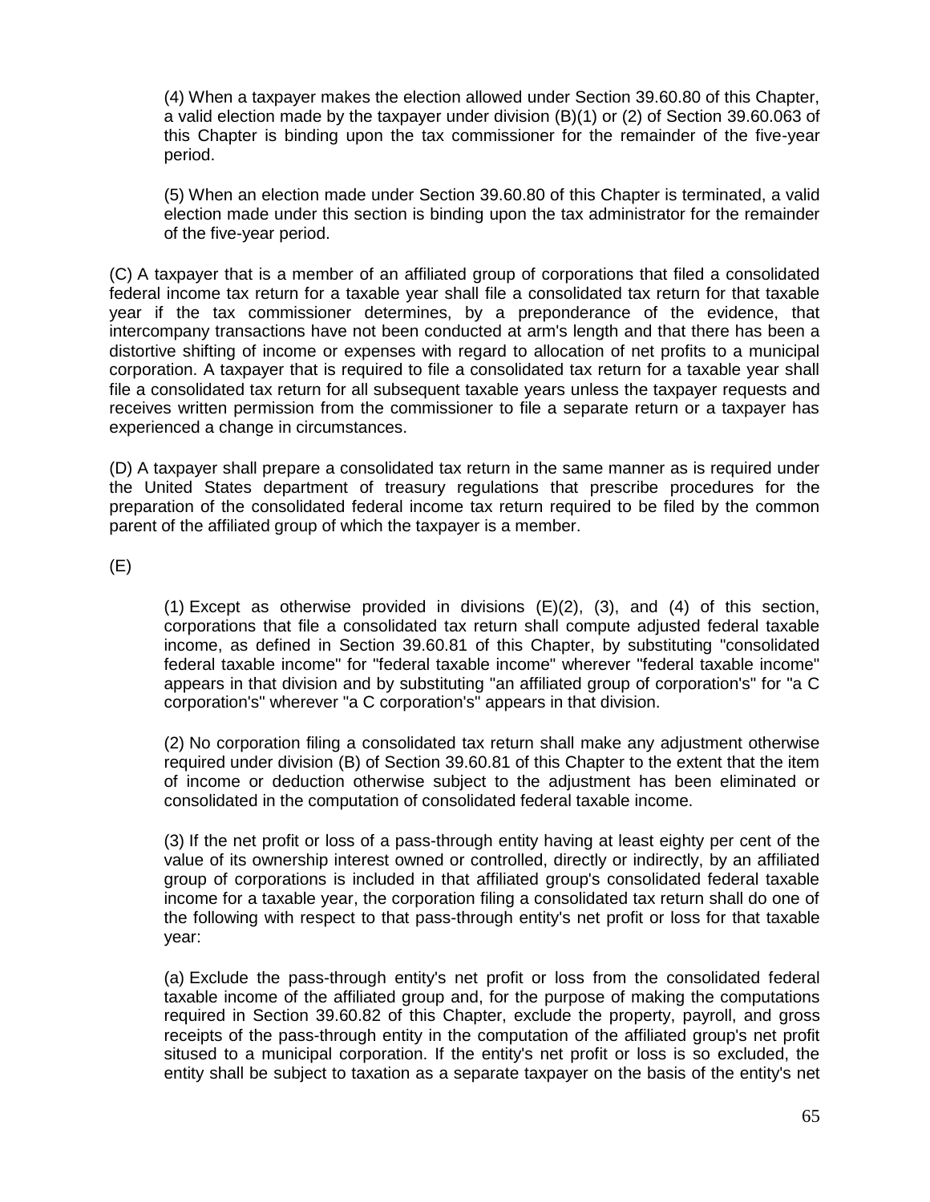(4) When a taxpayer makes the election allowed under Section 39.60.80 of this Chapter, a valid election made by the taxpayer under division (B)(1) or (2) of Section 39.60.063 of this Chapter is binding upon the tax commissioner for the remainder of the five-year period.

(5) When an election made under Section 39.60.80 of this Chapter is terminated, a valid election made under this section is binding upon the tax administrator for the remainder of the five-year period.

(C) A taxpayer that is a member of an affiliated group of corporations that filed a consolidated federal income tax return for a taxable year shall file a consolidated tax return for that taxable year if the tax commissioner determines, by a preponderance of the evidence, that intercompany transactions have not been conducted at arm's length and that there has been a distortive shifting of income or expenses with regard to allocation of net profits to a municipal corporation. A taxpayer that is required to file a consolidated tax return for a taxable year shall file a consolidated tax return for all subsequent taxable years unless the taxpayer requests and receives written permission from the commissioner to file a separate return or a taxpayer has experienced a change in circumstances.

(D) A taxpayer shall prepare a consolidated tax return in the same manner as is required under the United States department of treasury regulations that prescribe procedures for the preparation of the consolidated federal income tax return required to be filed by the common parent of the affiliated group of which the taxpayer is a member.

(E)

(1) Except as otherwise provided in divisions (E)(2), (3), and (4) of this section, corporations that file a consolidated tax return shall compute adjusted federal taxable income, as defined in Section 39.60.81 of this Chapter, by substituting "consolidated federal taxable income" for "federal taxable income" wherever "federal taxable income" appears in that division and by substituting "an affiliated group of corporation's" for "a C corporation's" wherever "a C corporation's" appears in that division.

(2) No corporation filing a consolidated tax return shall make any adjustment otherwise required under division (B) of Section 39.60.81 of this Chapter to the extent that the item of income or deduction otherwise subject to the adjustment has been eliminated or consolidated in the computation of consolidated federal taxable income.

(3) If the net profit or loss of a pass-through entity having at least eighty per cent of the value of its ownership interest owned or controlled, directly or indirectly, by an affiliated group of corporations is included in that affiliated group's consolidated federal taxable income for a taxable year, the corporation filing a consolidated tax return shall do one of the following with respect to that pass-through entity's net profit or loss for that taxable year:

(a) Exclude the pass-through entity's net profit or loss from the consolidated federal taxable income of the affiliated group and, for the purpose of making the computations required in Section 39.60.82 of this Chapter, exclude the property, payroll, and gross receipts of the pass-through entity in the computation of the affiliated group's net profit sitused to a municipal corporation. If the entity's net profit or loss is so excluded, the entity shall be subject to taxation as a separate taxpayer on the basis of the entity's net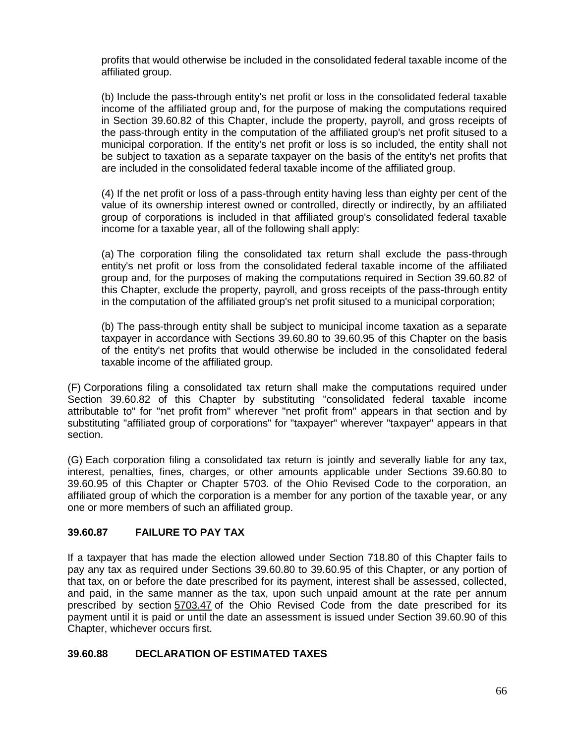profits that would otherwise be included in the consolidated federal taxable income of the affiliated group.

(b) Include the pass-through entity's net profit or loss in the consolidated federal taxable income of the affiliated group and, for the purpose of making the computations required in Section 39.60.82 of this Chapter, include the property, payroll, and gross receipts of the pass-through entity in the computation of the affiliated group's net profit sitused to a municipal corporation. If the entity's net profit or loss is so included, the entity shall not be subject to taxation as a separate taxpayer on the basis of the entity's net profits that are included in the consolidated federal taxable income of the affiliated group.

(4) If the net profit or loss of a pass-through entity having less than eighty per cent of the value of its ownership interest owned or controlled, directly or indirectly, by an affiliated group of corporations is included in that affiliated group's consolidated federal taxable income for a taxable year, all of the following shall apply:

(a) The corporation filing the consolidated tax return shall exclude the pass-through entity's net profit or loss from the consolidated federal taxable income of the affiliated group and, for the purposes of making the computations required in Section 39.60.82 of this Chapter, exclude the property, payroll, and gross receipts of the pass-through entity in the computation of the affiliated group's net profit sitused to a municipal corporation;

(b) The pass-through entity shall be subject to municipal income taxation as a separate taxpayer in accordance with Sections 39.60.80 to 39.60.95 of this Chapter on the basis of the entity's net profits that would otherwise be included in the consolidated federal taxable income of the affiliated group.

(F) Corporations filing a consolidated tax return shall make the computations required under Section 39.60.82 of this Chapter by substituting "consolidated federal taxable income attributable to" for "net profit from" wherever "net profit from" appears in that section and by substituting "affiliated group of corporations" for "taxpayer" wherever "taxpayer" appears in that section.

(G) Each corporation filing a consolidated tax return is jointly and severally liable for any tax, interest, penalties, fines, charges, or other amounts applicable under Sections 39.60.80 to 39.60.95 of this Chapter or Chapter 5703. of the Ohio Revised Code to the corporation, an affiliated group of which the corporation is a member for any portion of the taxable year, or any one or more members of such an affiliated group.

### 39.60.87 FAILURE TO PAY TAX

If a taxpayer that has made the election allowed under Section 718.80 of this Chapter fails to pay any tax as required under Sections 39.60.80 to 39.60.95 of this Chapter, or any portion of that tax, on or before the date prescribed for its payment, interest shall be assessed, collected, and paid, in the same manner as the tax, upon such unpaid amount at the rate per annum prescribed by section 5703.47 of the Ohio Revised Code from the date prescribed for its payment until it is paid or until the date an assessment is issued under Section 39.60.90 of this Chapter, whichever occurs first.

### 39.60.88 DECLARATION OF ESTIMATED TAXES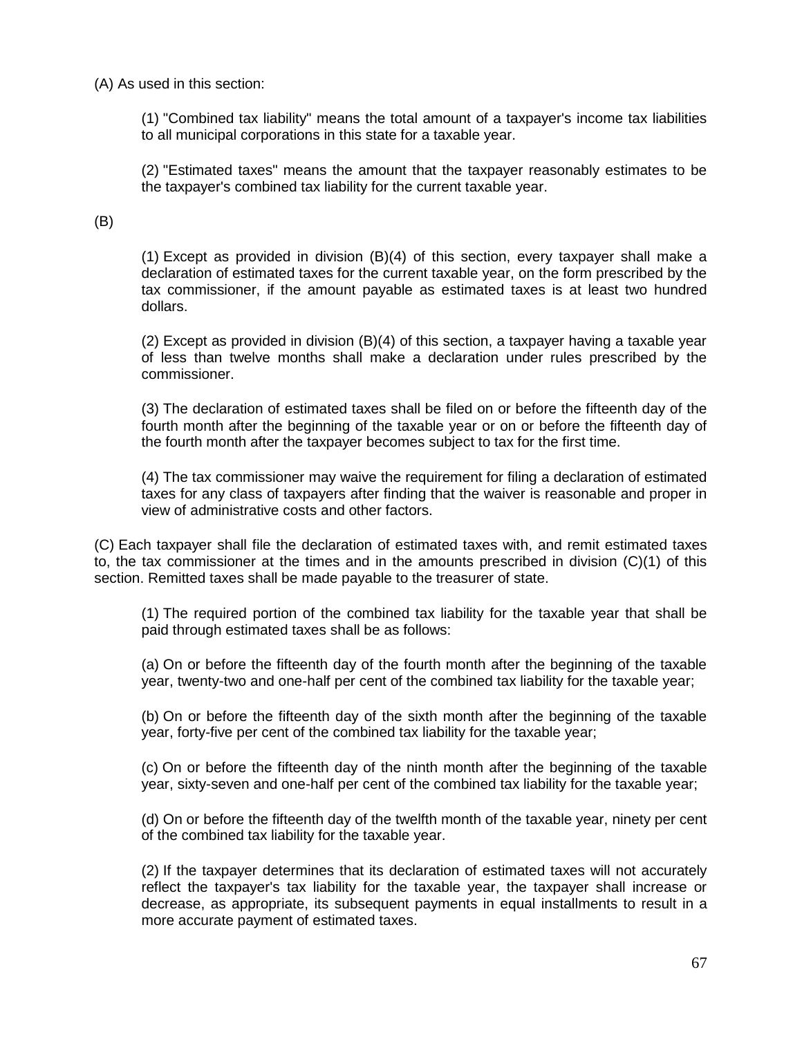(A) As used in this section:

(1) "Combined tax liability" means the total amount of a taxpayer's income tax liabilities to all municipal corporations in this state for a taxable year.

(2) "Estimated taxes" means the amount that the taxpayer reasonably estimates to be the taxpayer's combined tax liability for the current taxable year.

(B)

(1) Except as provided in division (B)(4) of this section, every taxpayer shall make a declaration of estimated taxes for the current taxable year, on the form prescribed by the tax commissioner, if the amount payable as estimated taxes is at least two hundred dollars.

(2) Except as provided in division (B)(4) of this section, a taxpayer having a taxable year of less than twelve months shall make a declaration under rules prescribed by the commissioner.

(3) The declaration of estimated taxes shall be filed on or before the fifteenth day of the fourth month after the beginning of the taxable year or on or before the fifteenth day of the fourth month after the taxpayer becomes subject to tax for the first time.

(4) The tax commissioner may waive the requirement for filing a declaration of estimated taxes for any class of taxpayers after finding that the waiver is reasonable and proper in view of administrative costs and other factors.

(C) Each taxpayer shall file the declaration of estimated taxes with, and remit estimated taxes to, the tax commissioner at the times and in the amounts prescribed in division (C)(1) of this section. Remitted taxes shall be made payable to the treasurer of state.

(1) The required portion of the combined tax liability for the taxable year that shall be paid through estimated taxes shall be as follows:

(a) On or before the fifteenth day of the fourth month after the beginning of the taxable year, twenty-two and one-half per cent of the combined tax liability for the taxable year;

(b) On or before the fifteenth day of the sixth month after the beginning of the taxable year, forty-five per cent of the combined tax liability for the taxable year;

(c) On or before the fifteenth day of the ninth month after the beginning of the taxable year, sixty-seven and one-half per cent of the combined tax liability for the taxable year;

(d) On or before the fifteenth day of the twelfth month of the taxable year, ninety per cent of the combined tax liability for the taxable year.

(2) If the taxpayer determines that its declaration of estimated taxes will not accurately reflect the taxpayer's tax liability for the taxable year, the taxpayer shall increase or decrease, as appropriate, its subsequent payments in equal installments to result in a more accurate payment of estimated taxes.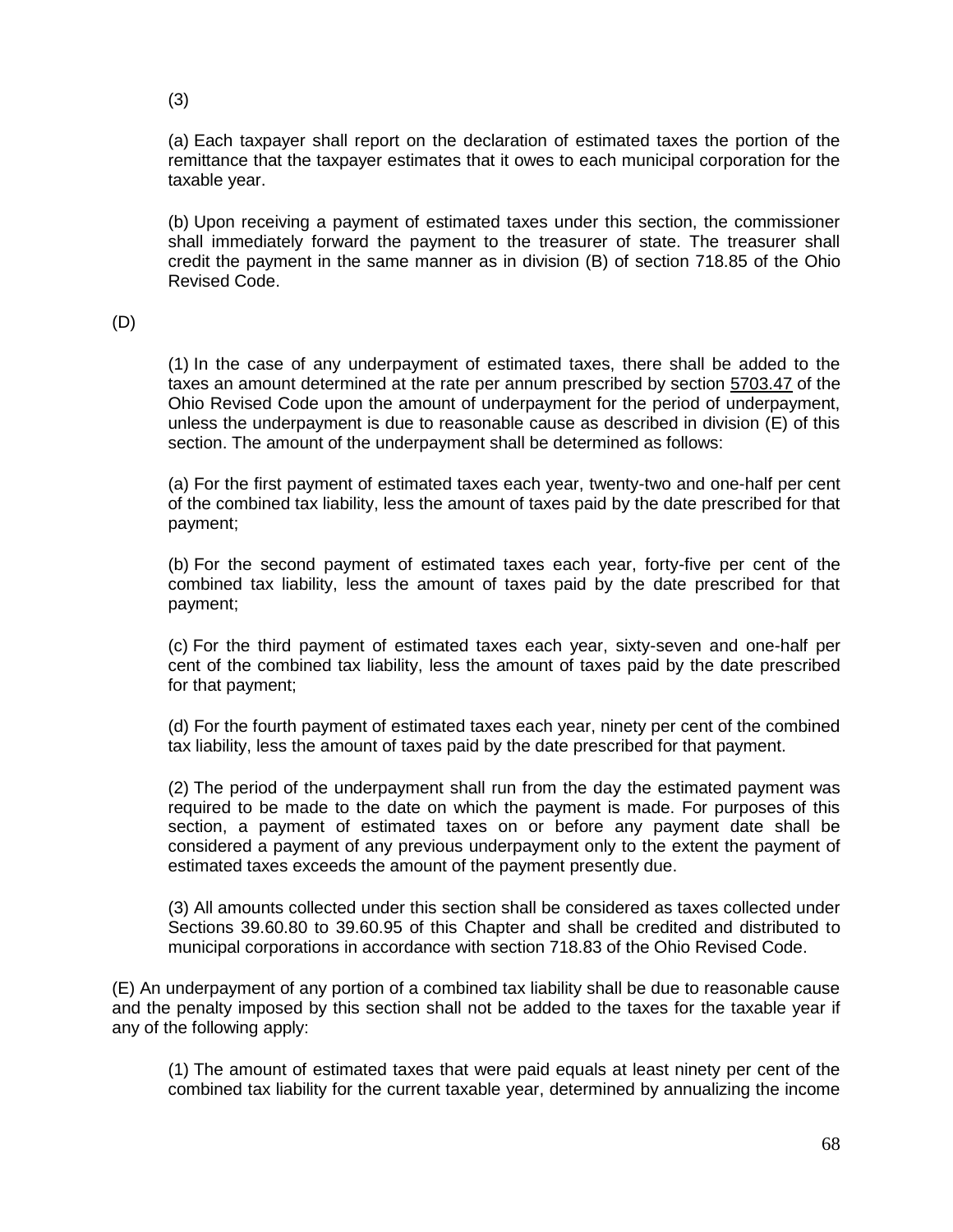(3)

(a) Each taxpayer shall report on the declaration of estimated taxes the portion of the remittance that the taxpayer estimates that it owes to each municipal corporation for the taxable year.

(b) Upon receiving a payment of estimated taxes under this section, the commissioner shall immediately forward the payment to the treasurer of state. The treasurer shall credit the payment in the same manner as in division (B) of section 718.85 of the Ohio Revised Code.

(D)

(1) In the case of any underpayment of estimated taxes, there shall be added to the taxes an amount determined at the rate per annum prescribed by section 5703.47 of the Ohio Revised Code upon the amount of underpayment for the period of underpayment, unless the underpayment is due to reasonable cause as described in division (E) of this section. The amount of the underpayment shall be determined as follows:

(a) For the first payment of estimated taxes each year, twenty-two and one-half per cent of the combined tax liability, less the amount of taxes paid by the date prescribed for that payment;

(b) For the second payment of estimated taxes each year, forty-five per cent of the combined tax liability, less the amount of taxes paid by the date prescribed for that payment;

(c) For the third payment of estimated taxes each year, sixty-seven and one-half per cent of the combined tax liability, less the amount of taxes paid by the date prescribed for that payment;

(d) For the fourth payment of estimated taxes each year, ninety per cent of the combined tax liability, less the amount of taxes paid by the date prescribed for that payment.

(2) The period of the underpayment shall run from the day the estimated payment was required to be made to the date on which the payment is made. For purposes of this section, a payment of estimated taxes on or before any payment date shall be considered a payment of any previous underpayment only to the extent the payment of estimated taxes exceeds the amount of the payment presently due.

(3) All amounts collected under this section shall be considered as taxes collected under Sections 39.60.80 to 39.60.95 of this Chapter and shall be credited and distributed to municipal corporations in accordance with section 718.83 of the Ohio Revised Code.

(E) An underpayment of any portion of a combined tax liability shall be due to reasonable cause and the penalty imposed by this section shall not be added to the taxes for the taxable year if any of the following apply:

(1) The amount of estimated taxes that were paid equals at least ninety per cent of the combined tax liability for the current taxable year, determined by annualizing the income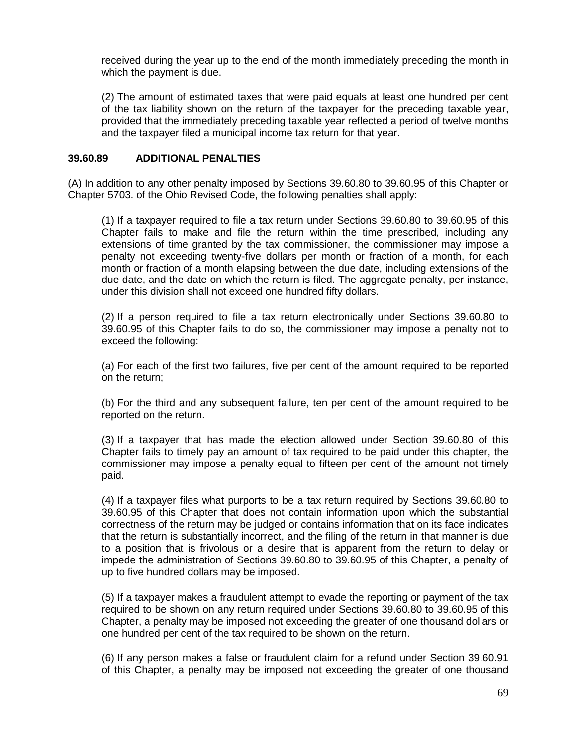received during the year up to the end of the month immediately preceding the month in which the payment is due.

(2) The amount of estimated taxes that were paid equals at least one hundred per cent of the tax liability shown on the return of the taxpayer for the preceding taxable year, provided that the immediately preceding taxable year reflected a period of twelve months and the taxpayer filed a municipal income tax return for that year.

**39.60.89 ADDITIONAL PENALTIES**

(A) In addition to any other penalty imposed by Sections 39.60.80 to 39.60.95 of this Chapter or Chapter 5703. of the Ohio Revised Code, the following penalties shall apply:

(1) If a taxpayer required to file a tax return under Sections 39.60.80 to 39.60.95 of this Chapter fails to make and file the return within the time prescribed, including any extensions of time granted by the tax commissioner, the commissioner may impose a penalty not exceeding twenty-five dollars per month or fraction of a month, for each month or fraction of a month elapsing between the due date, including extensions of the due date, and the date on which the return is filed. The aggregate penalty, per instance, under this division shall not exceed one hundred fifty dollars.

(2) If a person required to file a tax return electronically under Sections 39.60.80 to 39.60.95 of this Chapter fails to do so, the commissioner may impose a penalty not to exceed the following:

(a) For each of the first two failures, five per cent of the amount required to be reported on the return;

(b) For the third and any subsequent failure, ten per cent of the amount required to be reported on the return.

(3) If a taxpayer that has made the election allowed under Section 39.60.80 of this Chapter fails to timely pay an amount of tax required to be paid under this chapter, the commissioner may impose a penalty equal to fifteen per cent of the amount not timely paid.

(4) If a taxpayer files what purports to be a tax return required by Sections 39.60.80 to 39.60.95 of this Chapter that does not contain information upon which the substantial correctness of the return may be judged or contains information that on its face indicates that the return is substantially incorrect, and the filing of the return in that manner is due to a position that is frivolous or a desire that is apparent from the return to delay or impede the administration of Sections 39.60.80 to 39.60.95 of this Chapter, a penalty of up to five hundred dollars may be imposed.

(5) If a taxpayer makes a fraudulent attempt to evade the reporting or payment of the tax required to be shown on any return required under Sections 39.60.80 to 39.60.95 of this Chapter, a penalty may be imposed not exceeding the greater of one thousand dollars or one hundred per cent of the tax required to be shown on the return.

(6) If any person makes a false or fraudulent claim for a refund under Section 39.60.91 of this Chapter, a penalty may be imposed not exceeding the greater of one thousand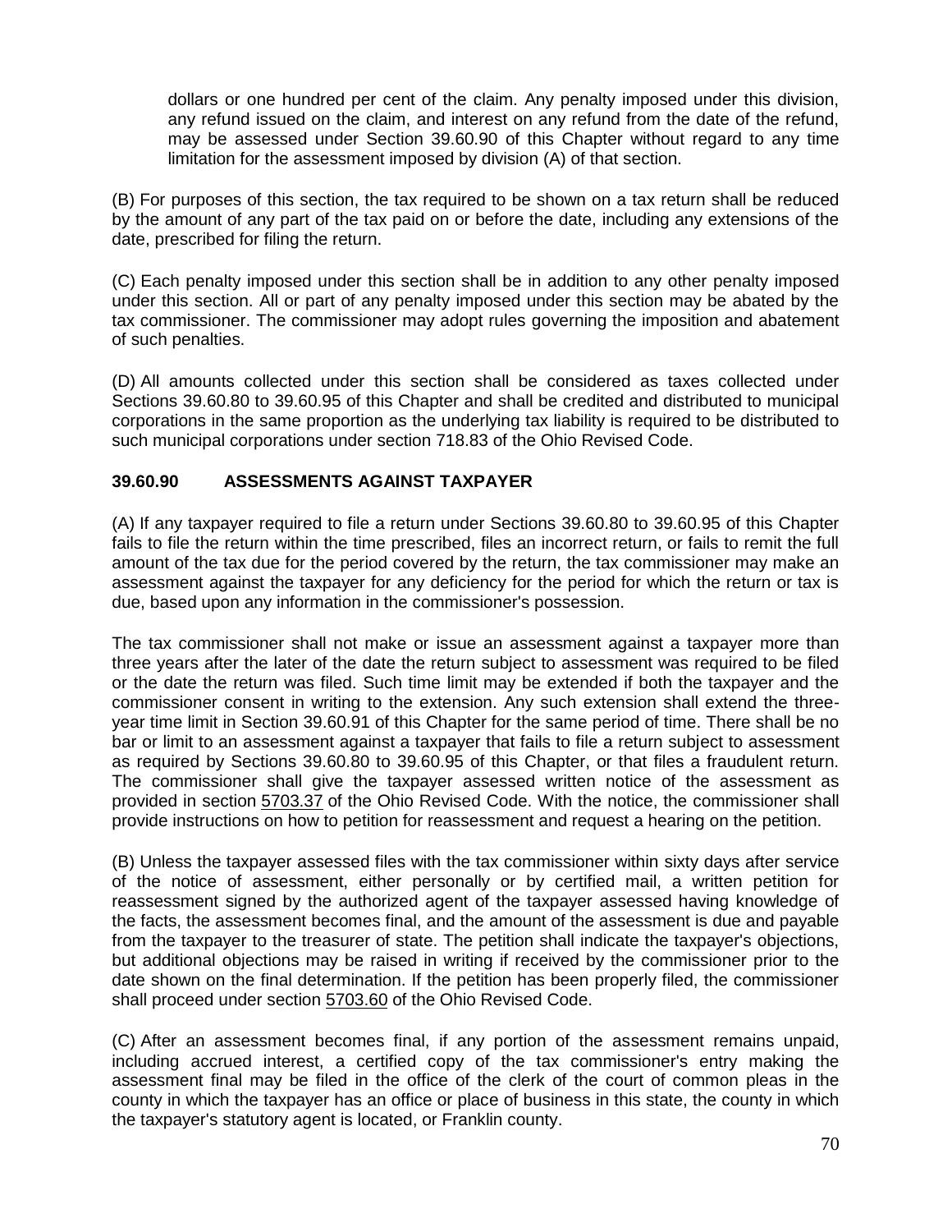dollars or one hundred per cent of the claim. Any penalty imposed under this division, any refund issued on the claim, and interest on any refund from the date of the refund, may be assessed under Section 39.60.90 of this Chapter without regard to any time limitation for the assessment imposed by division (A) of that section.

(B) For purposes of this section, the tax required to be shown on a tax return shall be reduced by the amount of any part of the tax paid on or before the date, including any extensions of the date, prescribed for filing the return.

(C) Each penalty imposed under this section shall be in addition to any other penalty imposed under this section. All or part of any penalty imposed under this section may be abated by the tax commissioner. The commissioner may adopt rules governing the imposition and abatement of such penalties.

(D) All amounts collected under this section shall be considered as taxes collected under Sections 39.60.80 to 39.60.95 of this Chapter and shall be credited and distributed to municipal corporations in the same proportion as the underlying tax liability is required to be distributed to such municipal corporations under section 718.83 of the Ohio Revised Code.

### 39.60.90 ASSESSMENTS AGAINST TAXPAYER

(A) If any taxpayer required to file a return under Sections 39.60.80 to 39.60.95 of this Chapter fails to file the return within the time prescribed, files an incorrect return, or fails to remit the full amount of the tax due for the period covered by the return, the tax commissioner may make an assessment against the taxpayer for any deficiency for the period for which the return or tax is due, based upon any information in the commissioner's possession.

The tax commissioner shall not make or issue an assessment against a taxpayer more than three years after the later of the date the return subject to assessment was required to be filed or the date the return was filed. Such time limit may be extended if both the taxpayer and the commissioner consent in writing to the extension. Any such extension shall extend the three-year time limit in Section 39.60.91 of this Chapter for the same period of time. There shall be no bar or limit to an assessment against a taxpayer that fails to file a return subject to assessment as required by Sections 39.60.80 to 39.60.95 of this Chapter, or that files a fraudulent return. The commissioner shall give the taxpayer assessed written notice of the assessment as provided in section 5703.37 of the Ohio Revised Code. With the notice, the commissioner shall provide instructions on how to petition for reassessment and request a hearing on the petition.

(B) Unless the taxpayer assessed files with the tax commissioner within sixty days after service of the notice of assessment, either personally or by certified mail, a written petition for reassessment signed by the authorized agent of the taxpayer assessed having knowledge of the facts, the assessment becomes final, and the amount of the assessment is due and payable from the taxpayer to the treasurer of state. The petition shall indicate the taxpayer's objections, but additional objections may be raised in writing if received by the commissioner prior to the date shown on the final determination. If the petition has been properly filed, the commissioner shall proceed under section 5703.60 of the Ohio Revised Code.

(C) After an assessment becomes final, if any portion of the assessment remains unpaid, including accrued interest, a certified copy of the tax commissioner's entry making the assessment final may be filed in the office of the clerk of the court of common pleas in the county in which the taxpayer has an office or place of business in this state, the county in which the taxpayer's statutory agent is located, or Franklin county.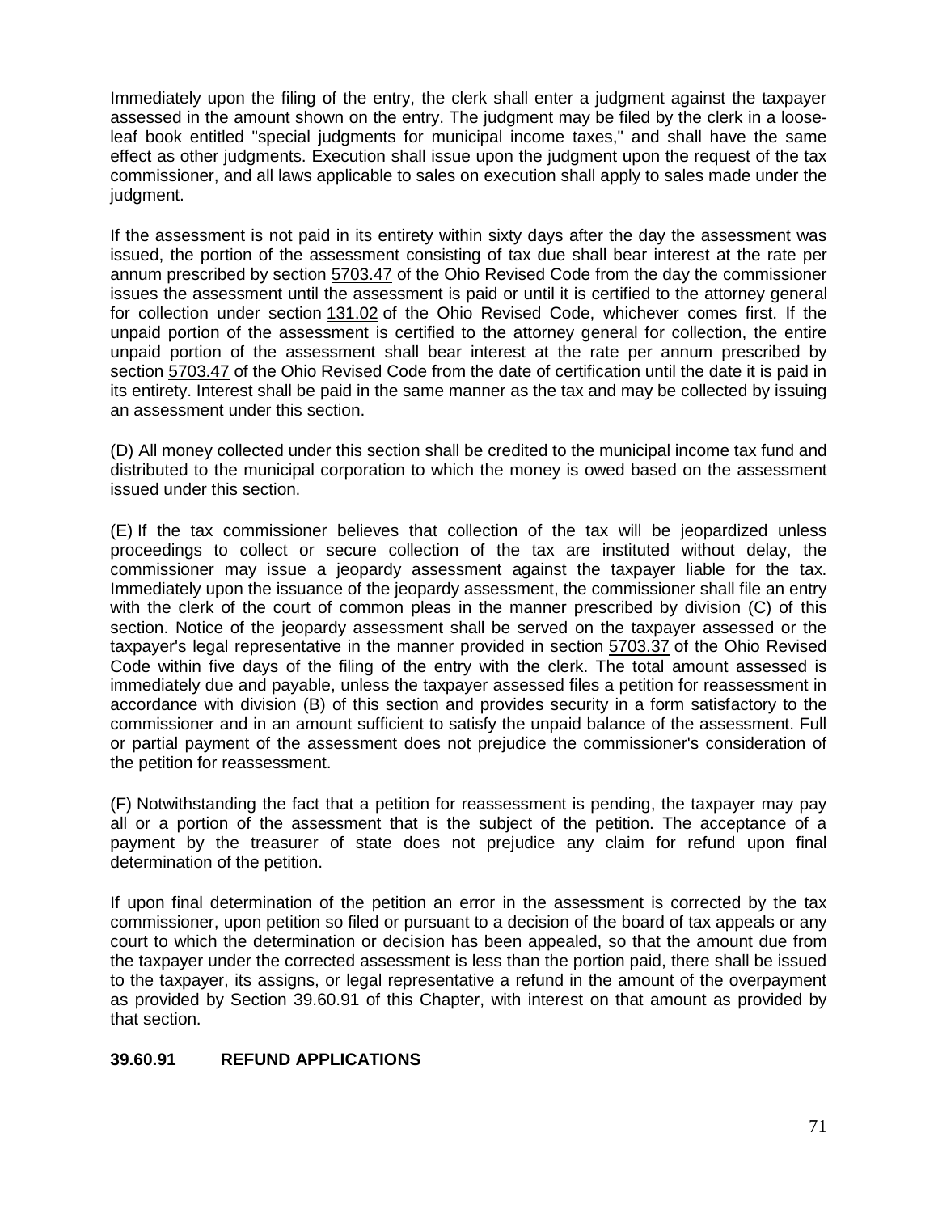Immediately upon the filing of the entry, the clerk shall enter a judgment against the taxpayer assessed in the amount shown on the entry. The judgment may be filed by the clerk in a loose-leaf book entitled "special judgments for municipal income taxes," and shall have the same effect as other judgments. Execution shall issue upon the judgment upon the request of the tax commissioner, and all laws applicable to sales on execution shall apply to sales made under the judgment.

If the assessment is not paid in its entirety within sixty days after the day the assessment was issued, the portion of the assessment consisting of tax due shall bear interest at the rate per annum prescribed by section 5703.47 of the Ohio Revised Code from the day the commissioner issues the assessment until the assessment is paid or until it is certified to the attorney general for collection under section 131.02 of the Ohio Revised Code, whichever comes first. If the unpaid portion of the assessment is certified to the attorney general for collection, the entire unpaid portion of the assessment shall bear interest at the rate per annum prescribed by section 5703.47 of the Ohio Revised Code from the date of certification until the date it is paid in its entirety. Interest shall be paid in the same manner as the tax and may be collected by issuing an assessment under this section.

(D) All money collected under this section shall be credited to the municipal income tax fund and distributed to the municipal corporation to which the money is owed based on the assessment issued under this section.

(E) If the tax commissioner believes that collection of the tax will be jeopardized unless proceedings to collect or secure collection of the tax are instituted without delay, the commissioner may issue a jeopardy assessment against the taxpayer liable for the tax. Immediately upon the issuance of the jeopardy assessment, the commissioner shall file an entry with the clerk of the court of common pleas in the manner prescribed by division (C) of this section. Notice of the jeopardy assessment shall be served on the taxpayer assessed or the taxpayer's legal representative in the manner provided in section 5703.37 of the Ohio Revised Code within five days of the filing of the entry with the clerk. The total amount assessed is immediately due and payable, unless the taxpayer assessed files a petition for reassessment in accordance with division (B) of this section and provides security in a form satisfactory to the commissioner and in an amount sufficient to satisfy the unpaid balance of the assessment. Full or partial payment of the assessment does not prejudice the commissioner's consideration of the petition for reassessment.

(F) Notwithstanding the fact that a petition for reassessment is pending, the taxpayer may pay all or a portion of the assessment that is the subject of the petition. The acceptance of a payment by the treasurer of state does not prejudice any claim for refund upon final determination of the petition.

If upon final determination of the petition an error in the assessment is corrected by the tax commissioner, upon petition so filed or pursuant to a decision of the board of tax appeals or any court to which the determination or decision has been appealed, so that the amount due from the taxpayer under the corrected assessment is less than the portion paid, there shall be issued to the taxpayer, its assigns, or legal representative a refund in the amount of the overpayment as provided by Section 39.60.91 of this Chapter, with interest on that amount as provided by that section.

**39.60.91 REFUND APPLICATIONS**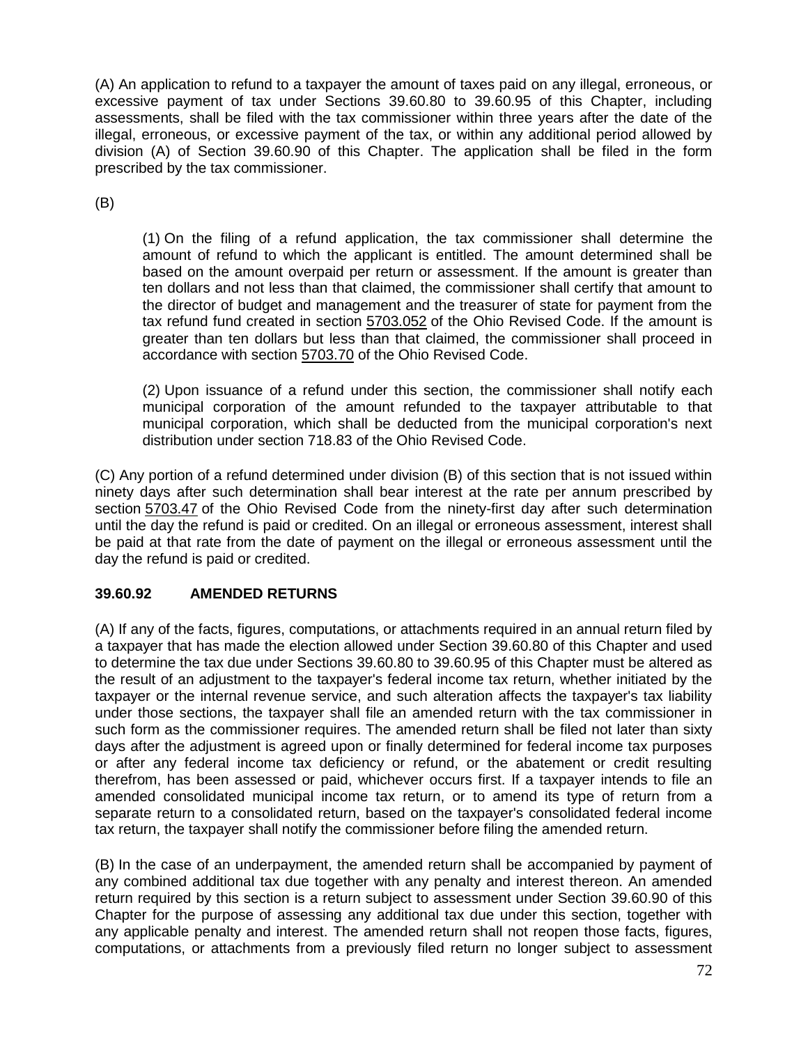(A) An application to refund to a taxpayer the amount of taxes paid on any illegal, erroneous, or excessive payment of tax under Sections 39.60.80 to 39.60.95 of this Chapter, including assessments, shall be filed with the tax commissioner within three years after the date of the illegal, erroneous, or excessive payment of the tax, or within any additional period allowed by division (A) of Section 39.60.90 of this Chapter. The application shall be filed in the form prescribed by the tax commissioner.

(B)

> (1) On the filing of a refund application, the tax commissioner shall determine the amount of refund to which the applicant is entitled. The amount determined shall be based on the amount overpaid per return or assessment. If the amount is greater than ten dollars and not less than that claimed, the commissioner shall certify that amount to the director of budget and management and the treasurer of state for payment from the tax refund fund created in section 5703.052 of the Ohio Revised Code. If the amount is greater than ten dollars but less than that claimed, the commissioner shall proceed in accordance with section 5703.70 of the Ohio Revised Code.
>
> (2) Upon issuance of a refund under this section, the commissioner shall notify each municipal corporation of the amount refunded to the taxpayer attributable to that municipal corporation, which shall be deducted from the municipal corporation's next distribution under section 718.83 of the Ohio Revised Code.

(C) Any portion of a refund determined under division (B) of this section that is not issued within ninety days after such determination shall bear interest at the rate per annum prescribed by section 5703.47 of the Ohio Revised Code from the ninety-first day after such determination until the day the refund is paid or credited. On an illegal or erroneous assessment, interest shall be paid at that rate from the date of payment on the illegal or erroneous assessment until the day the refund is paid or credited.

### 39.60.92 AMENDED RETURNS

(A) If any of the facts, figures, computations, or attachments required in an annual return filed by a taxpayer that has made the election allowed under Section 39.60.80 of this Chapter and used to determine the tax due under Sections 39.60.80 to 39.60.95 of this Chapter must be altered as the result of an adjustment to the taxpayer's federal income tax return, whether initiated by the taxpayer or the internal revenue service, and such alteration affects the taxpayer's tax liability under those sections, the taxpayer shall file an amended return with the tax commissioner in such form as the commissioner requires. The amended return shall be filed not later than sixty days after the adjustment is agreed upon or finally determined for federal income tax purposes or after any federal income tax deficiency or refund, or the abatement or credit resulting therefrom, has been assessed or paid, whichever occurs first. If a taxpayer intends to file an amended consolidated municipal income tax return, or to amend its type of return from a separate return to a consolidated return, based on the taxpayer's consolidated federal income tax return, the taxpayer shall notify the commissioner before filing the amended return.

(B) In the case of an underpayment, the amended return shall be accompanied by payment of any combined additional tax due together with any penalty and interest thereon. An amended return required by this section is a return subject to assessment under Section 39.60.90 of this Chapter for the purpose of assessing any additional tax due under this section, together with any applicable penalty and interest. The amended return shall not reopen those facts, figures, computations, or attachments from a previously filed return no longer subject to assessment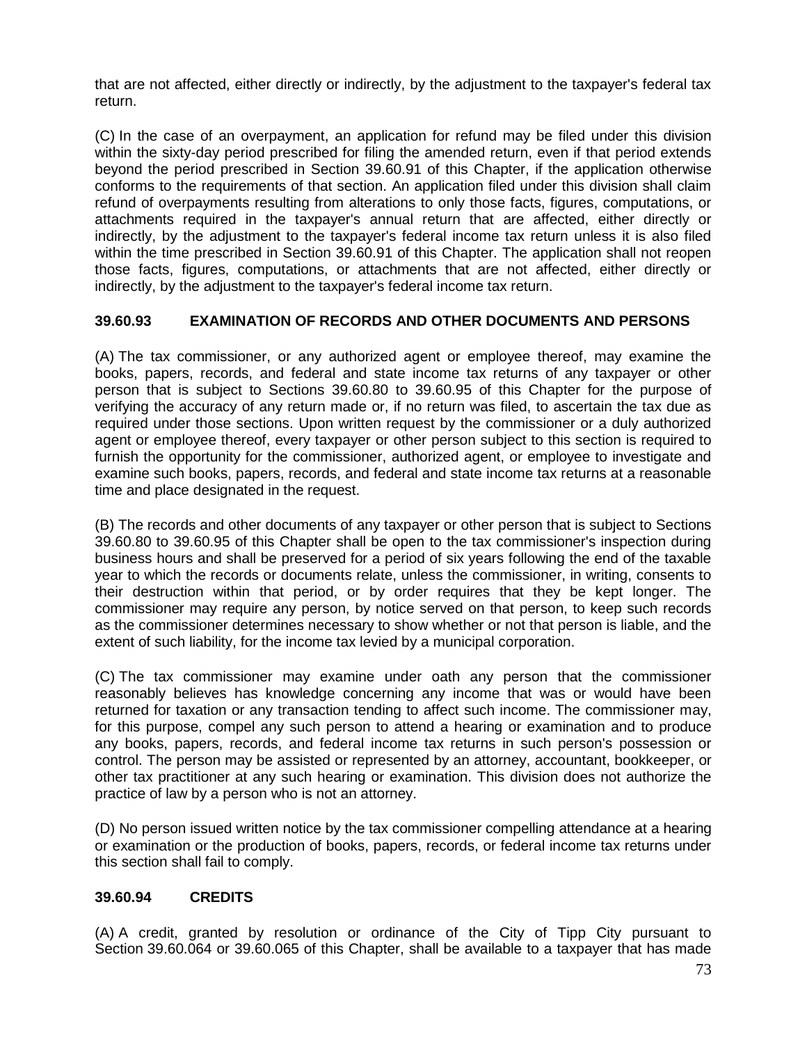that are not affected, either directly or indirectly, by the adjustment to the taxpayer's federal tax return.

(C) In the case of an overpayment, an application for refund may be filed under this division within the sixty-day period prescribed for filing the amended return, even if that period extends beyond the period prescribed in Section 39.60.91 of this Chapter, if the application otherwise conforms to the requirements of that section. An application filed under this division shall claim refund of overpayments resulting from alterations to only those facts, figures, computations, or attachments required in the taxpayer's annual return that are affected, either directly or indirectly, by the adjustment to the taxpayer's federal income tax return unless it is also filed within the time prescribed in Section 39.60.91 of this Chapter. The application shall not reopen those facts, figures, computations, or attachments that are not affected, either directly or indirectly, by the adjustment to the taxpayer's federal income tax return.

### 39.60.93 EXAMINATION OF RECORDS AND OTHER DOCUMENTS AND PERSONS

(A) The tax commissioner, or any authorized agent or employee thereof, may examine the books, papers, records, and federal and state income tax returns of any taxpayer or other person that is subject to Sections 39.60.80 to 39.60.95 of this Chapter for the purpose of verifying the accuracy of any return made or, if no return was filed, to ascertain the tax due as required under those sections. Upon written request by the commissioner or a duly authorized agent or employee thereof, every taxpayer or other person subject to this section is required to furnish the opportunity for the commissioner, authorized agent, or employee to investigate and examine such books, papers, records, and federal and state income tax returns at a reasonable time and place designated in the request.

(B) The records and other documents of any taxpayer or other person that is subject to Sections 39.60.80 to 39.60.95 of this Chapter shall be open to the tax commissioner's inspection during business hours and shall be preserved for a period of six years following the end of the taxable year to which the records or documents relate, unless the commissioner, in writing, consents to their destruction within that period, or by order requires that they be kept longer. The commissioner may require any person, by notice served on that person, to keep such records as the commissioner determines necessary to show whether or not that person is liable, and the extent of such liability, for the income tax levied by a municipal corporation.

(C) The tax commissioner may examine under oath any person that the commissioner reasonably believes has knowledge concerning any income that was or would have been returned for taxation or any transaction tending to affect such income. The commissioner may, for this purpose, compel any such person to attend a hearing or examination and to produce any books, papers, records, and federal income tax returns in such person's possession or control. The person may be assisted or represented by an attorney, accountant, bookkeeper, or other tax practitioner at any such hearing or examination. This division does not authorize the practice of law by a person who is not an attorney.

(D) No person issued written notice by the tax commissioner compelling attendance at a hearing or examination or the production of books, papers, records, or federal income tax returns under this section shall fail to comply.

### 39.60.94 CREDITS

(A) A credit, granted by resolution or ordinance of the City of Tipp City pursuant to Section 39.60.064 or 39.60.065 of this Chapter, shall be available to a taxpayer that has made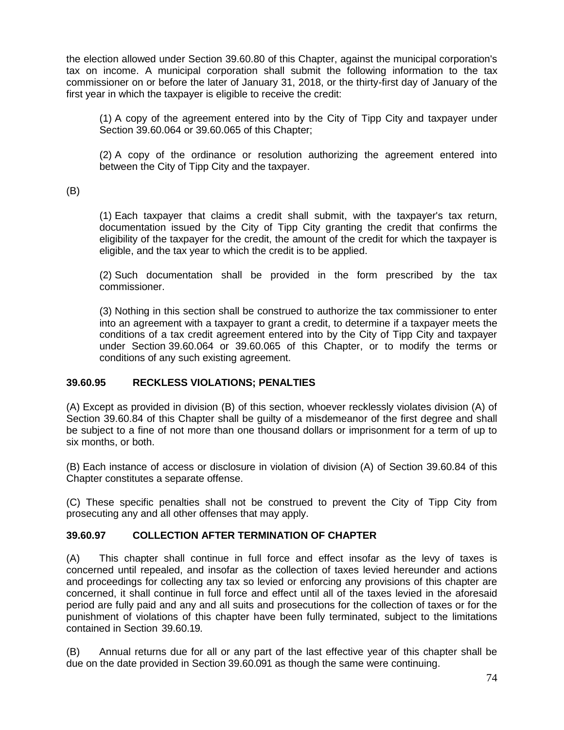the election allowed under Section 39.60.80 of this Chapter, against the municipal corporation's tax on income. A municipal corporation shall submit the following information to the tax commissioner on or before the later of January 31, 2018, or the thirty-first day of January of the first year in which the taxpayer is eligible to receive the credit:

(1) A copy of the agreement entered into by the City of Tipp City and taxpayer under Section 39.60.064 or 39.60.065 of this Chapter;

(2) A copy of the ordinance or resolution authorizing the agreement entered into between the City of Tipp City and the taxpayer.

(B)

(1) Each taxpayer that claims a credit shall submit, with the taxpayer's tax return, documentation issued by the City of Tipp City granting the credit that confirms the eligibility of the taxpayer for the credit, the amount of the credit for which the taxpayer is eligible, and the tax year to which the credit is to be applied.

(2) Such documentation shall be provided in the form prescribed by the tax commissioner.

(3) Nothing in this section shall be construed to authorize the tax commissioner to enter into an agreement with a taxpayer to grant a credit, to determine if a taxpayer meets the conditions of a tax credit agreement entered into by the City of Tipp City and taxpayer under Section 39.60.064 or 39.60.065 of this Chapter, or to modify the terms or conditions of any such existing agreement.

### 39.60.95 RECKLESS VIOLATIONS; PENALTIES

(A) Except as provided in division (B) of this section, whoever recklessly violates division (A) of Section 39.60.84 of this Chapter shall be guilty of a misdemeanor of the first degree and shall be subject to a fine of not more than one thousand dollars or imprisonment for a term of up to six months, or both.

(B) Each instance of access or disclosure in violation of division (A) of Section 39.60.84 of this Chapter constitutes a separate offense.

(C) These specific penalties shall not be construed to prevent the City of Tipp City from prosecuting any and all other offenses that may apply.

### 39.60.97 COLLECTION AFTER TERMINATION OF CHAPTER

(A) This chapter shall continue in full force and effect insofar as the levy of taxes is concerned until repealed, and insofar as the collection of taxes levied hereunder and actions and proceedings for collecting any tax so levied or enforcing any provisions of this chapter are concerned, it shall continue in full force and effect until all of the taxes levied in the aforesaid period are fully paid and any and all suits and prosecutions for the collection of taxes or for the punishment of violations of this chapter have been fully terminated, subject to the limitations contained in Section 39.60.19.

(B) Annual returns due for all or any part of the last effective year of this chapter shall be due on the date provided in Section 39.60.091 as though the same were continuing.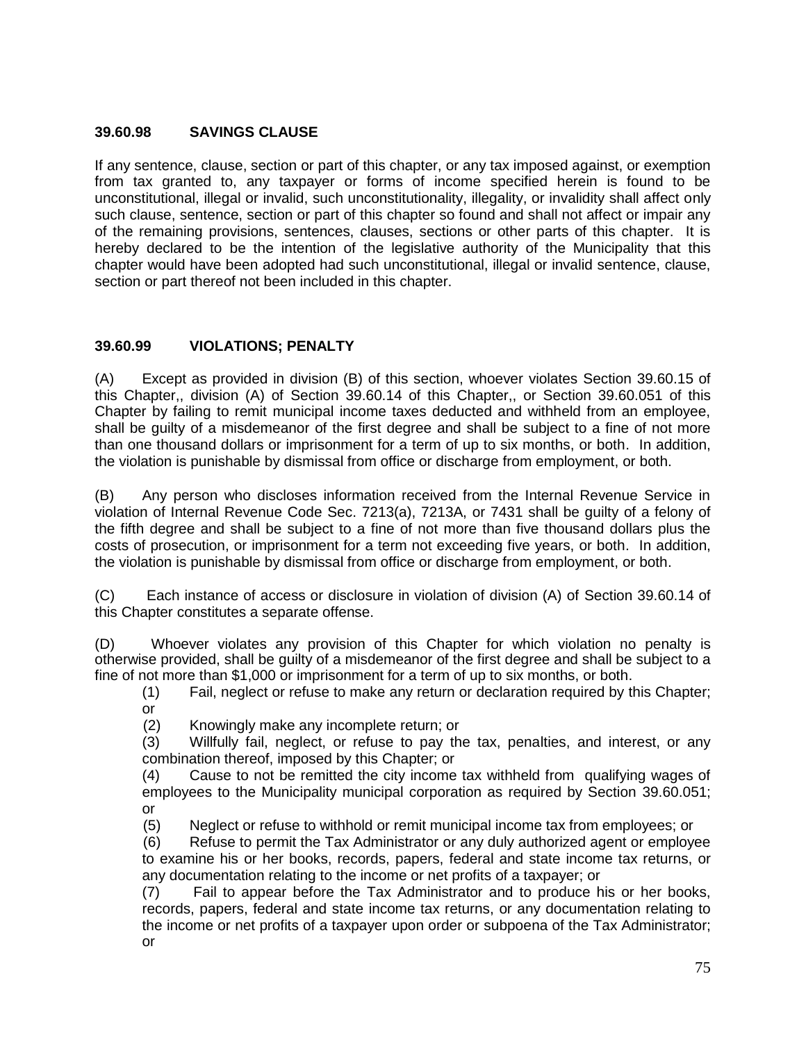### 39.60.98 SAVINGS CLAUSE

If any sentence, clause, section or part of this chapter, or any tax imposed against, or exemption from tax granted to, any taxpayer or forms of income specified herein is found to be unconstitutional, illegal or invalid, such unconstitutionality, illegality, or invalidity shall affect only such clause, sentence, section or part of this chapter so found and shall not affect or impair any of the remaining provisions, sentences, clauses, sections or other parts of this chapter. It is hereby declared to be the intention of the legislative authority of the Municipality that this chapter would have been adopted had such unconstitutional, illegal or invalid sentence, clause, section or part thereof not been included in this chapter.

### 39.60.99 VIOLATIONS; PENALTY

(A) Except as provided in division (B) of this section, whoever violates Section 39.60.15 of this Chapter,, division (A) of Section 39.60.14 of this Chapter,, or Section 39.60.051 of this Chapter by failing to remit municipal income taxes deducted and withheld from an employee, shall be guilty of a misdemeanor of the first degree and shall be subject to a fine of not more than one thousand dollars or imprisonment for a term of up to six months, or both. In addition, the violation is punishable by dismissal from office or discharge from employment, or both.

(B) Any person who discloses information received from the Internal Revenue Service in violation of Internal Revenue Code Sec. 7213(a), 7213A, or 7431 shall be guilty of a felony of the fifth degree and shall be subject to a fine of not more than five thousand dollars plus the costs of prosecution, or imprisonment for a term not exceeding five years, or both. In addition, the violation is punishable by dismissal from office or discharge from employment, or both.

(C) Each instance of access or disclosure in violation of division (A) of Section 39.60.14 of this Chapter constitutes a separate offense.

(D) Whoever violates any provision of this Chapter for which violation no penalty is otherwise provided, shall be guilty of a misdemeanor of the first degree and shall be subject to a fine of not more than $1,000 or imprisonment for a term of up to six months, or both.

(1) Fail, neglect or refuse to make any return or declaration required by this Chapter; or

(2) Knowingly make any incomplete return; or

(3) Willfully fail, neglect, or refuse to pay the tax, penalties, and interest, or any combination thereof, imposed by this Chapter; or

(4) Cause to not be remitted the city income tax withheld from qualifying wages of employees to the Municipality municipal corporation as required by Section 39.60.051; or

(5) Neglect or refuse to withhold or remit municipal income tax from employees; or

(6) Refuse to permit the Tax Administrator or any duly authorized agent or employee to examine his or her books, records, papers, federal and state income tax returns, or any documentation relating to the income or net profits of a taxpayer; or

(7) Fail to appear before the Tax Administrator and to produce his or her books, records, papers, federal and state income tax returns, or any documentation relating to the income or net profits of a taxpayer upon order or subpoena of the Tax Administrator; or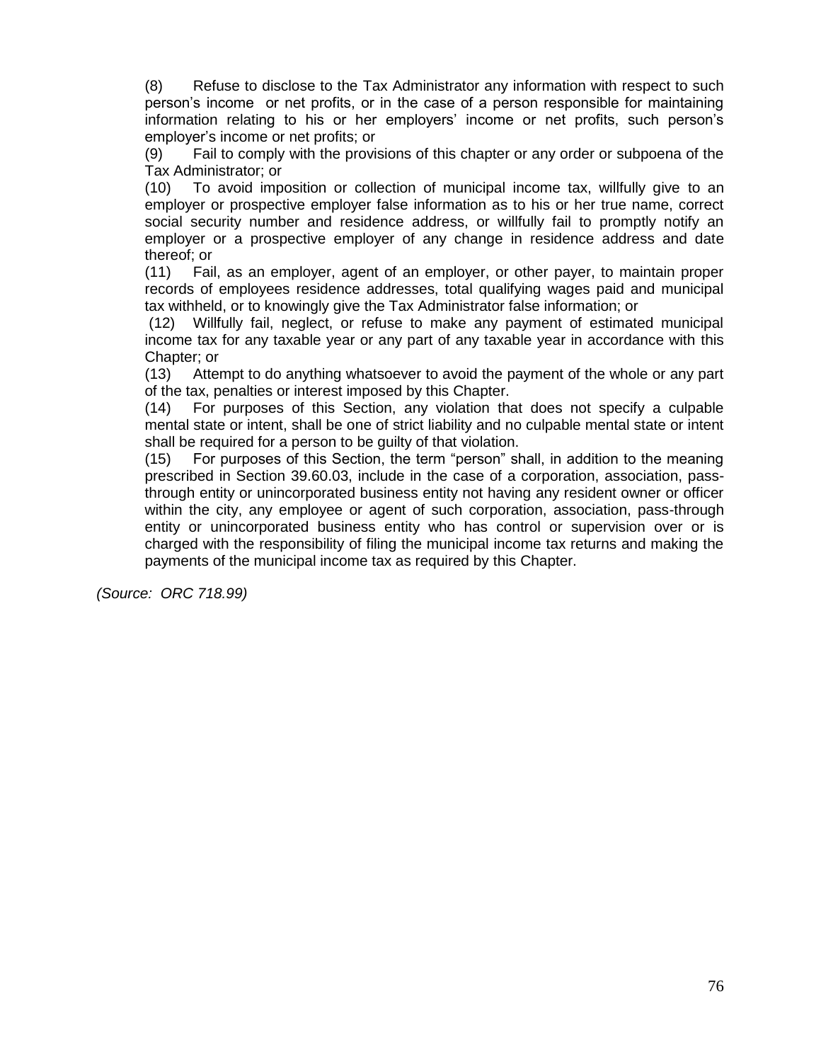(8) Refuse to disclose to the Tax Administrator any information with respect to such person's income or net profits, or in the case of a person responsible for maintaining information relating to his or her employers' income or net profits, such person's employer's income or net profits; or

(9) Fail to comply with the provisions of this chapter or any order or subpoena of the Tax Administrator; or

(10) To avoid imposition or collection of municipal income tax, willfully give to an employer or prospective employer false information as to his or her true name, correct social security number and residence address, or willfully fail to promptly notify an employer or a prospective employer of any change in residence address and date thereof; or

(11) Fail, as an employer, agent of an employer, or other payer, to maintain proper records of employees residence addresses, total qualifying wages paid and municipal tax withheld, or to knowingly give the Tax Administrator false information; or

(12) Willfully fail, neglect, or refuse to make any payment of estimated municipal income tax for any taxable year or any part of any taxable year in accordance with this Chapter; or

(13) Attempt to do anything whatsoever to avoid the payment of the whole or any part of the tax, penalties or interest imposed by this Chapter.

(14) For purposes of this Section, any violation that does not specify a culpable mental state or intent, shall be one of strict liability and no culpable mental state or intent shall be required for a person to be guilty of that violation.

(15) For purposes of this Section, the term "person" shall, in addition to the meaning prescribed in Section 39.60.03, include in the case of a corporation, association, pass-through entity or unincorporated business entity not having any resident owner or officer within the city, any employee or agent of such corporation, association, pass-through entity or unincorporated business entity who has control or supervision over or is charged with the responsibility of filing the municipal income tax returns and making the payments of the municipal income tax as required by this Chapter.

*(Source: ORC 718.99)*